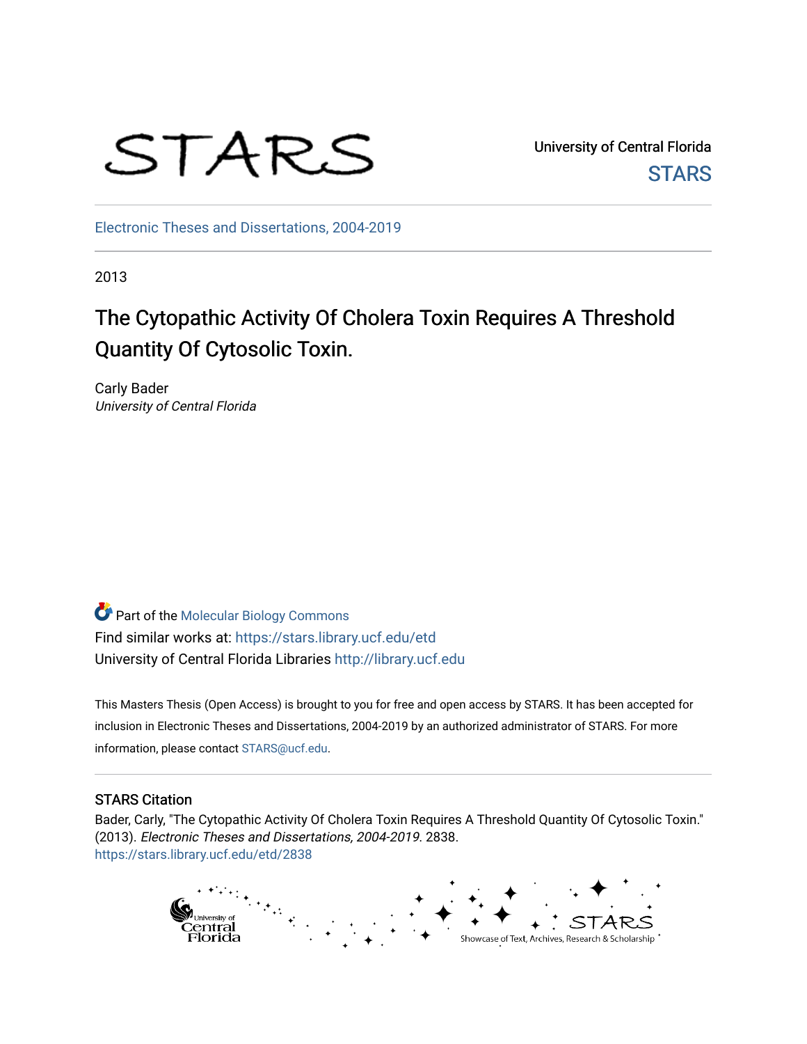STARS

University of Central Florida

STARS

Electronic Theses and Dissertations, 2004-2019

2013

# The Cytopathic Activity Of Cholera Toxin Requires A Threshold Quantity Of Cytosolic Toxin.

Carly Bader
*University of Central Florida*

Part of the Molecular Biology Commons
Find similar works at: https://stars.library.ucf.edu/etd
University of Central Florida Libraries http://library.ucf.edu

This Masters Thesis (Open Access) is brought to you for free and open access by STARS. It has been accepted for inclusion in Electronic Theses and Dissertations, 2004-2019 by an authorized administrator of STARS. For more information, please contact STARS@ucf.edu.

## STARS Citation

Bader, Carly, "The Cytopathic Activity Of Cholera Toxin Requires A Threshold Quantity Of Cytosolic Toxin." (2013). *Electronic Theses and Dissertations, 2004-2019*. 2838.
https://stars.library.ucf.edu/etd/2838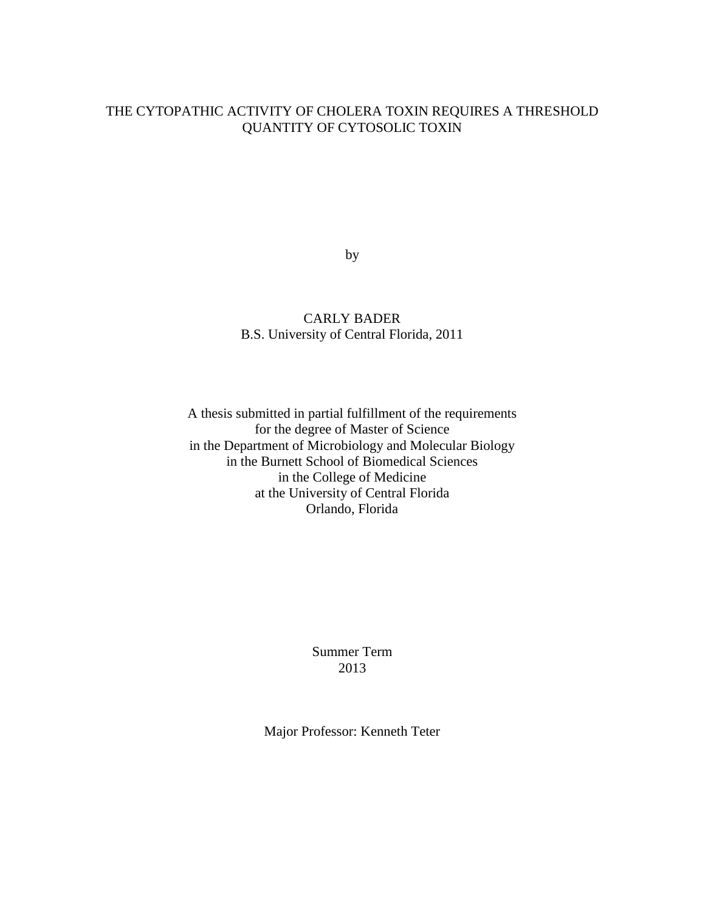# THE CYTOPATHIC ACTIVITY OF CHOLERA TOXIN REQUIRES A THRESHOLD QUANTITY OF CYTOSOLIC TOXIN

by

CARLY BADER
B.S. University of Central Florida, 2011

A thesis submitted in partial fulfillment of the requirements
for the degree of Master of Science
in the Department of Microbiology and Molecular Biology
in the Burnett School of Biomedical Sciences
in the College of Medicine
at the University of Central Florida
Orlando, Florida

Summer Term
2013

Major Professor: Kenneth Teter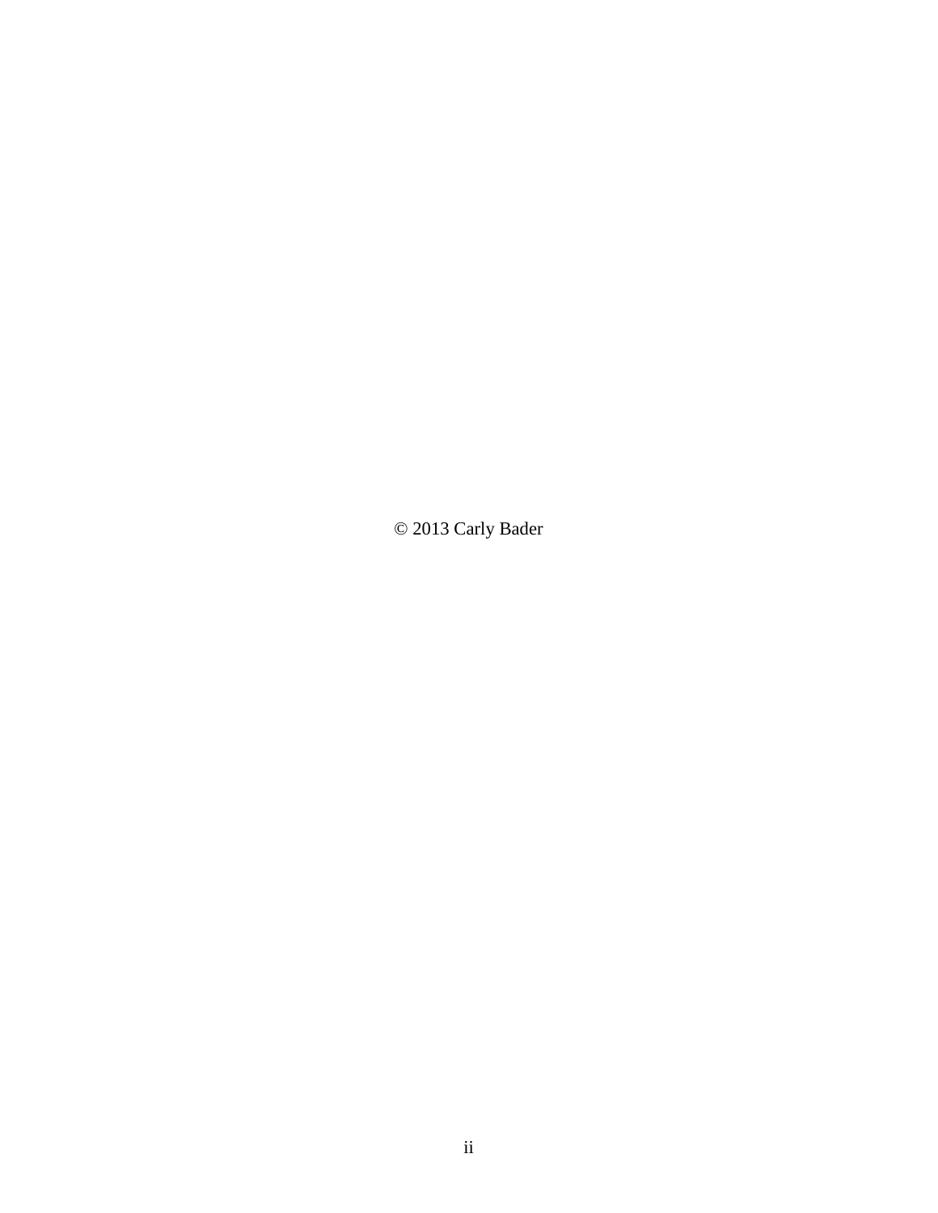© 2013 Carly Bader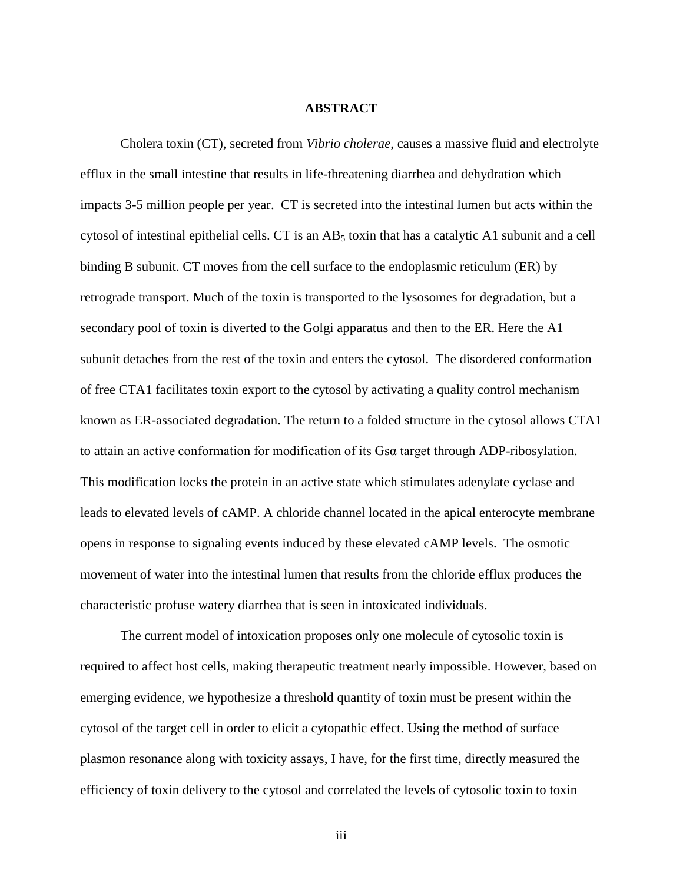## ABSTRACT

Cholera toxin (CT), secreted from *Vibrio cholerae*, causes a massive fluid and electrolyte efflux in the small intestine that results in life-threatening diarrhea and dehydration which impacts 3-5 million people per year. CT is secreted into the intestinal lumen but acts within the cytosol of intestinal epithelial cells. CT is an $AB_5$ toxin that has a catalytic A1 subunit and a cell binding B subunit. CT moves from the cell surface to the endoplasmic reticulum (ER) by retrograde transport. Much of the toxin is transported to the lysosomes for degradation, but a secondary pool of toxin is diverted to the Golgi apparatus and then to the ER. Here the A1 subunit detaches from the rest of the toxin and enters the cytosol. The disordered conformation of free CTA1 facilitates toxin export to the cytosol by activating a quality control mechanism known as ER-associated degradation. The return to a folded structure in the cytosol allows CTA1 to attain an active conformation for modification of its Gsα target through ADP-ribosylation. This modification locks the protein in an active state which stimulates adenylate cyclase and leads to elevated levels of cAMP. A chloride channel located in the apical enterocyte membrane opens in response to signaling events induced by these elevated cAMP levels. The osmotic movement of water into the intestinal lumen that results from the chloride efflux produces the characteristic profuse watery diarrhea that is seen in intoxicated individuals.

The current model of intoxication proposes only one molecule of cytosolic toxin is required to affect host cells, making therapeutic treatment nearly impossible. However, based on emerging evidence, we hypothesize a threshold quantity of toxin must be present within the cytosol of the target cell in order to elicit a cytopathic effect. Using the method of surface plasmon resonance along with toxicity assays, I have, for the first time, directly measured the efficiency of toxin delivery to the cytosol and correlated the levels of cytosolic toxin to toxin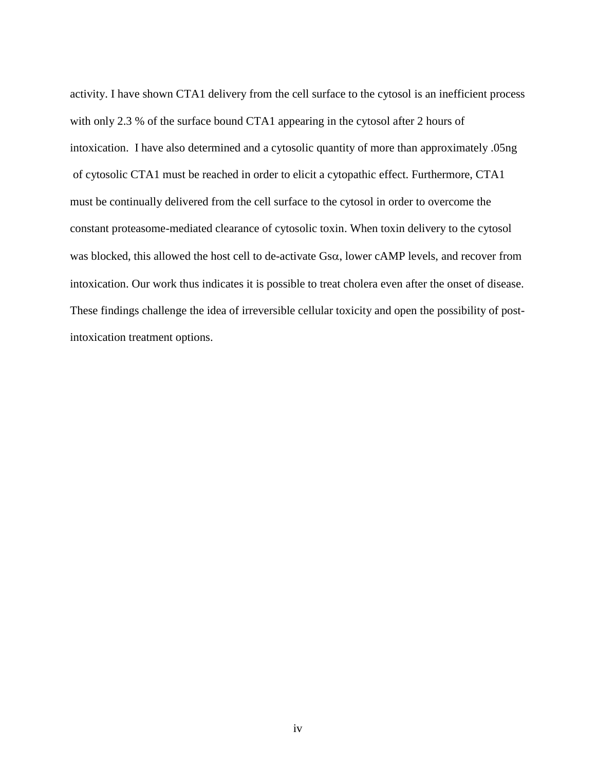activity. I have shown CTA1 delivery from the cell surface to the cytosol is an inefficient process with only 2.3 % of the surface bound CTA1 appearing in the cytosol after 2 hours of intoxication. I have also determined and a cytosolic quantity of more than approximately .05ng of cytosolic CTA1 must be reached in order to elicit a cytopathic effect. Furthermore, CTA1 must be continually delivered from the cell surface to the cytosol in order to overcome the constant proteasome-mediated clearance of cytosolic toxin. When toxin delivery to the cytosol was blocked, this allowed the host cell to de-activate Gs$\alpha$, lower cAMP levels, and recover from intoxication. Our work thus indicates it is possible to treat cholera even after the onset of disease. These findings challenge the idea of irreversible cellular toxicity and open the possibility of post-intoxication treatment options.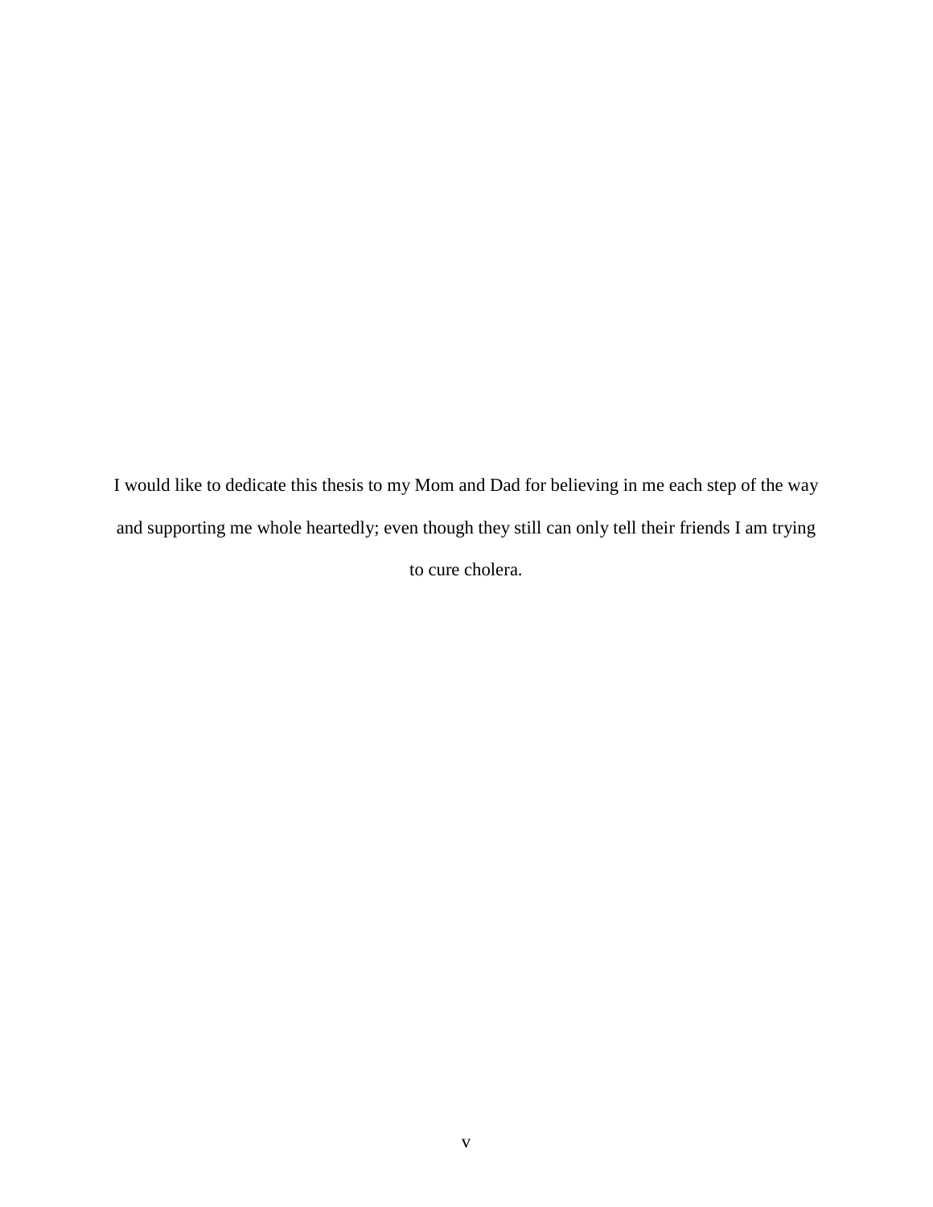I would like to dedicate this thesis to my Mom and Dad for believing in me each step of the way and supporting me whole heartedly; even though they still can only tell their friends I am trying to cure cholera.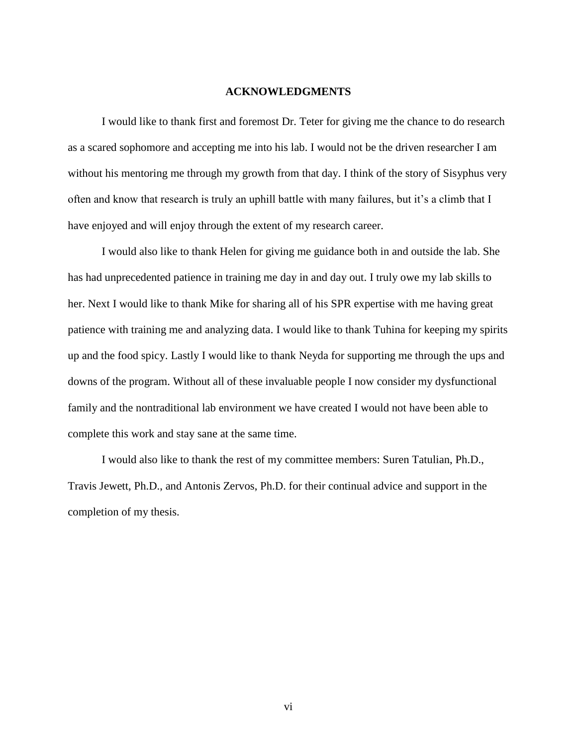# ACKNOWLEDGMENTS

I would like to thank first and foremost Dr. Teter for giving me the chance to do research as a scared sophomore and accepting me into his lab. I would not be the driven researcher I am without his mentoring me through my growth from that day. I think of the story of Sisyphus very often and know that research is truly an uphill battle with many failures, but it's a climb that I have enjoyed and will enjoy through the extent of my research career.

I would also like to thank Helen for giving me guidance both in and outside the lab. She has had unprecedented patience in training me day in and day out. I truly owe my lab skills to her. Next I would like to thank Mike for sharing all of his SPR expertise with me having great patience with training me and analyzing data. I would like to thank Tuhina for keeping my spirits up and the food spicy. Lastly I would like to thank Neyda for supporting me through the ups and downs of the program. Without all of these invaluable people I now consider my dysfunctional family and the nontraditional lab environment we have created I would not have been able to complete this work and stay sane at the same time.

I would also like to thank the rest of my committee members: Suren Tatulian, Ph.D., Travis Jewett, Ph.D., and Antonis Zervos, Ph.D. for their continual advice and support in the completion of my thesis.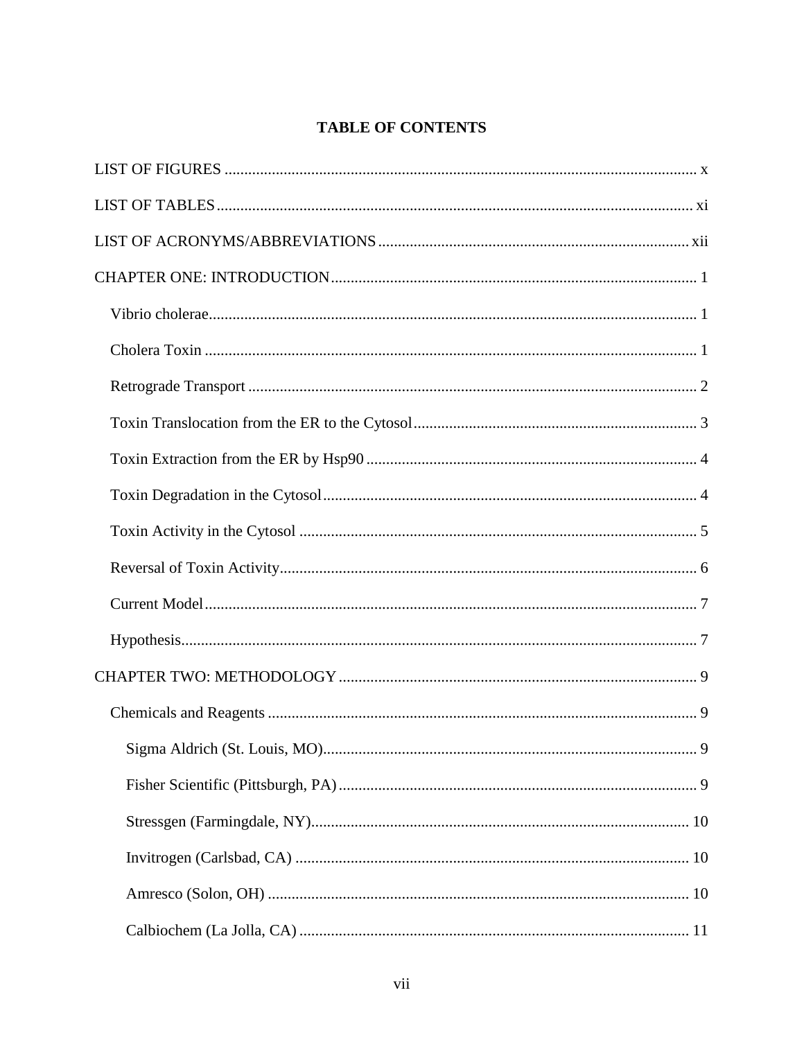# TABLE OF CONTENTS

LIST OF FIGURES ........................................................................................................ x

LIST OF TABLES ......................................................................................................... xi

LIST OF ACRONYMS/ABBREVIATIONS .............................................................. xii

CHAPTER ONE: INTRODUCTION ............................................................................ 1

- Vibrio cholerae ........................................................................................................... 1
- Cholera Toxin ............................................................................................................. 1
- Retrograde Transport .................................................................................................. 2
- Toxin Translocation from the ER to the Cytosol ........................................................ 3
- Toxin Extraction from the ER by Hsp90 .................................................................... 4
- Toxin Degradation in the Cytosol ............................................................................... 4
- Toxin Activity in the Cytosol ..................................................................................... 5
- Reversal of Toxin Activity .......................................................................................... 6
- Current Model ............................................................................................................. 7
- Hypothesis .................................................................................................................. 7

CHAPTER TWO: METHODOLOGY ........................................................................... 9

- Chemicals and Reagents ............................................................................................. 9
  - Sigma Aldrich (St. Louis, MO) .............................................................................. 9
  - Fisher Scientific (Pittsburgh, PA) .......................................................................... 9
  - Stressgen (Farmingdale, NY) ................................................................................ 10
  - Invitrogen (Carlsbad, CA) .................................................................................... 10
  - Amresco (Solon, OH) ........................................................................................... 10
  - Calbiochem (La Jolla, CA) ................................................................................... 11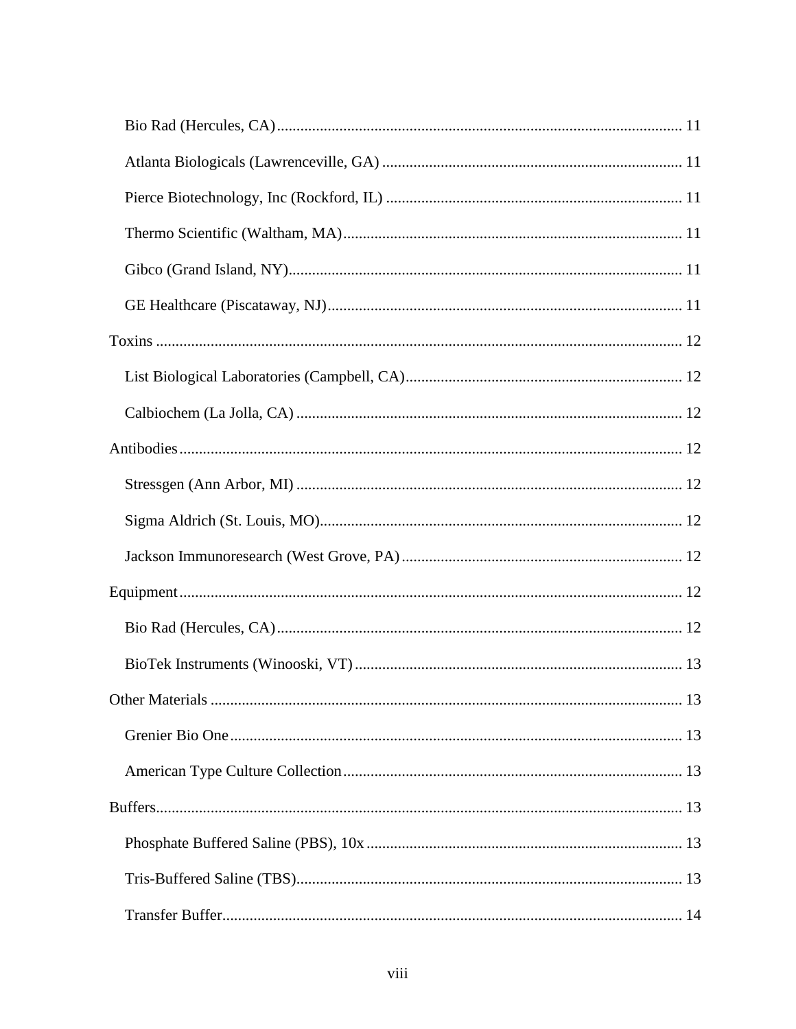Bio Rad (Hercules, CA) ........................................................................................................ 11

Atlanta Biologicals (Lawrenceville, GA) ............................................................................ 11

Pierce Biotechnology, Inc (Rockford, IL) ............................................................................ 11

Thermo Scientific (Waltham, MA) ...................................................................................... 11

Gibco (Grand Island, NY) .................................................................................................... 11

GE Healthcare (Piscataway, NJ) .......................................................................................... 11

Toxins ....................................................................................................................................... 12

List Biological Laboratories (Campbell, CA) ....................................................................... 12

Calbiochem (La Jolla, CA) .................................................................................................. 12

Antibodies ................................................................................................................................. 12

Stressgen (Ann Arbor, MI) .................................................................................................. 12

Sigma Aldrich (St. Louis, MO) ............................................................................................ 12

Jackson Immunoresearch (West Grove, PA) ........................................................................ 12

Equipment ................................................................................................................................. 12

Bio Rad (Hercules, CA) ........................................................................................................ 12

BioTek Instruments (Winooski, VT) .................................................................................... 13

Other Materials ......................................................................................................................... 13

Grenier Bio One .................................................................................................................... 13

American Type Culture Collection ....................................................................................... 13

Buffers ....................................................................................................................................... 13

Phosphate Buffered Saline (PBS), 10x ................................................................................. 13

Tris-Buffered Saline (TBS) ................................................................................................... 13

Transfer Buffer ..................................................................................................................... 14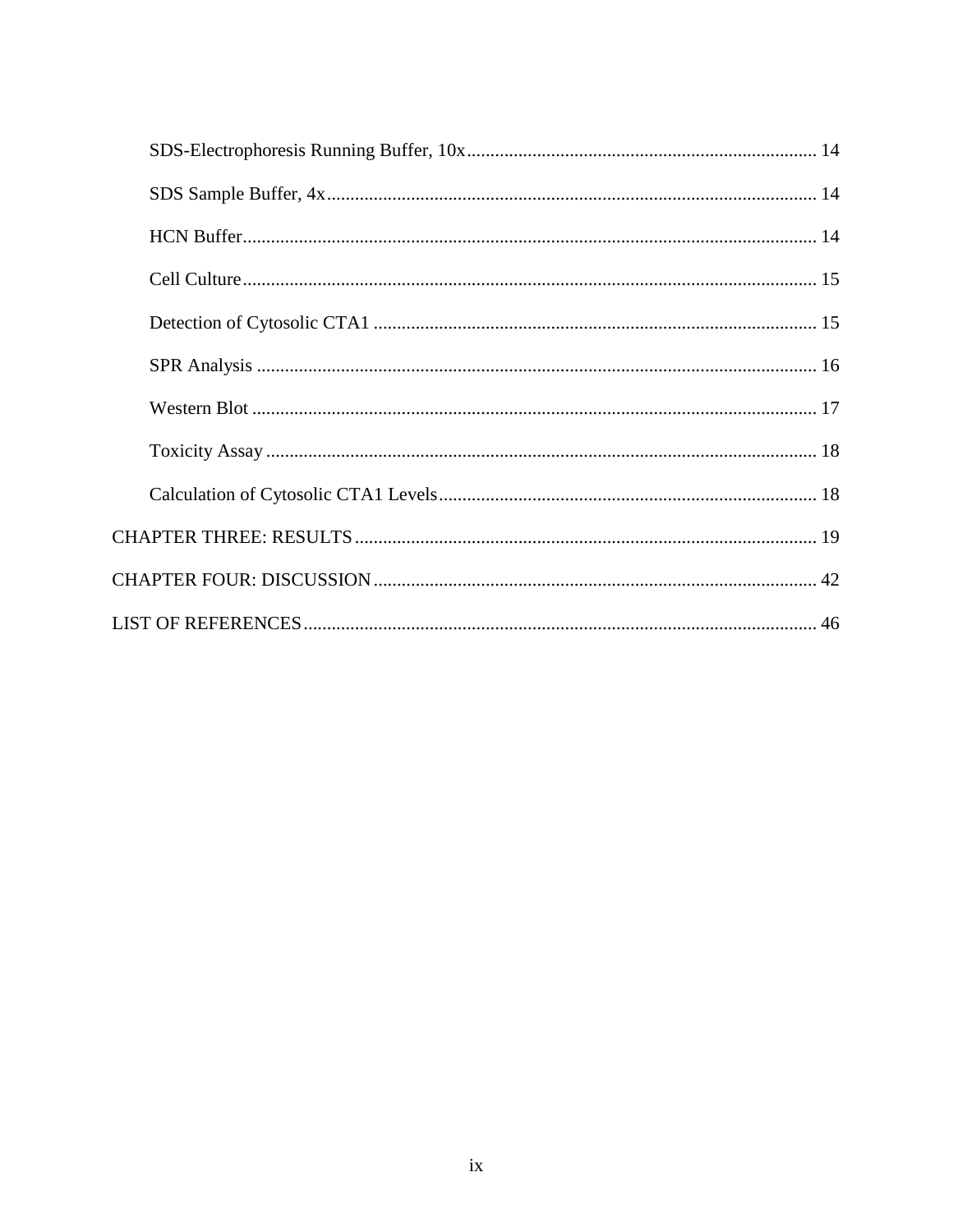SDS-Electrophoresis Running Buffer, 10x .......... 14

SDS Sample Buffer, 4x .......... 14

HCN Buffer .......... 14

Cell Culture .......... 15

Detection of Cytosolic CTA1 .......... 15

SPR Analysis .......... 16

Western Blot .......... 17

Toxicity Assay .......... 18

Calculation of Cytosolic CTA1 Levels .......... 18

CHAPTER THREE: RESULTS .......... 19

CHAPTER FOUR: DISCUSSION .......... 42

LIST OF REFERENCES .......... 46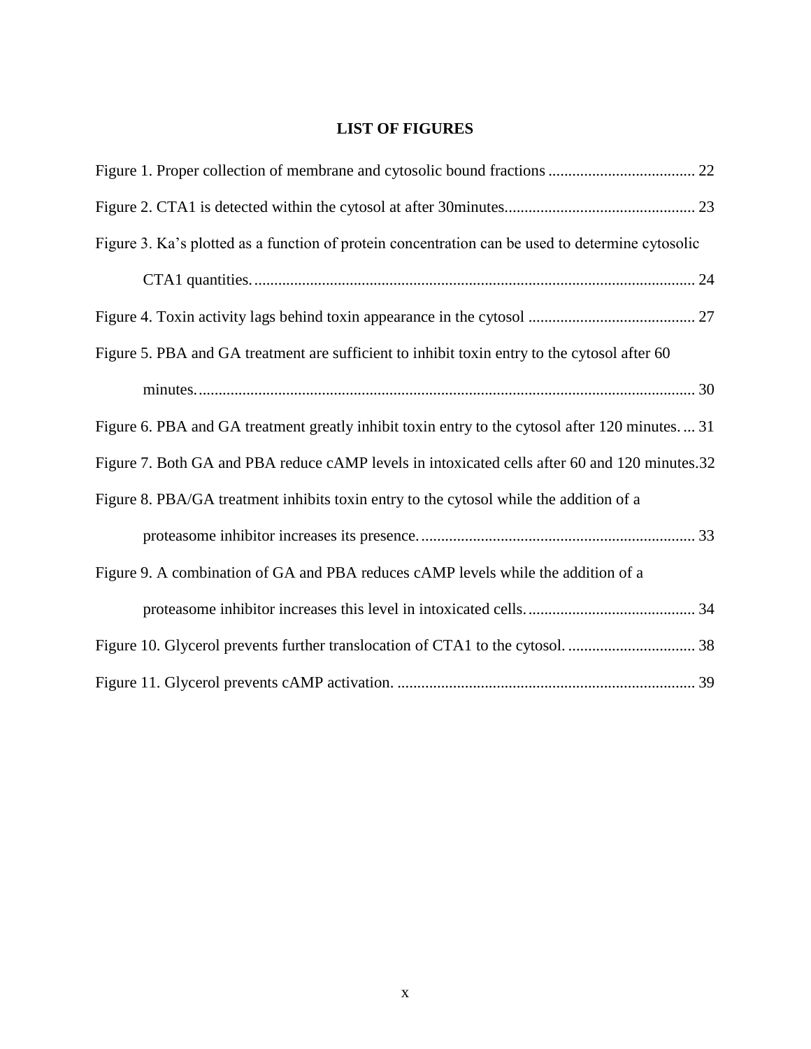## LIST OF FIGURES

Figure 1. Proper collection of membrane and cytosolic bound fractions ..................................... 22

Figure 2. CTA1 is detected within the cytosol at after 30minutes............................................... 23

Figure 3. Ka's plotted as a function of protein concentration can be used to determine cytosolic CTA1 quantities............................................................................................................... 24

Figure 4. Toxin activity lags behind toxin appearance in the cytosol .......................................... 27

Figure 5. PBA and GA treatment are sufficient to inhibit toxin entry to the cytosol after 60 minutes............................................................................................................................. 30

Figure 6. PBA and GA treatment greatly inhibit toxin entry to the cytosol after 120 minutes. ... 31

Figure 7. Both GA and PBA reduce cAMP levels in intoxicated cells after 60 and 120 minutes.32

Figure 8. PBA/GA treatment inhibits toxin entry to the cytosol while the addition of a proteasome inhibitor increases its presence..................................................................... 33

Figure 9. A combination of GA and PBA reduces cAMP levels while the addition of a proteasome inhibitor increases this level in intoxicated cells........................................... 34

Figure 10. Glycerol prevents further translocation of CTA1 to the cytosol. ................................ 38

Figure 11. Glycerol prevents cAMP activation. ........................................................................... 39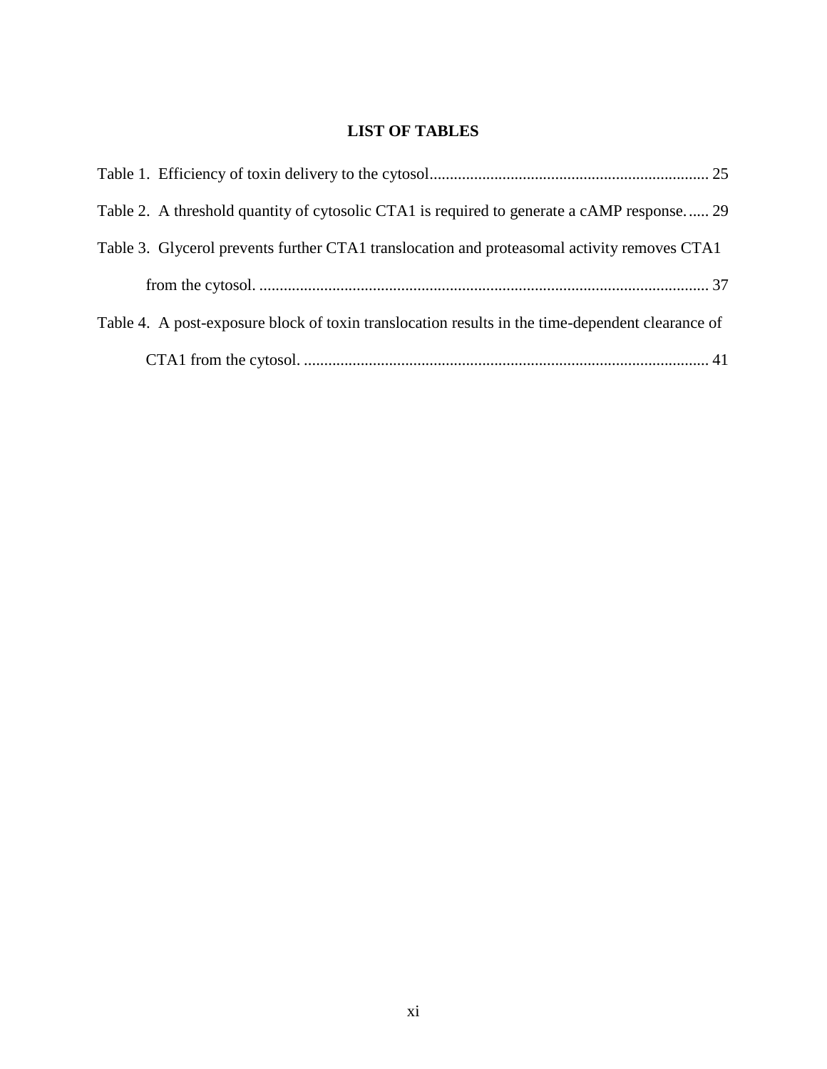# LIST OF TABLES

Table 1. Efficiency of toxin delivery to the cytosol..................................................................... 25

Table 2. A threshold quantity of cytosolic CTA1 is required to generate a cAMP response...... 29

Table 3. Glycerol prevents further CTA1 translocation and proteasomal activity removes CTA1 from the cytosol. ................................................................................................................ 37

Table 4. A post-exposure block of toxin translocation results in the time-dependent clearance of CTA1 from the cytosol. .................................................................................................... 41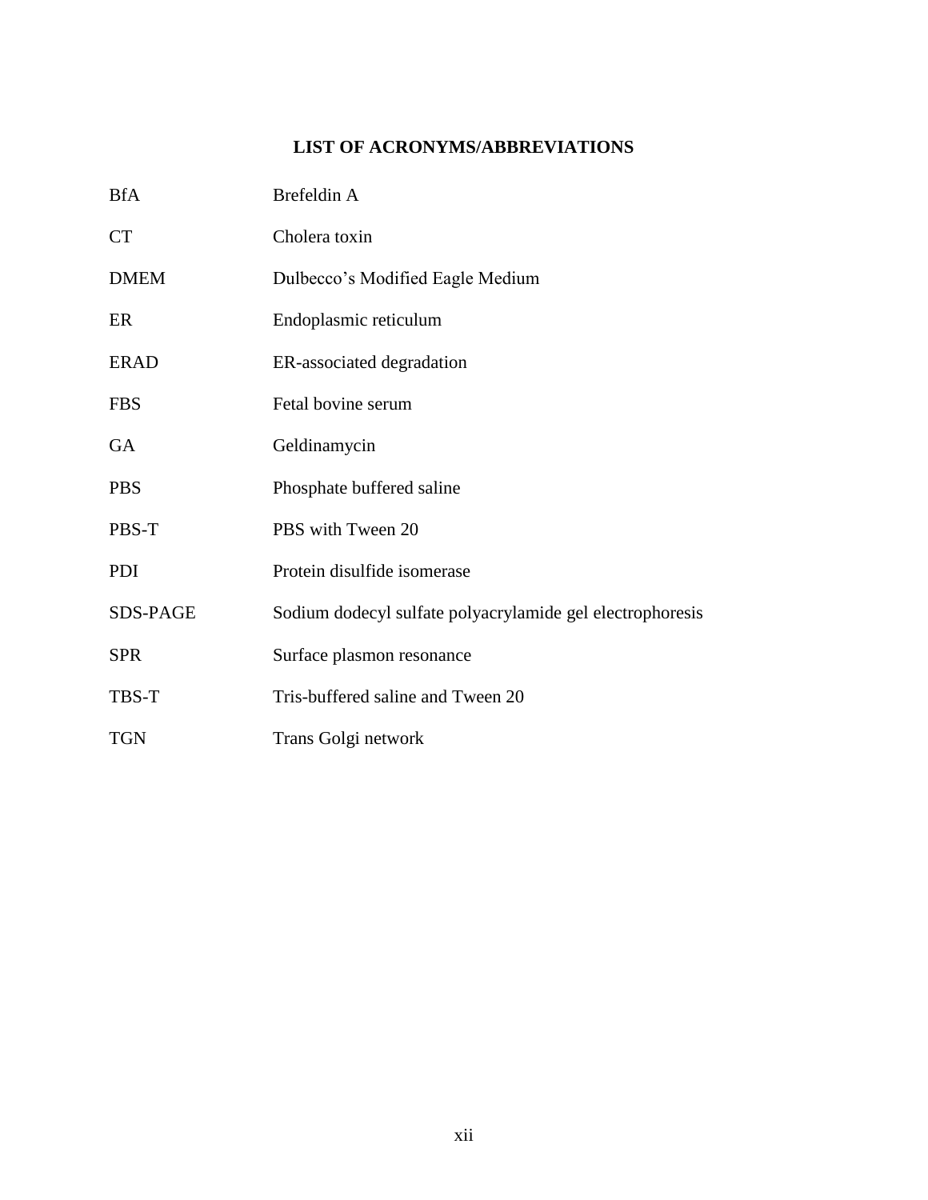# LIST OF ACRONYMS/ABBREVIATIONS

| | |
|---|---|
| BfA | Brefeldin A |
| CT | Cholera toxin |
| DMEM | Dulbecco's Modified Eagle Medium |
| ER | Endoplasmic reticulum |
| ERAD | ER-associated degradation |
| FBS | Fetal bovine serum |
| GA | Geldinamycin |
| PBS | Phosphate buffered saline |
| PBS-T | PBS with Tween 20 |
| PDI | Protein disulfide isomerase |
| SDS-PAGE | Sodium dodecyl sulfate polyacrylamide gel electrophoresis |
| SPR | Surface plasmon resonance |
| TBS-T | Tris-buffered saline and Tween 20 |
| TGN | Trans Golgi network |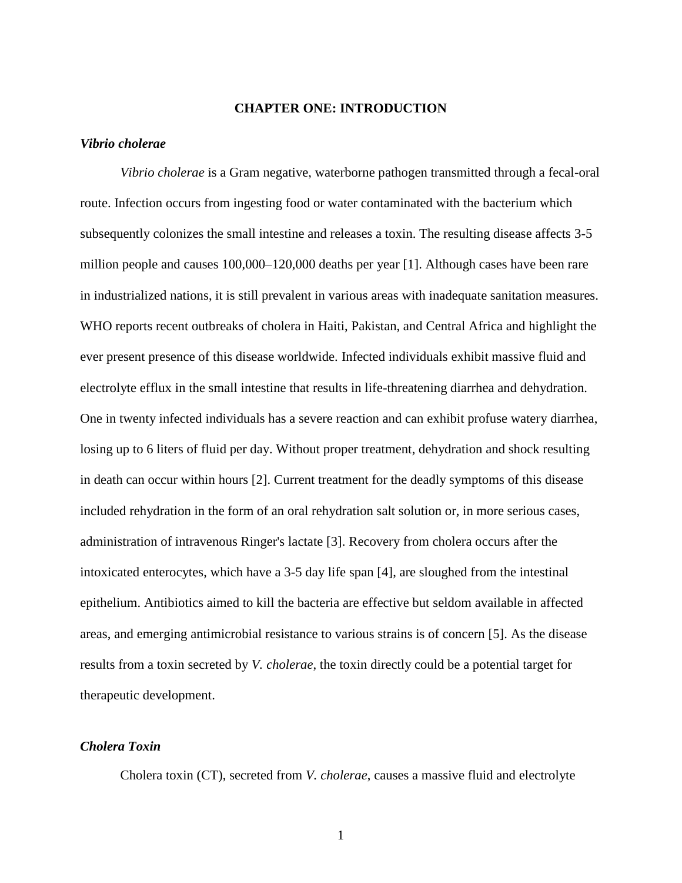# CHAPTER ONE: INTRODUCTION

### *Vibrio cholerae*

*Vibrio cholerae* is a Gram negative, waterborne pathogen transmitted through a fecal-oral route. Infection occurs from ingesting food or water contaminated with the bacterium which subsequently colonizes the small intestine and releases a toxin. The resulting disease affects 3-5 million people and causes 100,000–120,000 deaths per year [1]. Although cases have been rare in industrialized nations, it is still prevalent in various areas with inadequate sanitation measures. WHO reports recent outbreaks of cholera in Haiti, Pakistan, and Central Africa and highlight the ever present presence of this disease worldwide. Infected individuals exhibit massive fluid and electrolyte efflux in the small intestine that results in life-threatening diarrhea and dehydration. One in twenty infected individuals has a severe reaction and can exhibit profuse watery diarrhea, losing up to 6 liters of fluid per day. Without proper treatment, dehydration and shock resulting in death can occur within hours [2]. Current treatment for the deadly symptoms of this disease included rehydration in the form of an oral rehydration salt solution or, in more serious cases, administration of intravenous Ringer's lactate [3]. Recovery from cholera occurs after the intoxicated enterocytes, which have a 3-5 day life span [4], are sloughed from the intestinal epithelium. Antibiotics aimed to kill the bacteria are effective but seldom available in affected areas, and emerging antimicrobial resistance to various strains is of concern [5]. As the disease results from a toxin secreted by *V. cholerae*, the toxin directly could be a potential target for therapeutic development.

### *Cholera Toxin*

Cholera toxin (CT), secreted from *V. cholerae*, causes a massive fluid and electrolyte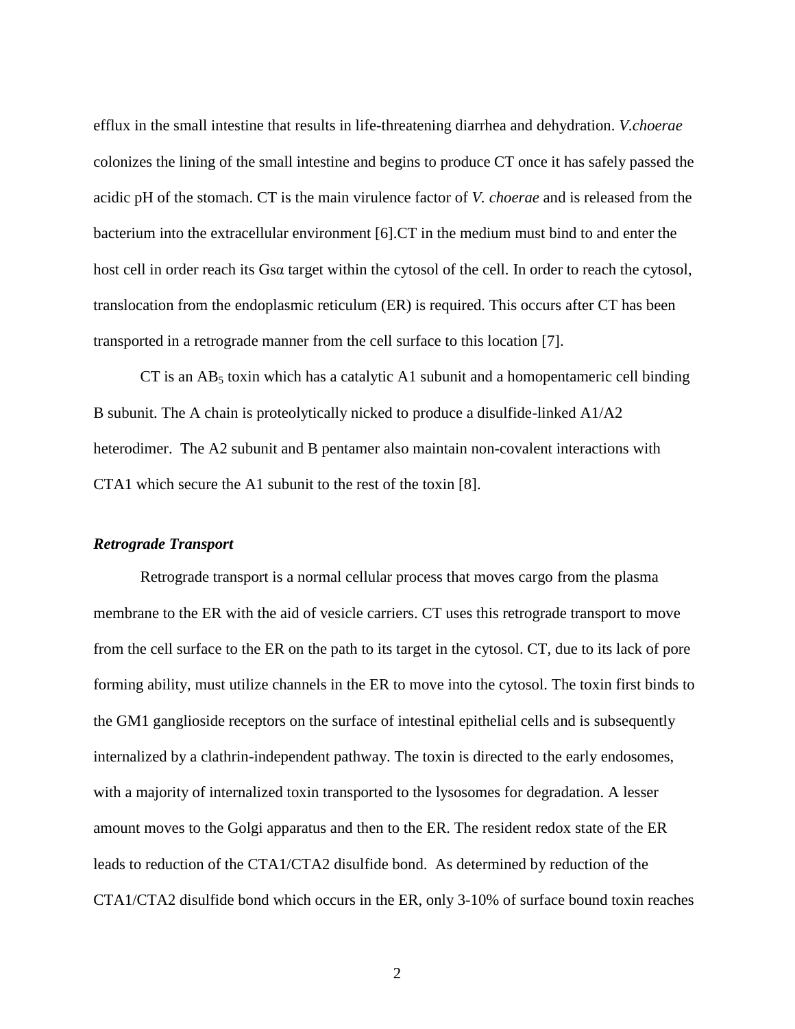efflux in the small intestine that results in life-threatening diarrhea and dehydration. *V.choerae* colonizes the lining of the small intestine and begins to produce CT once it has safely passed the acidic pH of the stomach. CT is the main virulence factor of *V. choerae* and is released from the bacterium into the extracellular environment [6].CT in the medium must bind to and enter the host cell in order reach its Gsα target within the cytosol of the cell. In order to reach the cytosol, translocation from the endoplasmic reticulum (ER) is required. This occurs after CT has been transported in a retrograde manner from the cell surface to this location [7].

CT is an $AB_5$ toxin which has a catalytic A1 subunit and a homopentameric cell binding B subunit. The A chain is proteolytically nicked to produce a disulfide-linked A1/A2 heterodimer. The A2 subunit and B pentamer also maintain non-covalent interactions with CTA1 which secure the A1 subunit to the rest of the toxin [8].

### *Retrograde Transport*

Retrograde transport is a normal cellular process that moves cargo from the plasma membrane to the ER with the aid of vesicle carriers. CT uses this retrograde transport to move from the cell surface to the ER on the path to its target in the cytosol. CT, due to its lack of pore forming ability, must utilize channels in the ER to move into the cytosol. The toxin first binds to the GM1 ganglioside receptors on the surface of intestinal epithelial cells and is subsequently internalized by a clathrin-independent pathway. The toxin is directed to the early endosomes, with a majority of internalized toxin transported to the lysosomes for degradation. A lesser amount moves to the Golgi apparatus and then to the ER. The resident redox state of the ER leads to reduction of the CTA1/CTA2 disulfide bond. As determined by reduction of the CTA1/CTA2 disulfide bond which occurs in the ER, only 3-10% of surface bound toxin reaches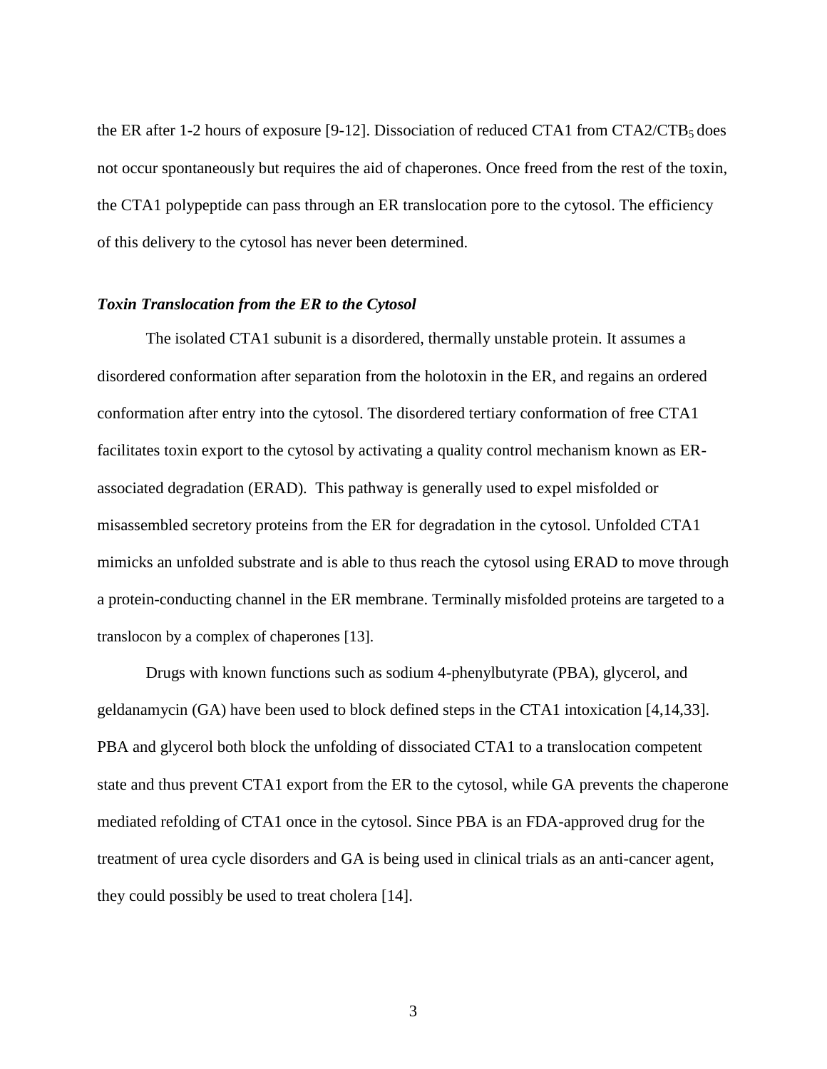the ER after 1-2 hours of exposure [9-12]. Dissociation of reduced CTA1 from CTA2/$CTB_5$ does not occur spontaneously but requires the aid of chaperones. Once freed from the rest of the toxin, the CTA1 polypeptide can pass through an ER translocation pore to the cytosol. The efficiency of this delivery to the cytosol has never been determined.

### *Toxin Translocation from the ER to the Cytosol*

The isolated CTA1 subunit is a disordered, thermally unstable protein. It assumes a disordered conformation after separation from the holotoxin in the ER, and regains an ordered conformation after entry into the cytosol. The disordered tertiary conformation of free CTA1 facilitates toxin export to the cytosol by activating a quality control mechanism known as ER-associated degradation (ERAD). This pathway is generally used to expel misfolded or misassembled secretory proteins from the ER for degradation in the cytosol. Unfolded CTA1 mimicks an unfolded substrate and is able to thus reach the cytosol using ERAD to move through a protein-conducting channel in the ER membrane. Terminally misfolded proteins are targeted to a translocon by a complex of chaperones [13].

Drugs with known functions such as sodium 4-phenylbutyrate (PBA), glycerol, and geldanamycin (GA) have been used to block defined steps in the CTA1 intoxication [4,14,33]. PBA and glycerol both block the unfolding of dissociated CTA1 to a translocation competent state and thus prevent CTA1 export from the ER to the cytosol, while GA prevents the chaperone mediated refolding of CTA1 once in the cytosol. Since PBA is an FDA-approved drug for the treatment of urea cycle disorders and GA is being used in clinical trials as an anti-cancer agent, they could possibly be used to treat cholera [14].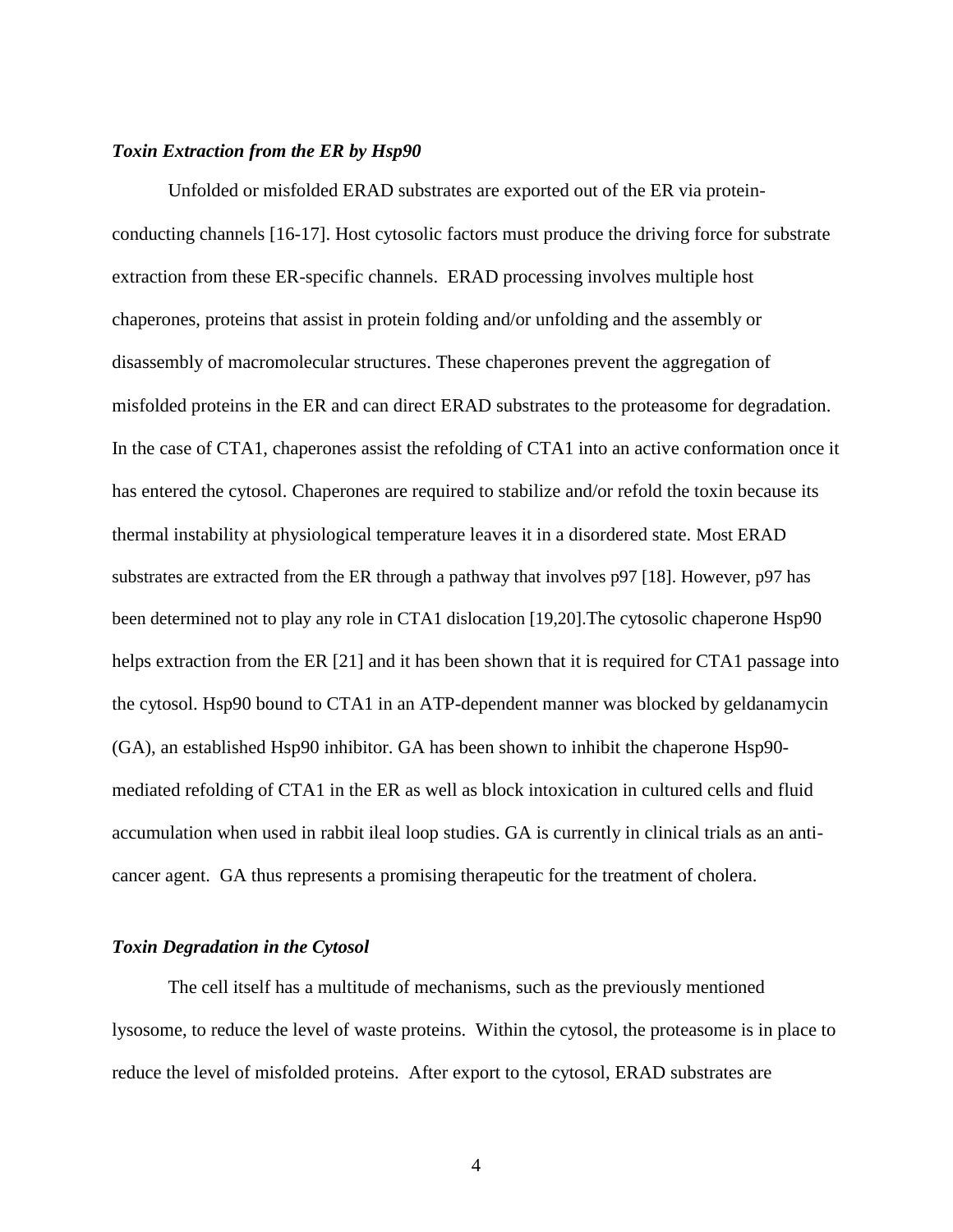### *Toxin Extraction from the ER by Hsp90*

Unfolded or misfolded ERAD substrates are exported out of the ER via protein-conducting channels [16-17]. Host cytosolic factors must produce the driving force for substrate extraction from these ER-specific channels. ERAD processing involves multiple host chaperones, proteins that assist in protein folding and/or unfolding and the assembly or disassembly of macromolecular structures. These chaperones prevent the aggregation of misfolded proteins in the ER and can direct ERAD substrates to the proteasome for degradation. In the case of CTA1, chaperones assist the refolding of CTA1 into an active conformation once it has entered the cytosol. Chaperones are required to stabilize and/or refold the toxin because its thermal instability at physiological temperature leaves it in a disordered state. Most ERAD substrates are extracted from the ER through a pathway that involves p97 [18]. However, p97 has been determined not to play any role in CTA1 dislocation [19,20].The cytosolic chaperone Hsp90 helps extraction from the ER [21] and it has been shown that it is required for CTA1 passage into the cytosol. Hsp90 bound to CTA1 in an ATP-dependent manner was blocked by geldanamycin (GA), an established Hsp90 inhibitor. GA has been shown to inhibit the chaperone Hsp90-mediated refolding of CTA1 in the ER as well as block intoxication in cultured cells and fluid accumulation when used in rabbit ileal loop studies. GA is currently in clinical trials as an anti-cancer agent. GA thus represents a promising therapeutic for the treatment of cholera.

### *Toxin Degradation in the Cytosol*

The cell itself has a multitude of mechanisms, such as the previously mentioned lysosome, to reduce the level of waste proteins. Within the cytosol, the proteasome is in place to reduce the level of misfolded proteins. After export to the cytosol, ERAD substrates are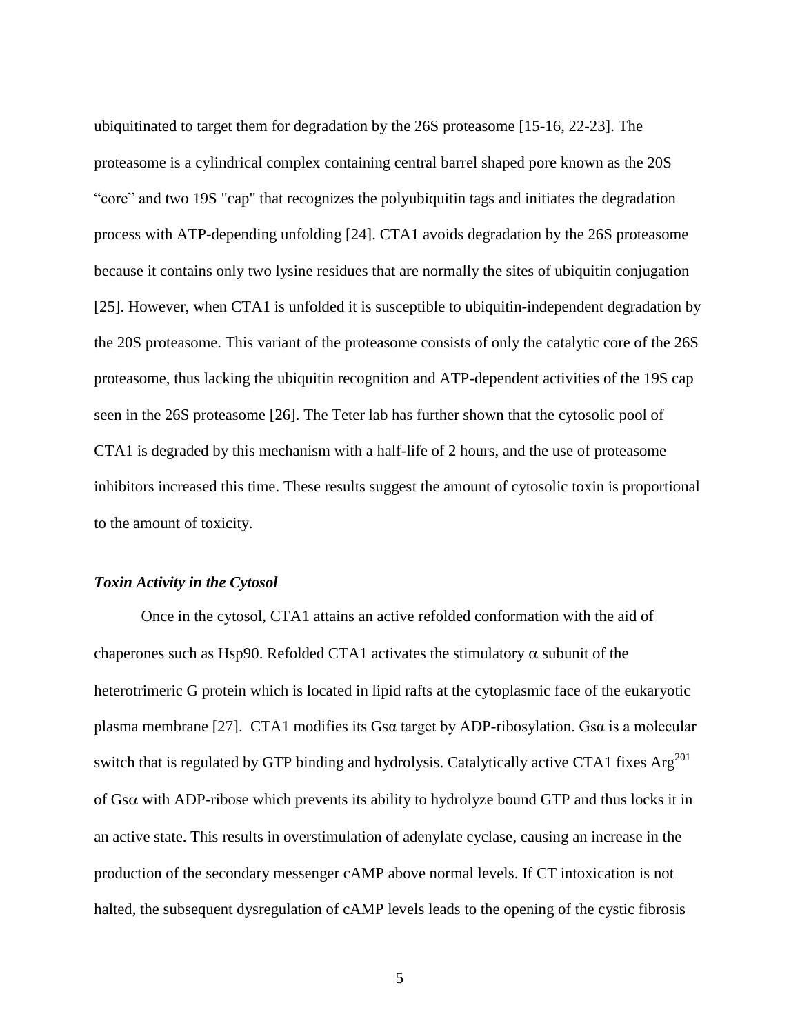ubiquitinated to target them for degradation by the 26S proteasome [15-16, 22-23]. The proteasome is a cylindrical complex containing central barrel shaped pore known as the 20S “core” and two 19S "cap" that recognizes the polyubiquitin tags and initiates the degradation process with ATP-depending unfolding [24]. CTA1 avoids degradation by the 26S proteasome because it contains only two lysine residues that are normally the sites of ubiquitin conjugation [25]. However, when CTA1 is unfolded it is susceptible to ubiquitin-independent degradation by the 20S proteasome. This variant of the proteasome consists of only the catalytic core of the 26S proteasome, thus lacking the ubiquitin recognition and ATP-dependent activities of the 19S cap seen in the 26S proteasome [26]. The Teter lab has further shown that the cytosolic pool of CTA1 is degraded by this mechanism with a half-life of 2 hours, and the use of proteasome inhibitors increased this time. These results suggest the amount of cytosolic toxin is proportional to the amount of toxicity.

### *Toxin Activity in the Cytosol*

Once in the cytosol, CTA1 attains an active refolded conformation with the aid of chaperones such as Hsp90. Refolded CTA1 activates the stimulatory $\alpha$ subunit of the heterotrimeric G protein which is located in lipid rafts at the cytoplasmic face of the eukaryotic plasma membrane [27]. CTA1 modifies its Gsα target by ADP-ribosylation. Gsα is a molecular switch that is regulated by GTP binding and hydrolysis. Catalytically active CTA1 fixes $Arg^{201}$ of Gs$\alpha$ with ADP-ribose which prevents its ability to hydrolyze bound GTP and thus locks it in an active state. This results in overstimulation of adenylate cyclase, causing an increase in the production of the secondary messenger cAMP above normal levels. If CT intoxication is not halted, the subsequent dysregulation of cAMP levels leads to the opening of the cystic fibrosis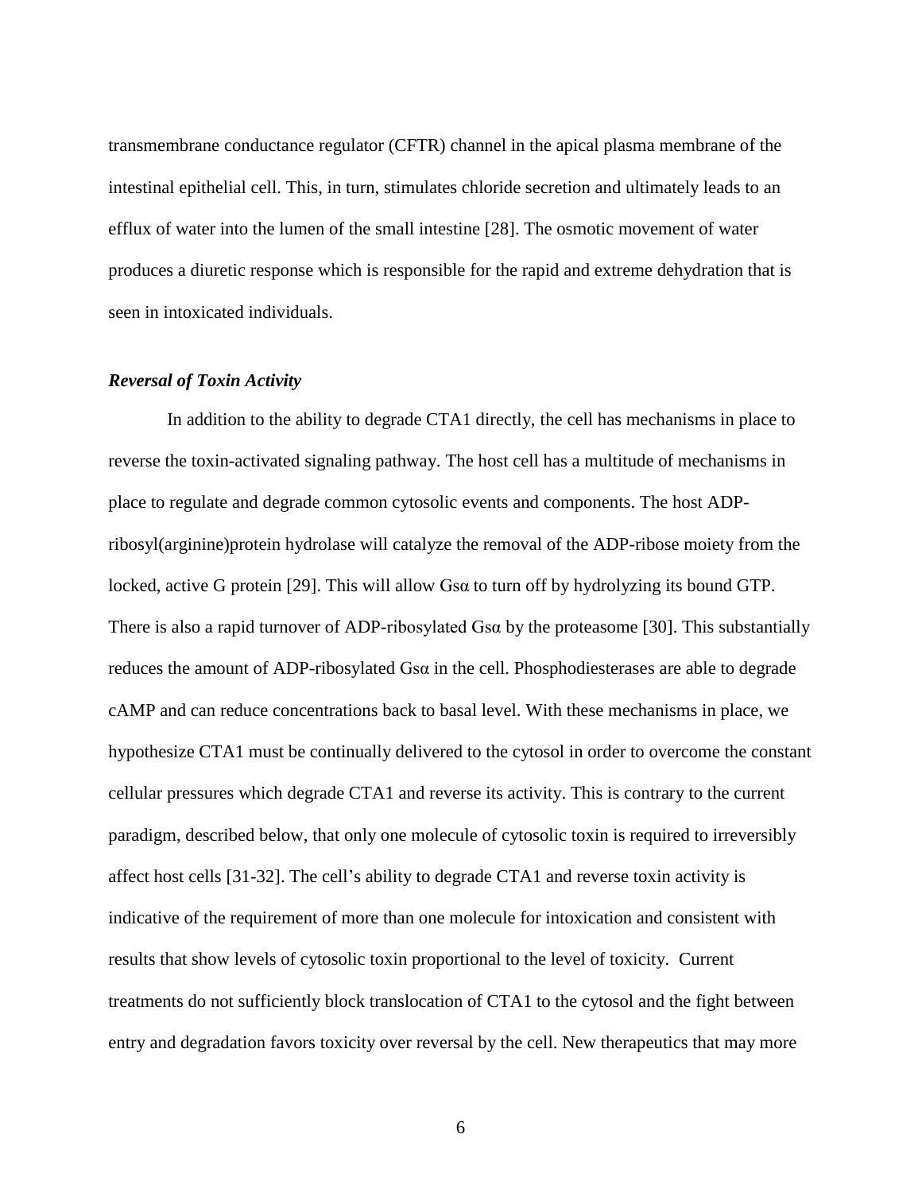transmembrane conductance regulator (CFTR) channel in the apical plasma membrane of the intestinal epithelial cell. This, in turn, stimulates chloride secretion and ultimately leads to an efflux of water into the lumen of the small intestine [28]. The osmotic movement of water produces a diuretic response which is responsible for the rapid and extreme dehydration that is seen in intoxicated individuals.

### *Reversal of Toxin Activity*

In addition to the ability to degrade CTA1 directly, the cell has mechanisms in place to reverse the toxin-activated signaling pathway. The host cell has a multitude of mechanisms in place to regulate and degrade common cytosolic events and components. The host ADP-ribosyl(arginine)protein hydrolase will catalyze the removal of the ADP-ribose moiety from the locked, active G protein [29]. This will allow Gsα to turn off by hydrolyzing its bound GTP. There is also a rapid turnover of ADP-ribosylated Gsα by the proteasome [30]. This substantially reduces the amount of ADP-ribosylated Gsα in the cell. Phosphodiesterases are able to degrade cAMP and can reduce concentrations back to basal level. With these mechanisms in place, we hypothesize CTA1 must be continually delivered to the cytosol in order to overcome the constant cellular pressures which degrade CTA1 and reverse its activity. This is contrary to the current paradigm, described below, that only one molecule of cytosolic toxin is required to irreversibly affect host cells [31-32]. The cell's ability to degrade CTA1 and reverse toxin activity is indicative of the requirement of more than one molecule for intoxication and consistent with results that show levels of cytosolic toxin proportional to the level of toxicity. Current treatments do not sufficiently block translocation of CTA1 to the cytosol and the fight between entry and degradation favors toxicity over reversal by the cell. New therapeutics that may more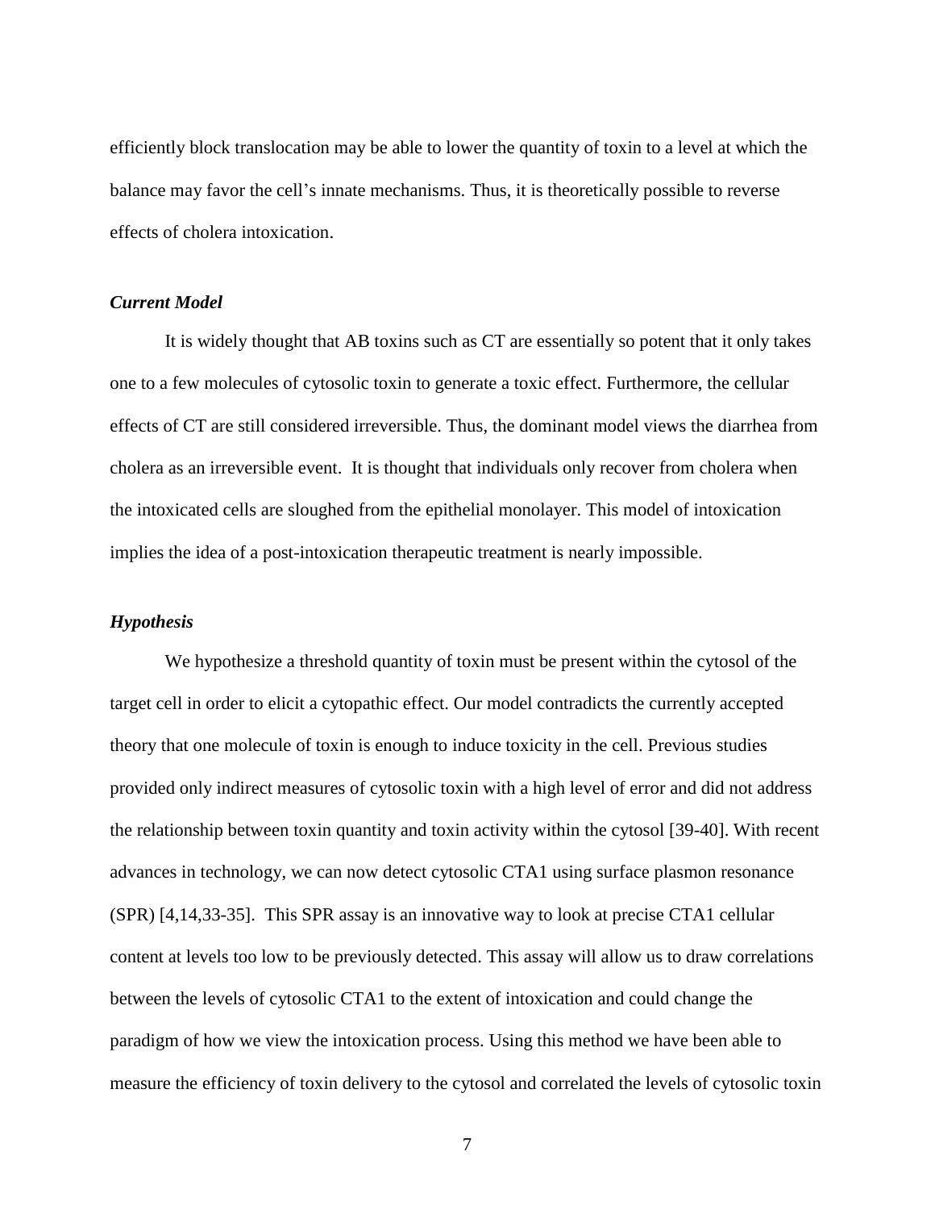efficiently block translocation may be able to lower the quantity of toxin to a level at which the balance may favor the cell's innate mechanisms. Thus, it is theoretically possible to reverse effects of cholera intoxication.

### *Current Model*

It is widely thought that AB toxins such as CT are essentially so potent that it only takes one to a few molecules of cytosolic toxin to generate a toxic effect. Furthermore, the cellular effects of CT are still considered irreversible. Thus, the dominant model views the diarrhea from cholera as an irreversible event. It is thought that individuals only recover from cholera when the intoxicated cells are sloughed from the epithelial monolayer. This model of intoxication implies the idea of a post-intoxication therapeutic treatment is nearly impossible.

### *Hypothesis*

We hypothesize a threshold quantity of toxin must be present within the cytosol of the target cell in order to elicit a cytopathic effect. Our model contradicts the currently accepted theory that one molecule of toxin is enough to induce toxicity in the cell. Previous studies provided only indirect measures of cytosolic toxin with a high level of error and did not address the relationship between toxin quantity and toxin activity within the cytosol [39-40]. With recent advances in technology, we can now detect cytosolic CTA1 using surface plasmon resonance (SPR) [4,14,33-35]. This SPR assay is an innovative way to look at precise CTA1 cellular content at levels too low to be previously detected. This assay will allow us to draw correlations between the levels of cytosolic CTA1 to the extent of intoxication and could change the paradigm of how we view the intoxication process. Using this method we have been able to measure the efficiency of toxin delivery to the cytosol and correlated the levels of cytosolic toxin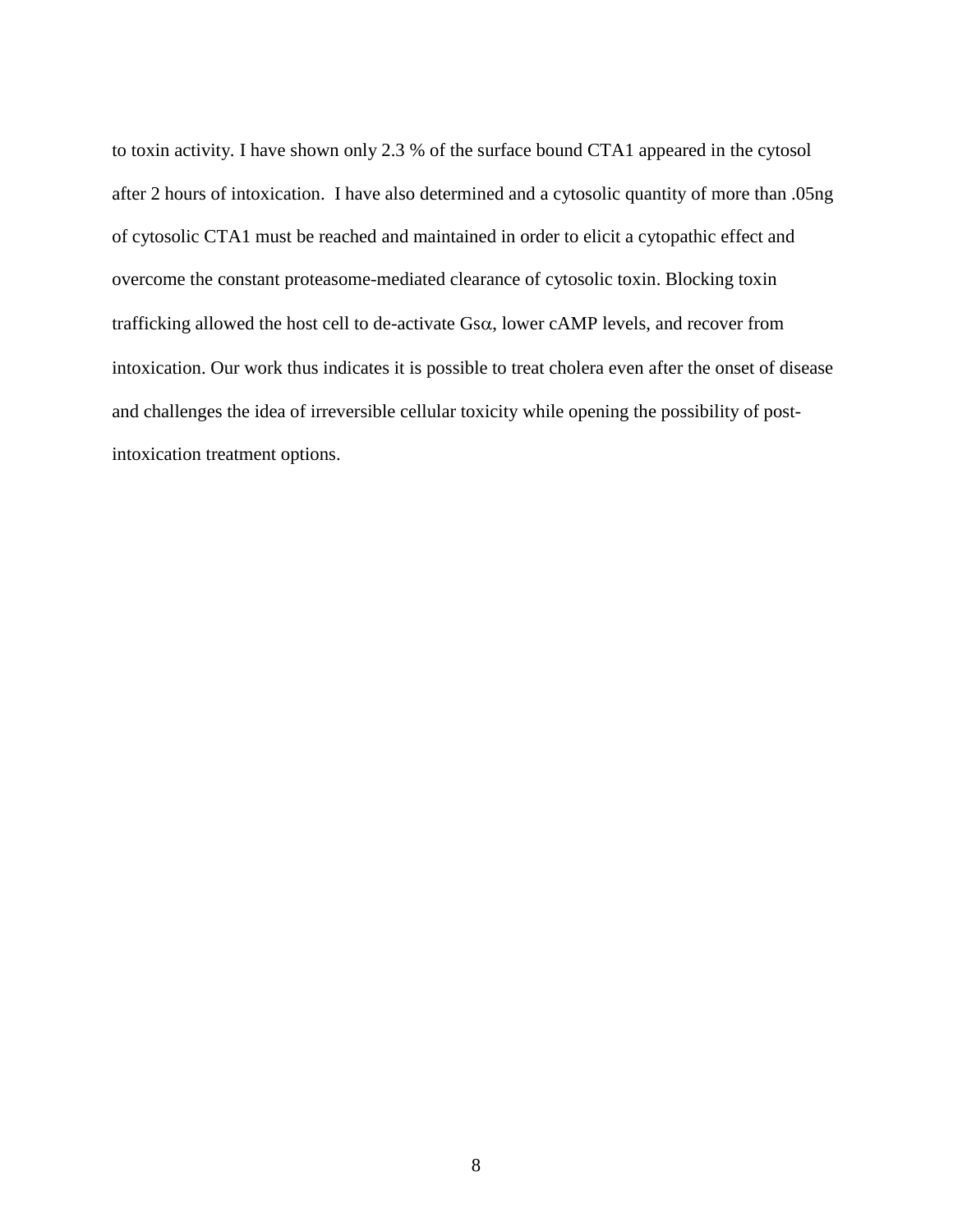to toxin activity. I have shown only 2.3 % of the surface bound CTA1 appeared in the cytosol after 2 hours of intoxication. I have also determined and a cytosolic quantity of more than .05ng of cytosolic CTA1 must be reached and maintained in order to elicit a cytopathic effect and overcome the constant proteasome-mediated clearance of cytosolic toxin. Blocking toxin trafficking allowed the host cell to de-activate Gsα, lower cAMP levels, and recover from intoxication. Our work thus indicates it is possible to treat cholera even after the onset of disease and challenges the idea of irreversible cellular toxicity while opening the possibility of post-intoxication treatment options.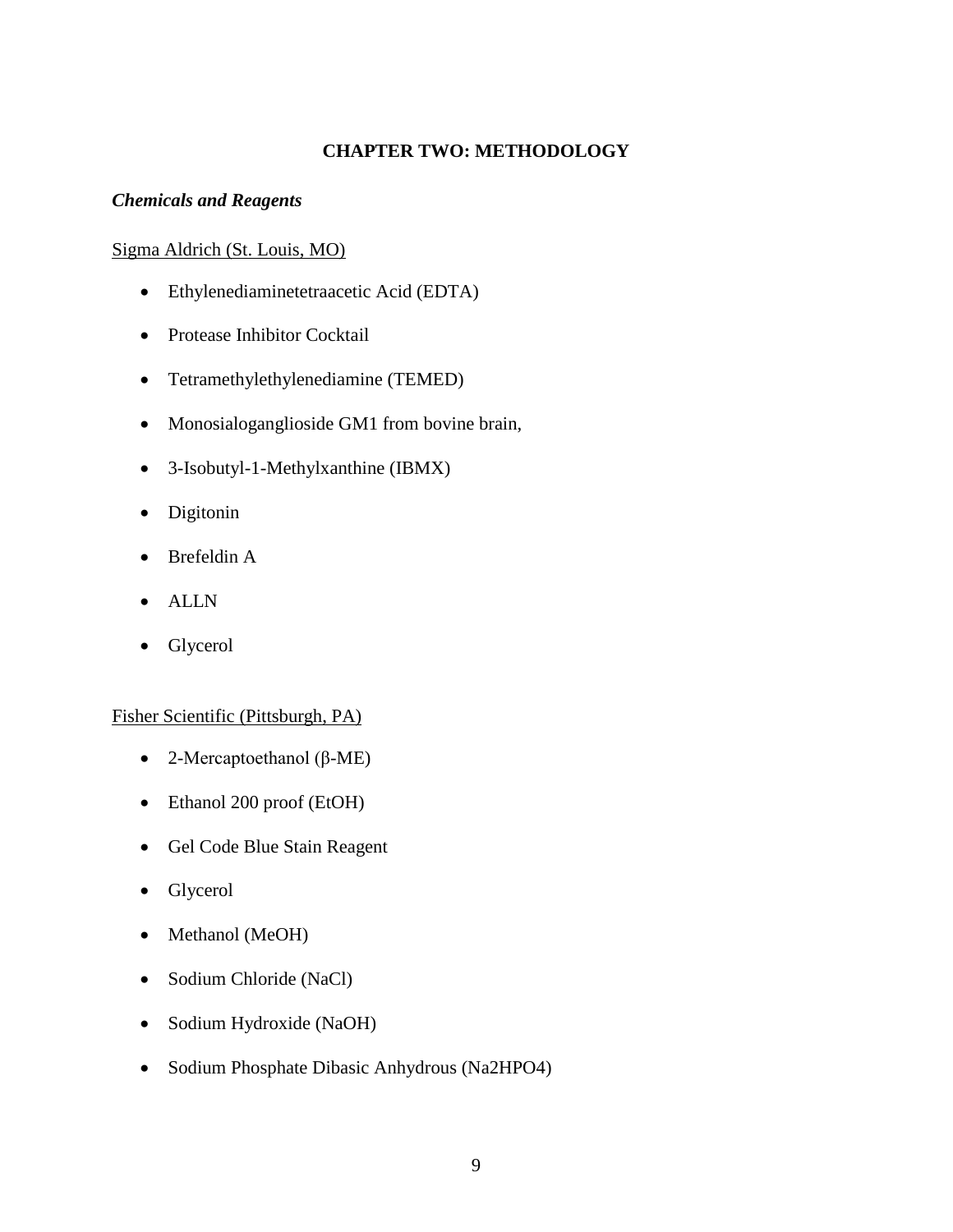# CHAPTER TWO: METHODOLOGY

***Chemicals and Reagents***

Sigma Aldrich (St. Louis, MO)

- Ethylenediaminetetraacetic Acid (EDTA)
- Protease Inhibitor Cocktail
- Tetramethylethylenediamine (TEMED)
- Monosialoganglioside GM1 from bovine brain,
- 3-Isobutyl-1-Methylxanthine (IBMX)
- Digitonin
- Brefeldin A
- ALLN
- Glycerol

Fisher Scientific (Pittsburgh, PA)

- 2-Mercaptoethanol (β-ME)
- Ethanol 200 proof (EtOH)
- Gel Code Blue Stain Reagent
- Glycerol
- Methanol (MeOH)
- Sodium Chloride (NaCl)
- Sodium Hydroxide (NaOH)
- Sodium Phosphate Dibasic Anhydrous ($Na_2HPO_4$)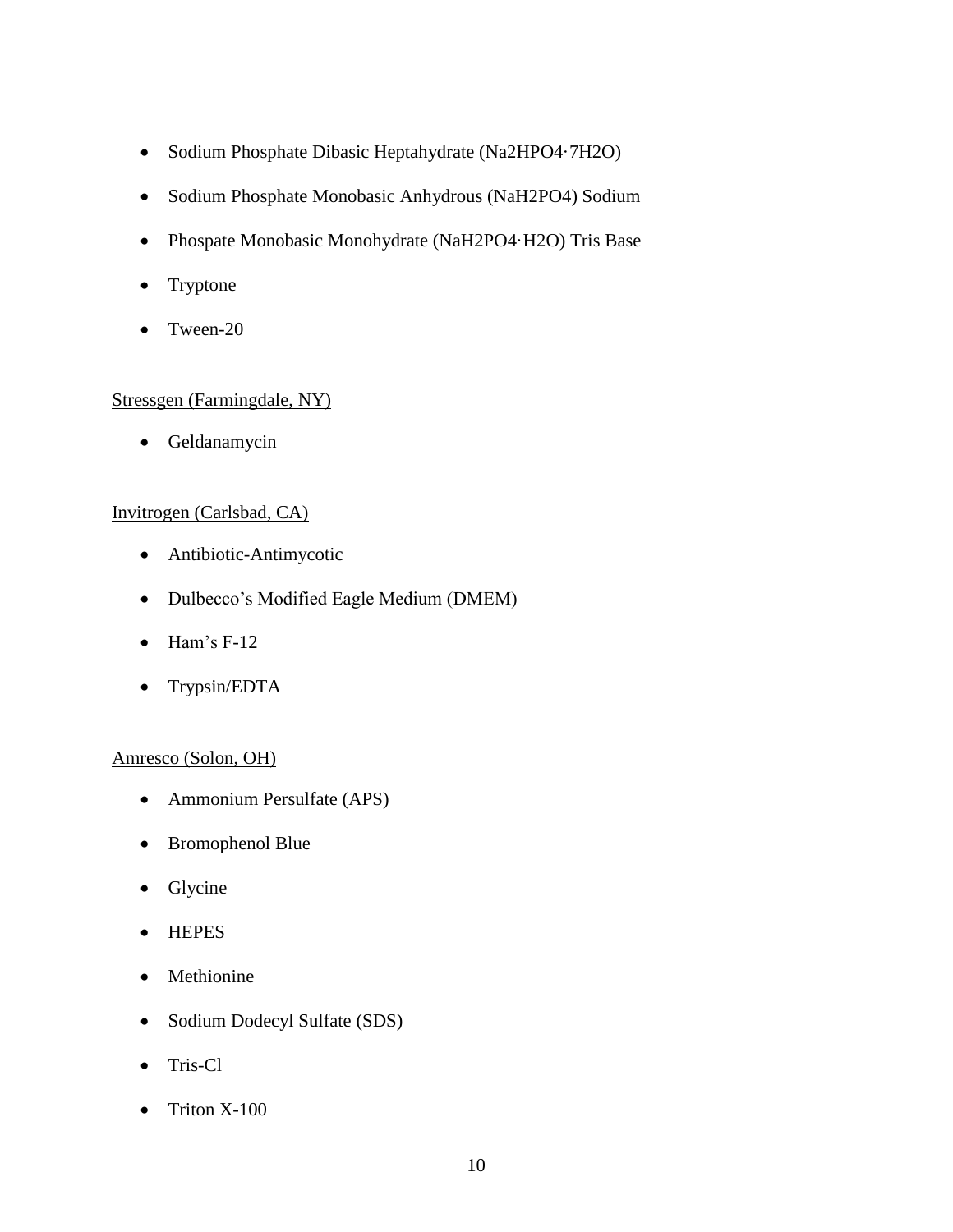- Sodium Phosphate Dibasic Heptahydrate ($Na_2HPO_4 \cdot 7H_2O$)
- Sodium Phosphate Monobasic Anhydrous ($NaH_2PO_4$) Sodium
- Phospate Monobasic Monohydrate ($NaH_2PO_4 \cdot H_2O$) Tris Base
- Tryptone
- Tween-20

<u>Stressgen (Farmingdale, NY)</u>

- Geldanamycin

<u>Invitrogen (Carlsbad, CA)</u>

- Antibiotic-Antimycotic
- Dulbecco's Modified Eagle Medium (DMEM)
- Ham's F-12
- Trypsin/EDTA

<u>Amresco (Solon, OH)</u>

- Ammonium Persulfate (APS)
- Bromophenol Blue
- Glycine
- HEPES
- Methionine
- Sodium Dodecyl Sulfate (SDS)
- Tris-Cl
- Triton X-100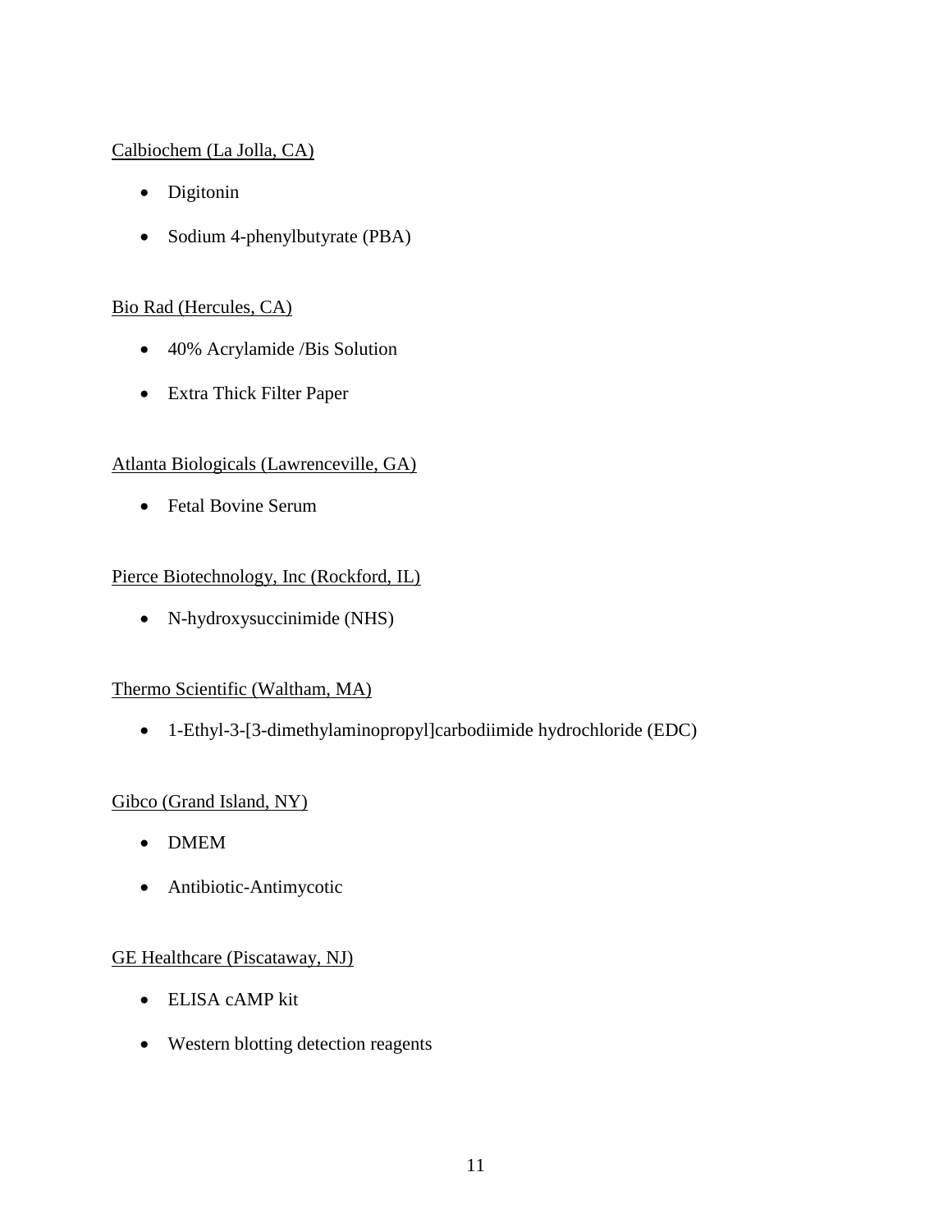Calbiochem (La Jolla, CA)

- Digitonin
- Sodium 4-phenylbutyrate (PBA)

Bio Rad (Hercules, CA)

- 40% Acrylamide /Bis Solution
- Extra Thick Filter Paper

Atlanta Biologicals (Lawrenceville, GA)

- Fetal Bovine Serum

Pierce Biotechnology, Inc (Rockford, IL)

- N-hydroxysuccinimide (NHS)

Thermo Scientific (Waltham, MA)

- 1-Ethyl-3-[3-dimethylaminopropyl]carbodiimide hydrochloride (EDC)

Gibco (Grand Island, NY)

- DMEM
- Antibiotic-Antimycotic

GE Healthcare (Piscataway, NJ)

- ELISA cAMP kit
- Western blotting detection reagents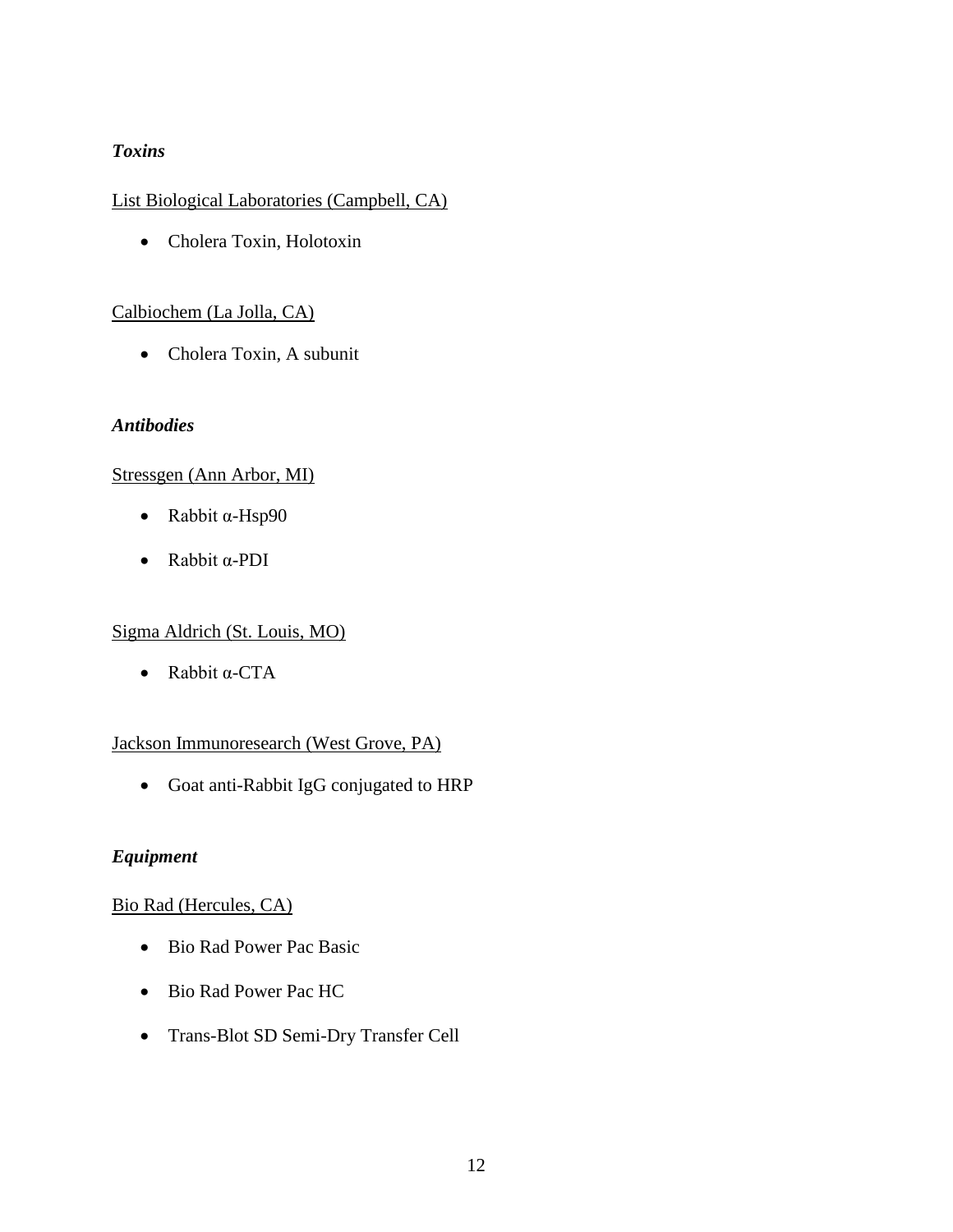***Toxins***

<u>List Biological Laboratories (Campbell, CA)</u>

- Cholera Toxin, Holotoxin

<u>Calbiochem (La Jolla, CA)</u>

- Cholera Toxin, A subunit

***Antibodies***

<u>Stressgen (Ann Arbor, MI)</u>

- Rabbit α-Hsp90
- Rabbit α-PDI

<u>Sigma Aldrich (St. Louis, MO)</u>

- Rabbit α-CTA

<u>Jackson Immunoresearch (West Grove, PA)</u>

- Goat anti-Rabbit IgG conjugated to HRP

***Equipment***

<u>Bio Rad (Hercules, CA)</u>

- Bio Rad Power Pac Basic
- Bio Rad Power Pac HC
- Trans-Blot SD Semi-Dry Transfer Cell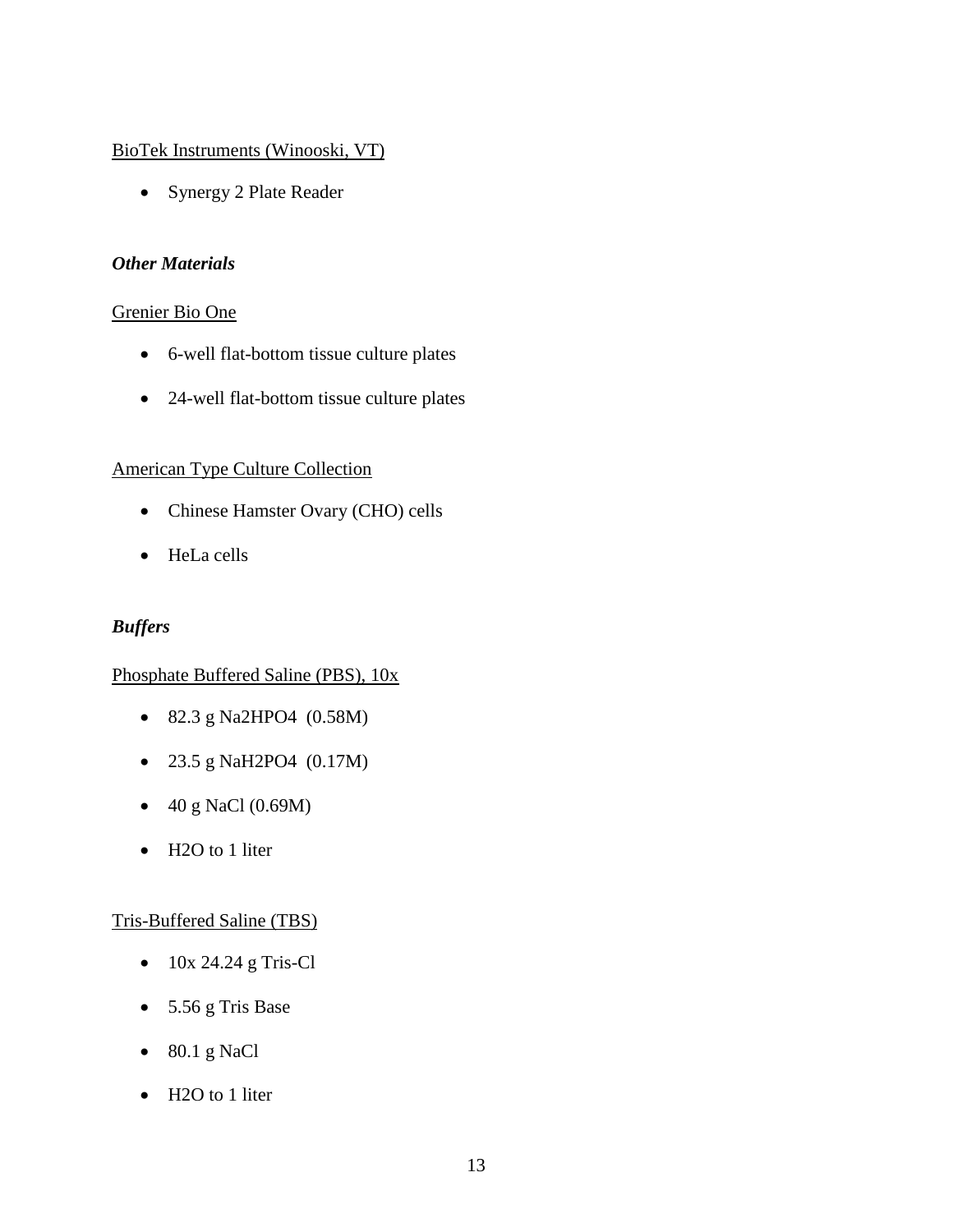BioTek Instruments (Winooski, VT)

- Synergy 2 Plate Reader

### *Other Materials*

Grenier Bio One

- 6-well flat-bottom tissue culture plates
- 24-well flat-bottom tissue culture plates

American Type Culture Collection

- Chinese Hamster Ovary (CHO) cells
- HeLa cells

### *Buffers*

Phosphate Buffered Saline (PBS), 10x

- 82.3 g $Na_2HPO_4$ (0.58M)
- 23.5 g $NaH_2PO_4$ (0.17M)
- 40 g NaCl (0.69M)
- $H_2O$ to 1 liter

Tris-Buffered Saline (TBS)

- 10x 24.24 g Tris-Cl
- 5.56 g Tris Base
- 80.1 g NaCl
- $H_2O$ to 1 liter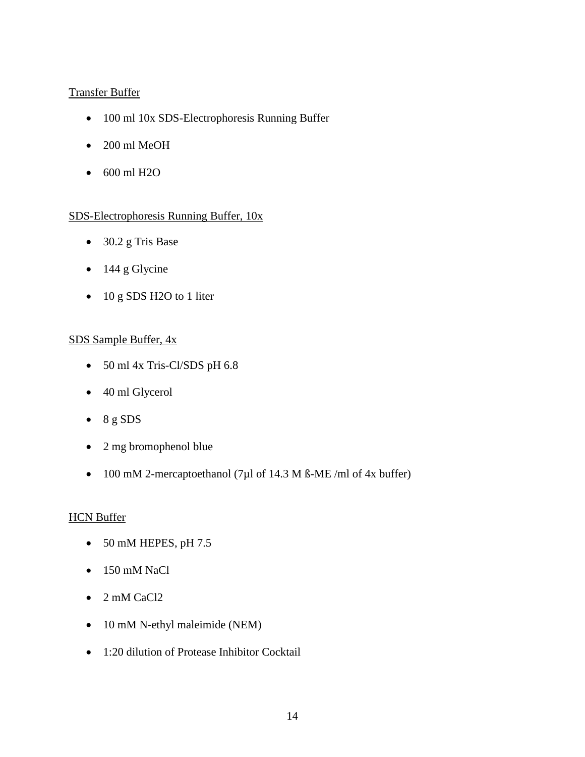Transfer Buffer

- 100 ml 10x SDS-Electrophoresis Running Buffer
- 200 ml MeOH
- 600 ml $H_2O$

SDS-Electrophoresis Running Buffer, 10x

- 30.2 g Tris Base
- 144 g Glycine
- 10 g SDS $H_2O$ to 1 liter

SDS Sample Buffer, 4x

- 50 ml 4x Tris-Cl/SDS pH 6.8
- 40 ml Glycerol
- 8 g SDS
- 2 mg bromophenol blue
- 100 mM 2-mercaptoethanol (7µl of 14.3 M ß-ME /ml of 4x buffer)

HCN Buffer

- 50 mM HEPES, pH 7.5
- 150 mM NaCl
- 2 mM $CaCl_2$
- 10 mM N-ethyl maleimide (NEM)
- 1:20 dilution of Protease Inhibitor Cocktail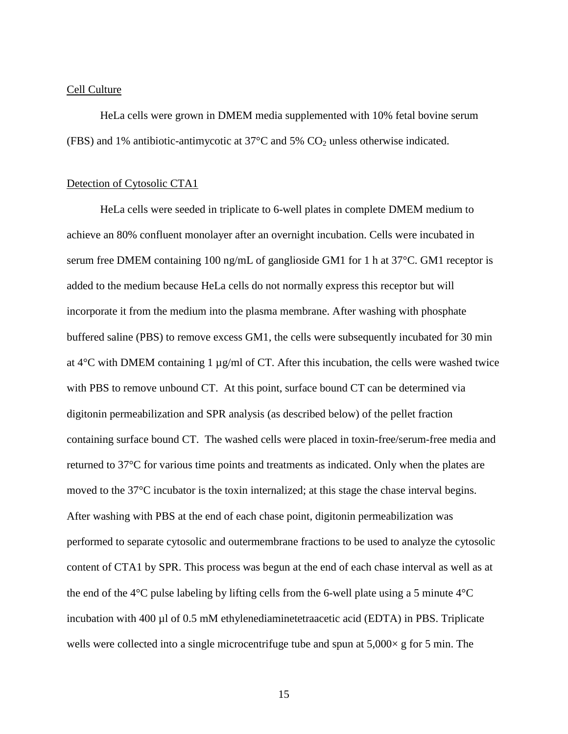Cell Culture

HeLa cells were grown in DMEM media supplemented with 10% fetal bovine serum (FBS) and 1% antibiotic-antimycotic at 37°C and 5% $CO_2$ unless otherwise indicated.

Detection of Cytosolic CTA1

HeLa cells were seeded in triplicate to 6-well plates in complete DMEM medium to achieve an 80% confluent monolayer after an overnight incubation. Cells were incubated in serum free DMEM containing 100 ng/mL of ganglioside GM1 for 1 h at 37°C. GM1 receptor is added to the medium because HeLa cells do not normally express this receptor but will incorporate it from the medium into the plasma membrane. After washing with phosphate buffered saline (PBS) to remove excess GM1, the cells were subsequently incubated for 30 min at 4°C with DMEM containing 1 µg/ml of CT. After this incubation, the cells were washed twice with PBS to remove unbound CT. At this point, surface bound CT can be determined via digitonin permeabilization and SPR analysis (as described below) of the pellet fraction containing surface bound CT. The washed cells were placed in toxin-free/serum-free media and returned to 37°C for various time points and treatments as indicated. Only when the plates are moved to the 37°C incubator is the toxin internalized; at this stage the chase interval begins. After washing with PBS at the end of each chase point, digitonin permeabilization was performed to separate cytosolic and outermembrane fractions to be used to analyze the cytosolic content of CTA1 by SPR. This process was begun at the end of each chase interval as well as at the end of the 4°C pulse labeling by lifting cells from the 6-well plate using a 5 minute 4°C incubation with 400 µl of 0.5 mM ethylenediaminetetraacetic acid (EDTA) in PBS. Triplicate wells were collected into a single microcentrifuge tube and spun at 5,000× g for 5 min. The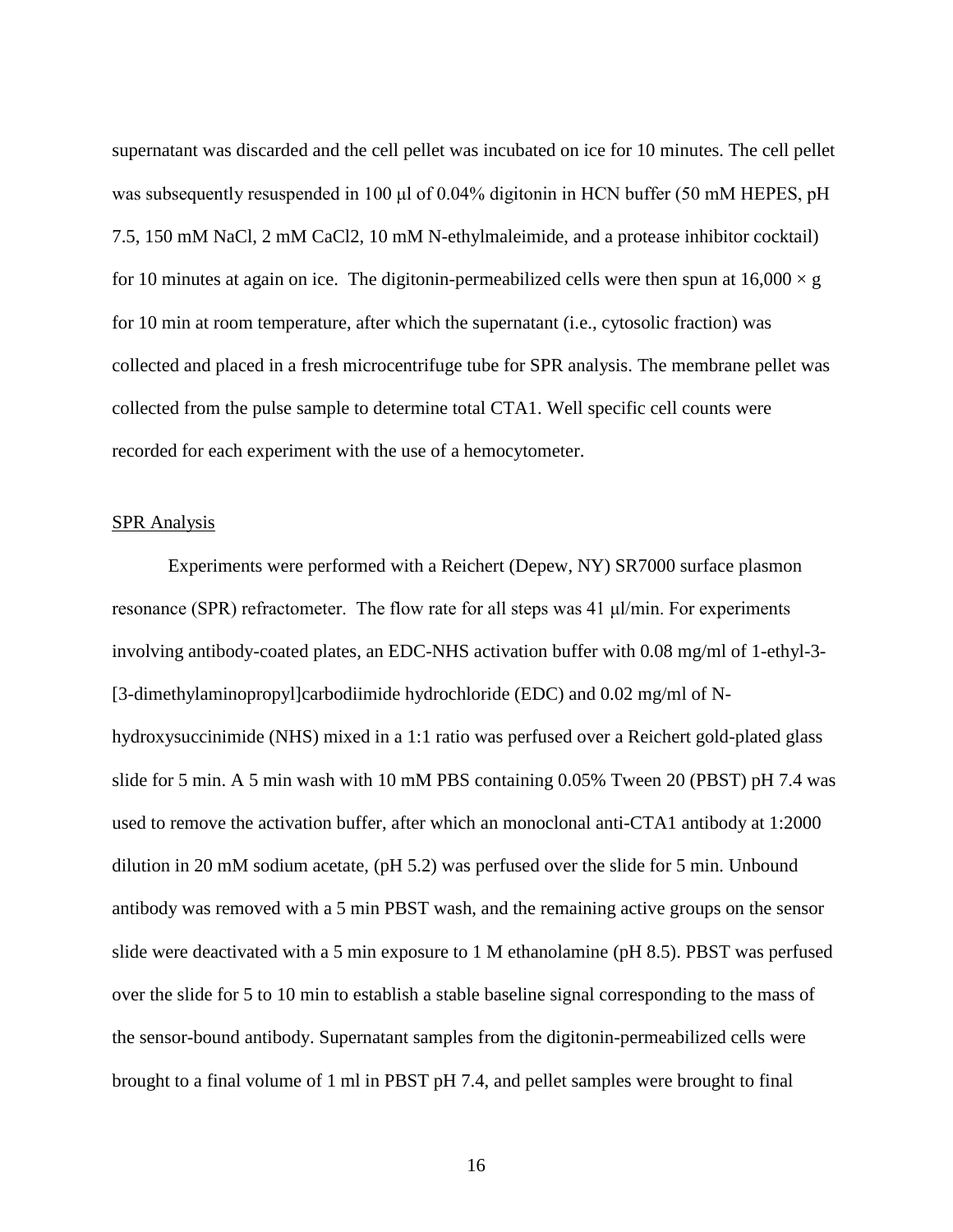supernatant was discarded and the cell pellet was incubated on ice for 10 minutes. The cell pellet was subsequently resuspended in 100 μl of 0.04% digitonin in HCN buffer (50 mM HEPES, pH 7.5, 150 mM NaCl, 2 mM $CaCl_2$, 10 mM N-ethylmaleimide, and a protease inhibitor cocktail) for 10 minutes at again on ice. The digitonin-permeabilized cells were then spun at 16,000 × g for 10 min at room temperature, after which the supernatant (i.e., cytosolic fraction) was collected and placed in a fresh microcentrifuge tube for SPR analysis. The membrane pellet was collected from the pulse sample to determine total CTA1. Well specific cell counts were recorded for each experiment with the use of a hemocytometer.

<u>SPR Analysis</u>

Experiments were performed with a Reichert (Depew, NY) SR7000 surface plasmon resonance (SPR) refractometer. The flow rate for all steps was 41 μl/min. For experiments involving antibody-coated plates, an EDC-NHS activation buffer with 0.08 mg/ml of 1-ethyl-3-[3-dimethylaminopropyl]carbodiimide hydrochloride (EDC) and 0.02 mg/ml of N-hydroxysuccinimide (NHS) mixed in a 1:1 ratio was perfused over a Reichert gold-plated glass slide for 5 min. A 5 min wash with 10 mM PBS containing 0.05% Tween 20 (PBST) pH 7.4 was used to remove the activation buffer, after which an monoclonal anti-CTA1 antibody at 1:2000 dilution in 20 mM sodium acetate, (pH 5.2) was perfused over the slide for 5 min. Unbound antibody was removed with a 5 min PBST wash, and the remaining active groups on the sensor slide were deactivated with a 5 min exposure to 1 M ethanolamine (pH 8.5). PBST was perfused over the slide for 5 to 10 min to establish a stable baseline signal corresponding to the mass of the sensor-bound antibody. Supernatant samples from the digitonin-permeabilized cells were brought to a final volume of 1 ml in PBST pH 7.4, and pellet samples were brought to final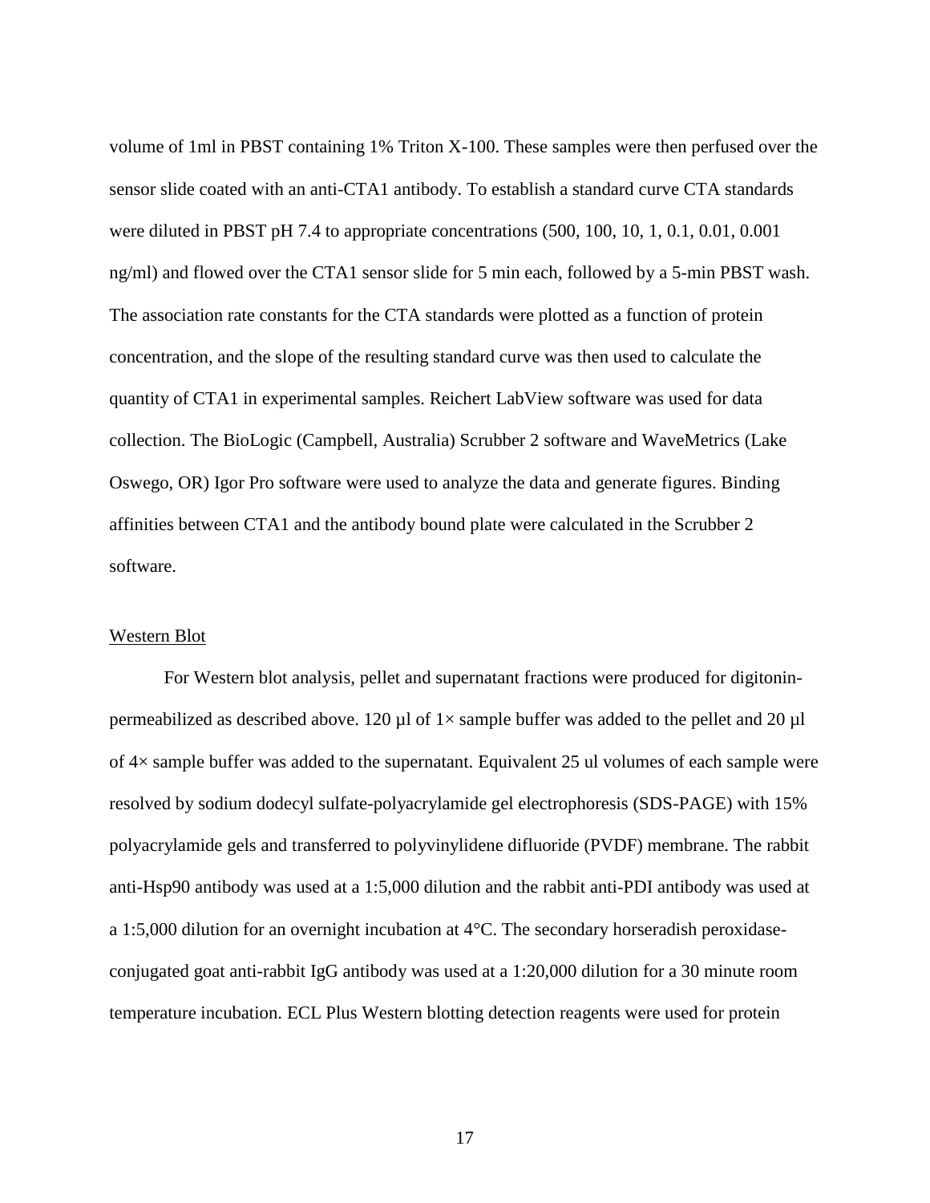volume of 1ml in PBST containing 1% Triton X-100. These samples were then perfused over the sensor slide coated with an anti-CTA1 antibody. To establish a standard curve CTA standards were diluted in PBST pH 7.4 to appropriate concentrations (500, 100, 10, 1, 0.1, 0.01, 0.001 ng/ml) and flowed over the CTA1 sensor slide for 5 min each, followed by a 5-min PBST wash. The association rate constants for the CTA standards were plotted as a function of protein concentration, and the slope of the resulting standard curve was then used to calculate the quantity of CTA1 in experimental samples. Reichert LabView software was used for data collection. The BioLogic (Campbell, Australia) Scrubber 2 software and WaveMetrics (Lake Oswego, OR) Igor Pro software were used to analyze the data and generate figures. Binding affinities between CTA1 and the antibody bound plate were calculated in the Scrubber 2 software.

Western Blot

For Western blot analysis, pellet and supernatant fractions were produced for digitonin-permeabilized as described above. 120 µl of 1× sample buffer was added to the pellet and 20 µl of 4× sample buffer was added to the supernatant. Equivalent 25 ul volumes of each sample were resolved by sodium dodecyl sulfate-polyacrylamide gel electrophoresis (SDS-PAGE) with 15% polyacrylamide gels and transferred to polyvinylidene difluoride (PVDF) membrane. The rabbit anti-Hsp90 antibody was used at a 1:5,000 dilution and the rabbit anti-PDI antibody was used at a 1:5,000 dilution for an overnight incubation at 4°C. The secondary horseradish peroxidase-conjugated goat anti-rabbit IgG antibody was used at a 1:20,000 dilution for a 30 minute room temperature incubation. ECL Plus Western blotting detection reagents were used for protein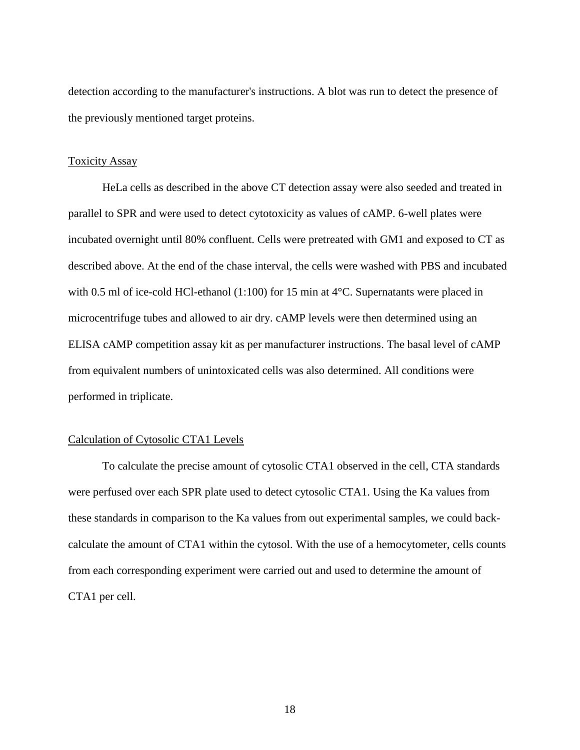detection according to the manufacturer's instructions. A blot was run to detect the presence of the previously mentioned target proteins.

Toxicity Assay

HeLa cells as described in the above CT detection assay were also seeded and treated in parallel to SPR and were used to detect cytotoxicity as values of cAMP. 6-well plates were incubated overnight until 80% confluent. Cells were pretreated with GM1 and exposed to CT as described above. At the end of the chase interval, the cells were washed with PBS and incubated with 0.5 ml of ice-cold HCl-ethanol (1:100) for 15 min at 4°C. Supernatants were placed in microcentrifuge tubes and allowed to air dry. cAMP levels were then determined using an ELISA cAMP competition assay kit as per manufacturer instructions. The basal level of cAMP from equivalent numbers of unintoxicated cells was also determined. All conditions were performed in triplicate.

Calculation of Cytosolic CTA1 Levels

To calculate the precise amount of cytosolic CTA1 observed in the cell, CTA standards were perfused over each SPR plate used to detect cytosolic CTA1. Using the Ka values from these standards in comparison to the Ka values from out experimental samples, we could back-calculate the amount of CTA1 within the cytosol. With the use of a hemocytometer, cells counts from each corresponding experiment were carried out and used to determine the amount of CTA1 per cell.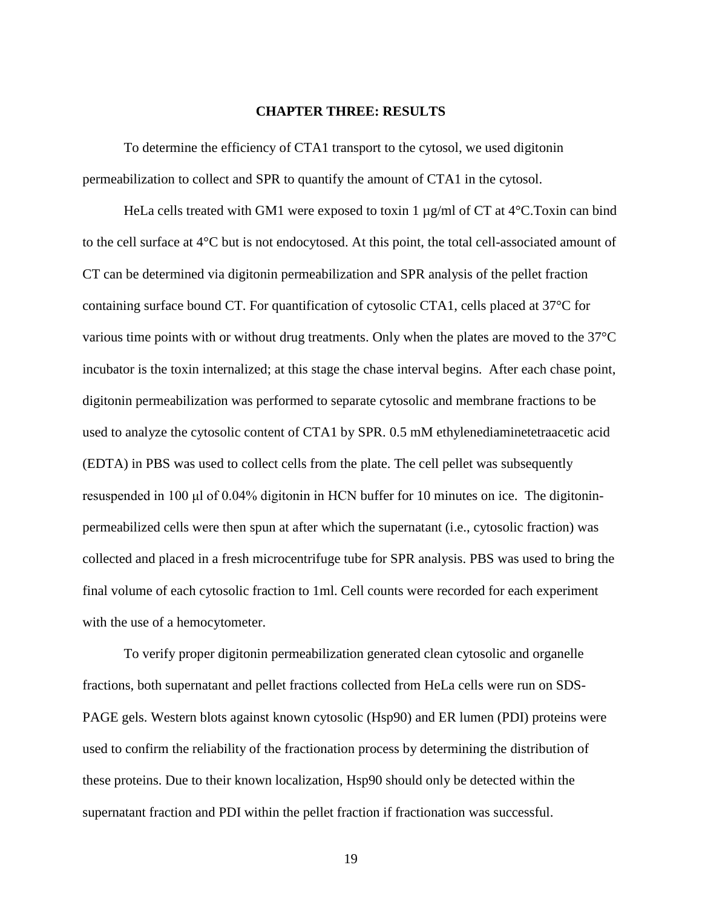# CHAPTER THREE: RESULTS

To determine the efficiency of CTA1 transport to the cytosol, we used digitonin permeabilization to collect and SPR to quantify the amount of CTA1 in the cytosol.

HeLa cells treated with GM1 were exposed to toxin 1 µg/ml of CT at 4°C.Toxin can bind to the cell surface at 4°C but is not endocytosed. At this point, the total cell-associated amount of CT can be determined via digitonin permeabilization and SPR analysis of the pellet fraction containing surface bound CT. For quantification of cytosolic CTA1, cells placed at 37°C for various time points with or without drug treatments. Only when the plates are moved to the 37°C incubator is the toxin internalized; at this stage the chase interval begins. After each chase point, digitonin permeabilization was performed to separate cytosolic and membrane fractions to be used to analyze the cytosolic content of CTA1 by SPR. 0.5 mM ethylenediaminetetraacetic acid (EDTA) in PBS was used to collect cells from the plate. The cell pellet was subsequently resuspended in 100 µl of 0.04% digitonin in HCN buffer for 10 minutes on ice. The digitonin-permeabilized cells were then spun at after which the supernatant (i.e., cytosolic fraction) was collected and placed in a fresh microcentrifuge tube for SPR analysis. PBS was used to bring the final volume of each cytosolic fraction to 1ml. Cell counts were recorded for each experiment with the use of a hemocytometer.

To verify proper digitonin permeabilization generated clean cytosolic and organelle fractions, both supernatant and pellet fractions collected from HeLa cells were run on SDS-PAGE gels. Western blots against known cytosolic (Hsp90) and ER lumen (PDI) proteins were used to confirm the reliability of the fractionation process by determining the distribution of these proteins. Due to their known localization, Hsp90 should only be detected within the supernatant fraction and PDI within the pellet fraction if fractionation was successful.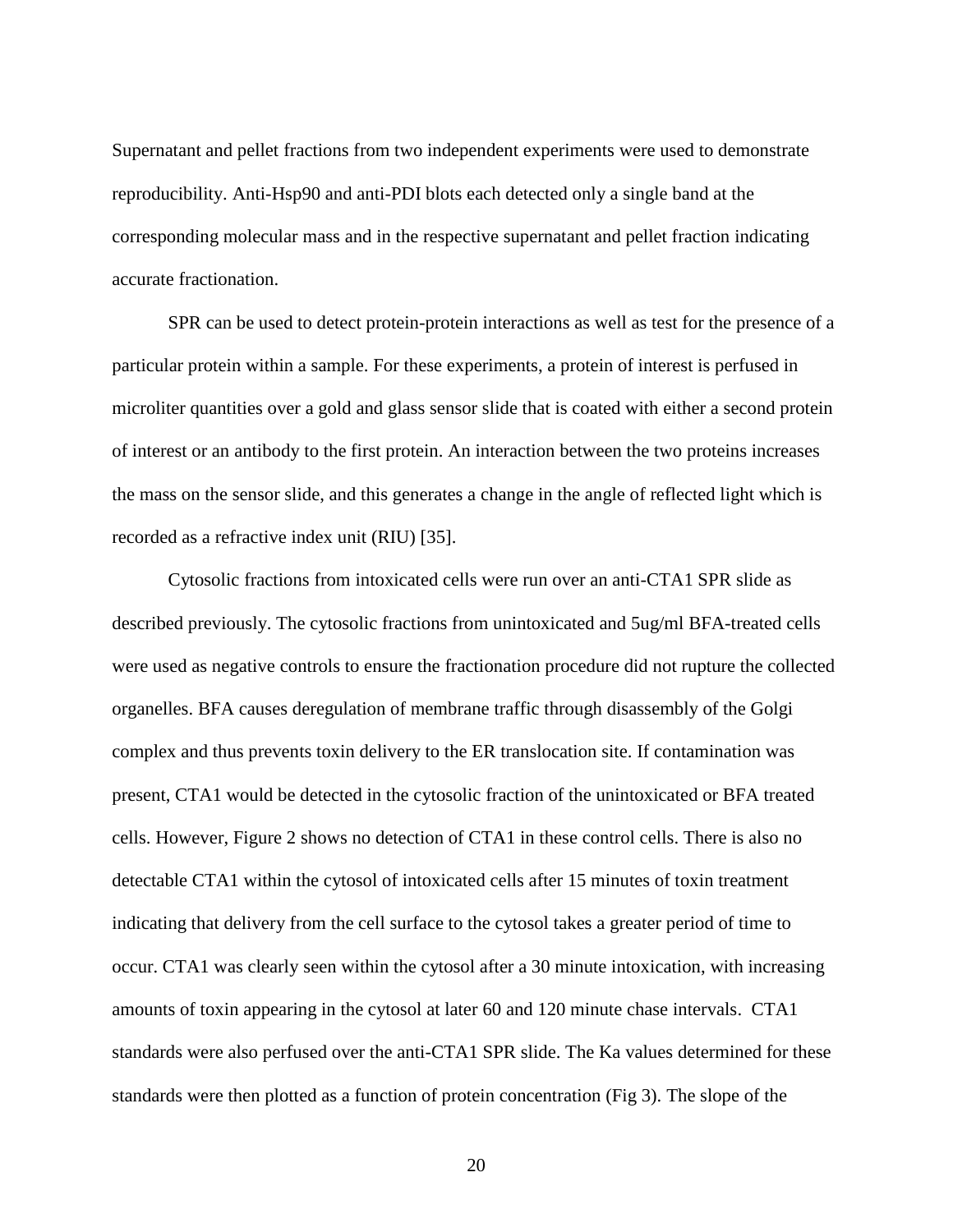Supernatant and pellet fractions from two independent experiments were used to demonstrate reproducibility. Anti-Hsp90 and anti-PDI blots each detected only a single band at the corresponding molecular mass and in the respective supernatant and pellet fraction indicating accurate fractionation.

SPR can be used to detect protein-protein interactions as well as test for the presence of a particular protein within a sample. For these experiments, a protein of interest is perfused in microliter quantities over a gold and glass sensor slide that is coated with either a second protein of interest or an antibody to the first protein. An interaction between the two proteins increases the mass on the sensor slide, and this generates a change in the angle of reflected light which is recorded as a refractive index unit (RIU) [35].

Cytosolic fractions from intoxicated cells were run over an anti-CTA1 SPR slide as described previously. The cytosolic fractions from unintoxicated and 5ug/ml BFA-treated cells were used as negative controls to ensure the fractionation procedure did not rupture the collected organelles. BFA causes deregulation of membrane traffic through disassembly of the Golgi complex and thus prevents toxin delivery to the ER translocation site. If contamination was present, CTA1 would be detected in the cytosolic fraction of the unintoxicated or BFA treated cells. However, Figure 2 shows no detection of CTA1 in these control cells. There is also no detectable CTA1 within the cytosol of intoxicated cells after 15 minutes of toxin treatment indicating that delivery from the cell surface to the cytosol takes a greater period of time to occur. CTA1 was clearly seen within the cytosol after a 30 minute intoxication, with increasing amounts of toxin appearing in the cytosol at later 60 and 120 minute chase intervals. CTA1 standards were also perfused over the anti-CTA1 SPR slide. The Ka values determined for these standards were then plotted as a function of protein concentration (Fig 3). The slope of the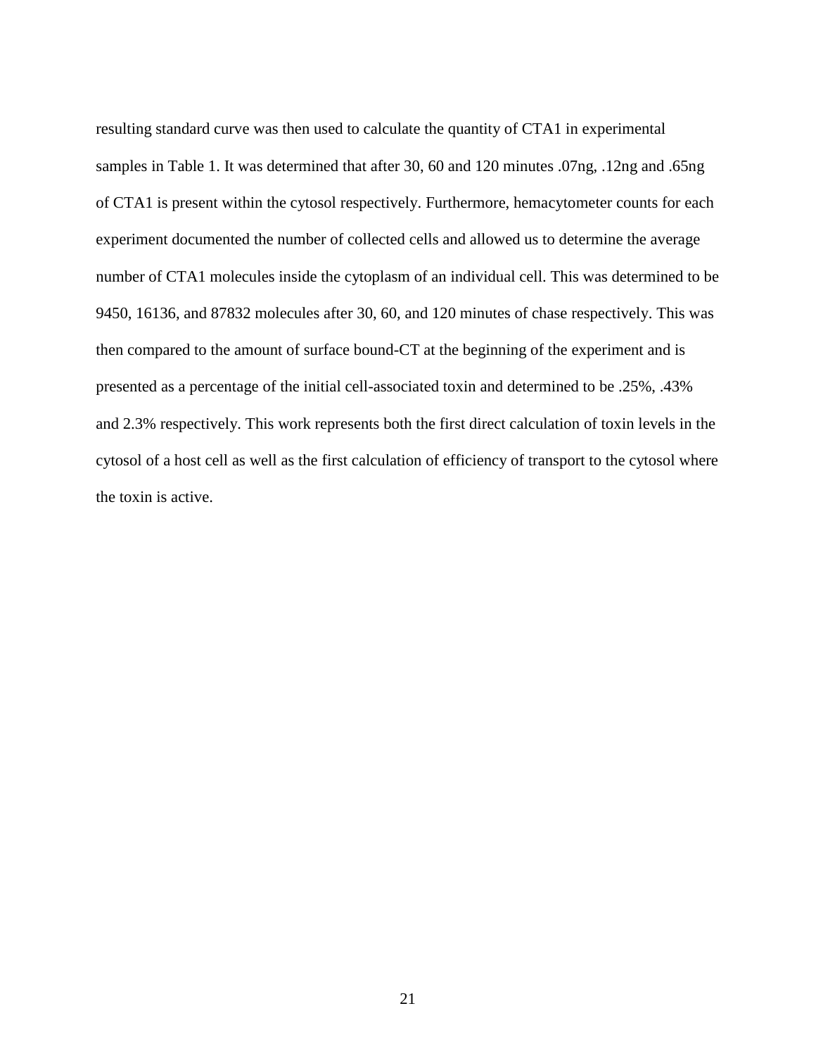resulting standard curve was then used to calculate the quantity of CTA1 in experimental samples in Table 1. It was determined that after 30, 60 and 120 minutes .07ng, .12ng and .65ng of CTA1 is present within the cytosol respectively. Furthermore, hemacytometer counts for each experiment documented the number of collected cells and allowed us to determine the average number of CTA1 molecules inside the cytoplasm of an individual cell. This was determined to be 9450, 16136, and 87832 molecules after 30, 60, and 120 minutes of chase respectively. This was then compared to the amount of surface bound-CT at the beginning of the experiment and is presented as a percentage of the initial cell-associated toxin and determined to be .25%, .43% and 2.3% respectively. This work represents both the first direct calculation of toxin levels in the cytosol of a host cell as well as the first calculation of efficiency of transport to the cytosol where the toxin is active.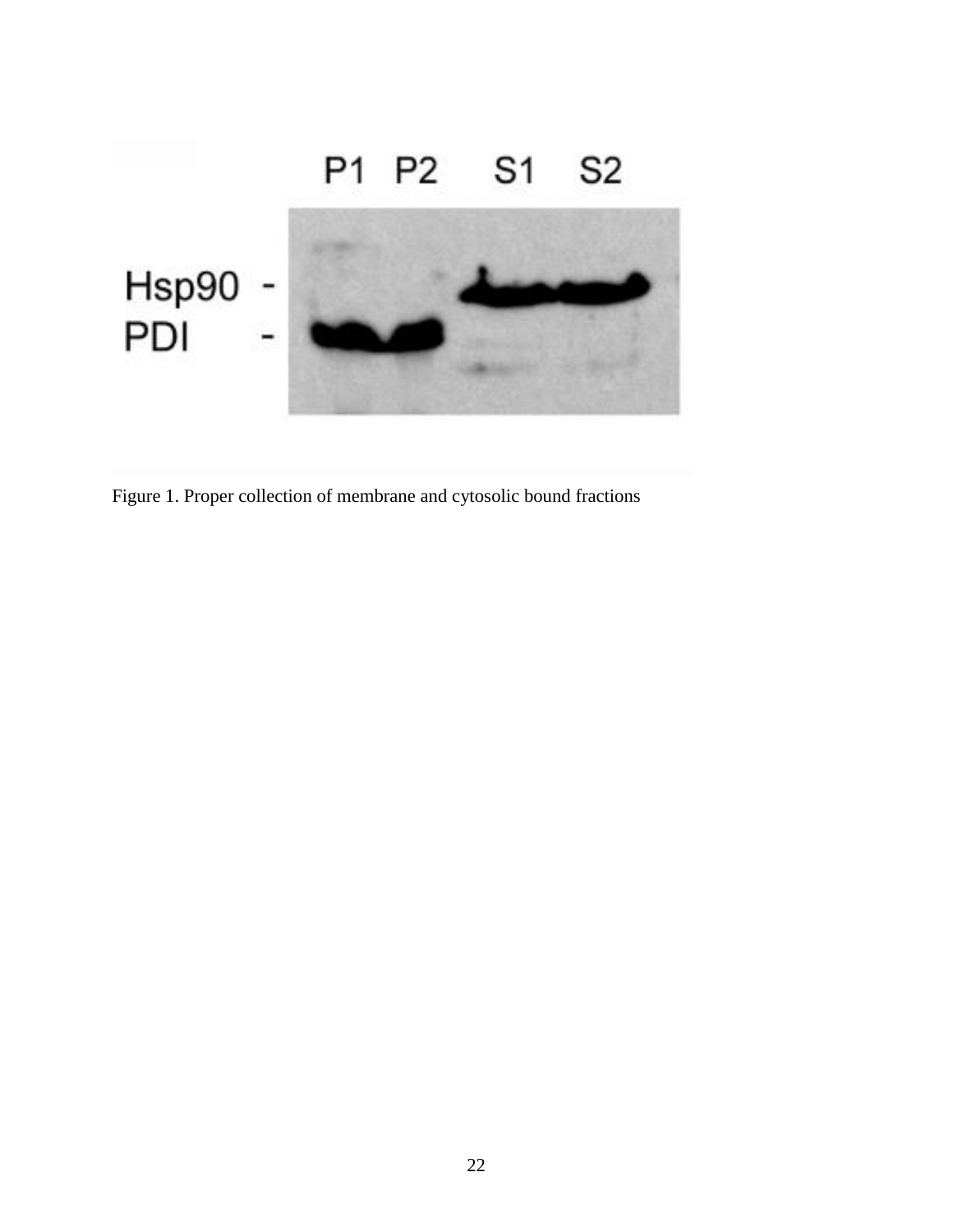Figure 1. Proper collection of membrane and cytosolic bound fractions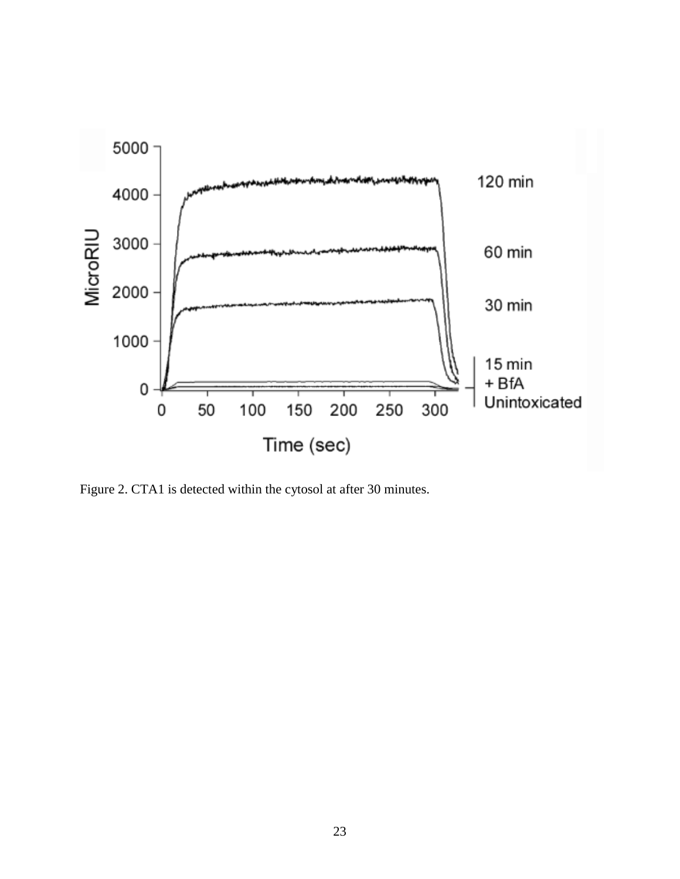Figure 2. CTA1 is detected within the cytosol at after 30 minutes.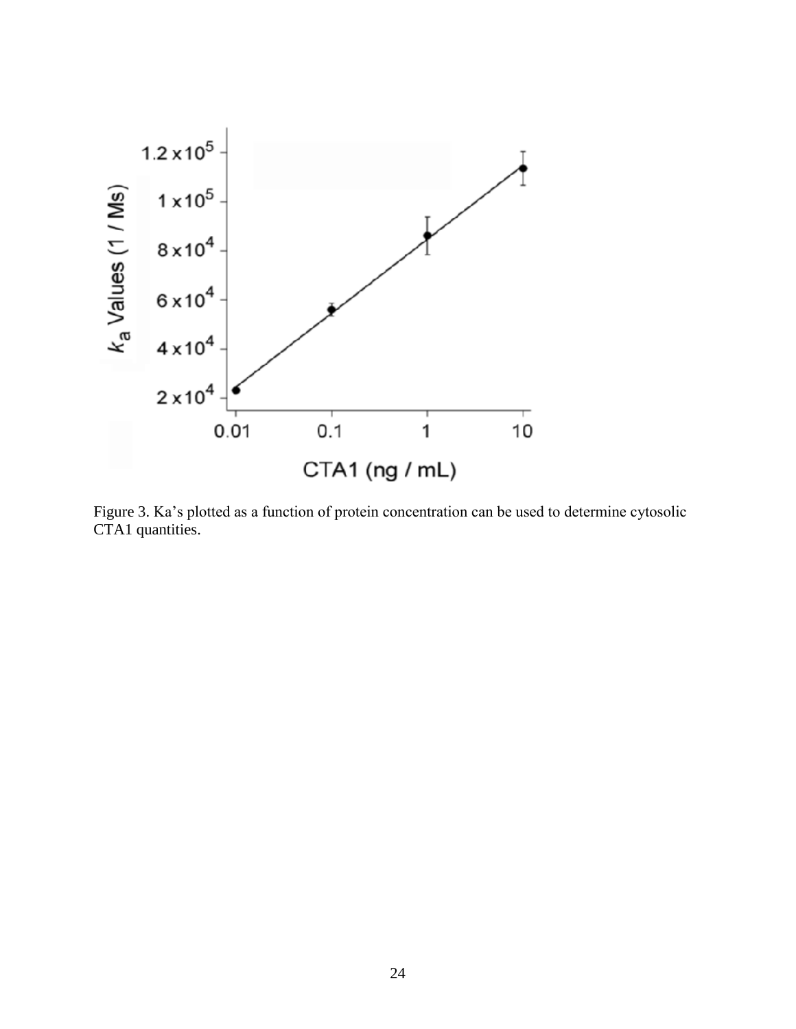Figure 3. Ka's plotted as a function of protein concentration can be used to determine cytosolic CTA1 quantities.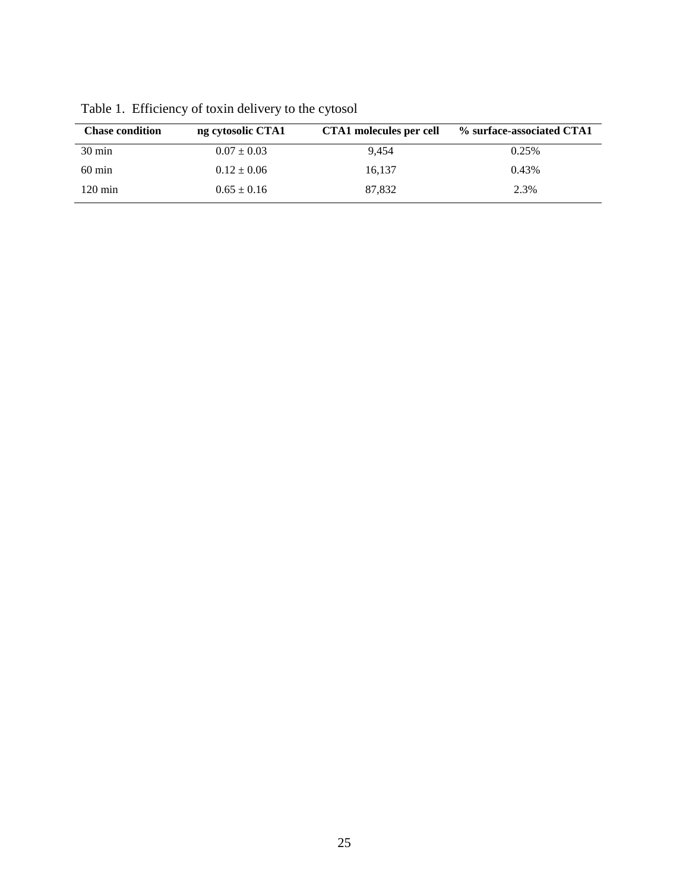Table 1. Efficiency of toxin delivery to the cytosol

| Chase condition | ng cytosolic CTA1 | CTA1 molecules per cell | % surface-associated CTA1 |
|---|---|---|---|
| 30 min | $0.07 \pm 0.03$ | 9,454 | 0.25% |
| 60 min | $0.12 \pm 0.06$ | 16,137 | 0.43% |
| 120 min | $0.65 \pm 0.16$ | 87,832 | 2.3% |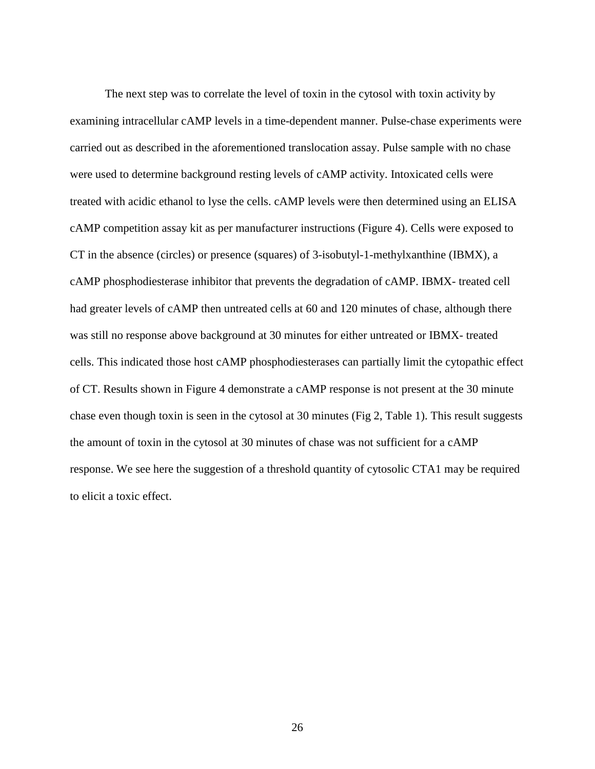The next step was to correlate the level of toxin in the cytosol with toxin activity by examining intracellular cAMP levels in a time-dependent manner. Pulse-chase experiments were carried out as described in the aforementioned translocation assay. Pulse sample with no chase were used to determine background resting levels of cAMP activity. Intoxicated cells were treated with acidic ethanol to lyse the cells. cAMP levels were then determined using an ELISA cAMP competition assay kit as per manufacturer instructions (Figure 4). Cells were exposed to CT in the absence (circles) or presence (squares) of 3-isobutyl-1-methylxanthine (IBMX), a cAMP phosphodiesterase inhibitor that prevents the degradation of cAMP. IBMX- treated cell had greater levels of cAMP then untreated cells at 60 and 120 minutes of chase, although there was still no response above background at 30 minutes for either untreated or IBMX- treated cells. This indicated those host cAMP phosphodiesterases can partially limit the cytopathic effect of CT. Results shown in Figure 4 demonstrate a cAMP response is not present at the 30 minute chase even though toxin is seen in the cytosol at 30 minutes (Fig 2, Table 1). This result suggests the amount of toxin in the cytosol at 30 minutes of chase was not sufficient for a cAMP response. We see here the suggestion of a threshold quantity of cytosolic CTA1 may be required to elicit a toxic effect.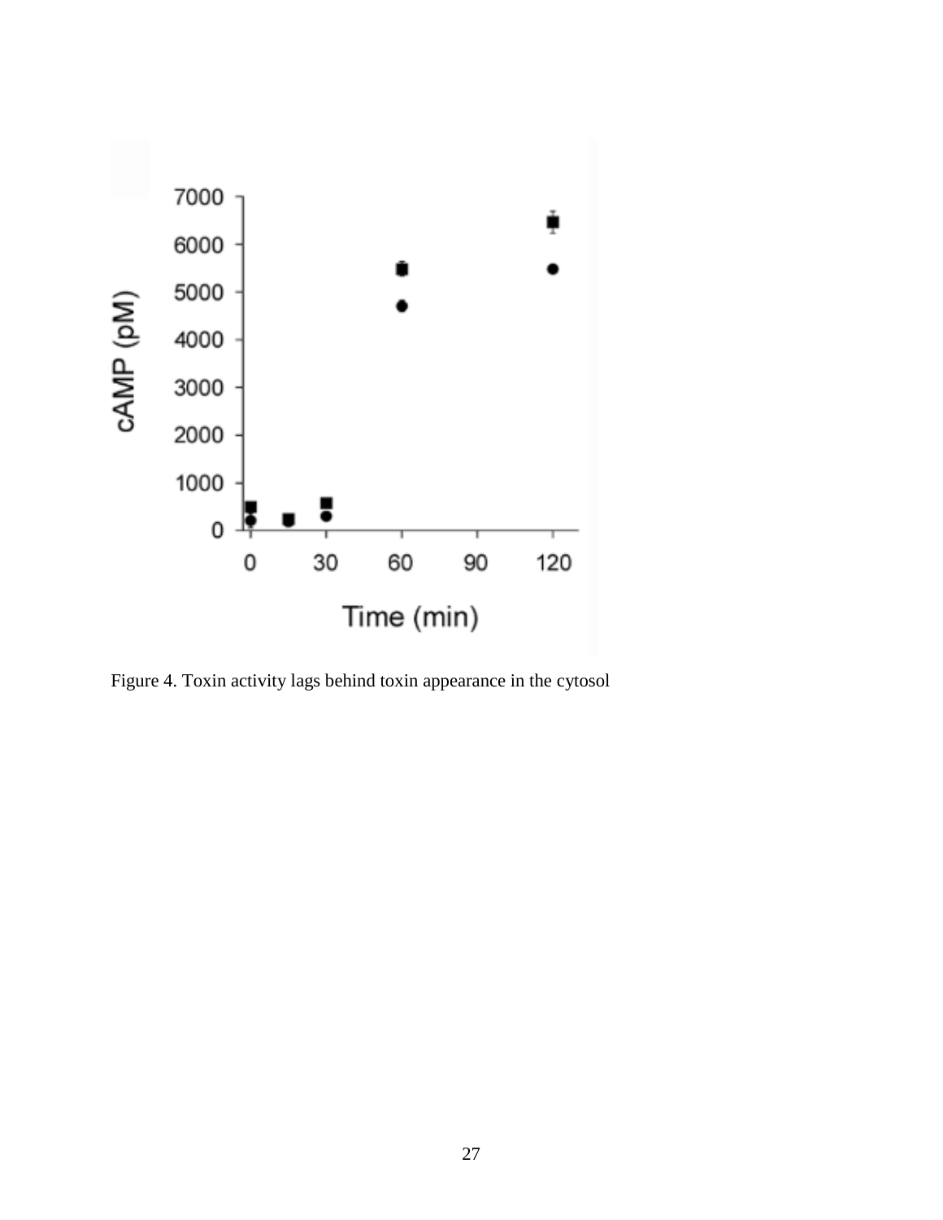Figure 4. Toxin activity lags behind toxin appearance in the cytosol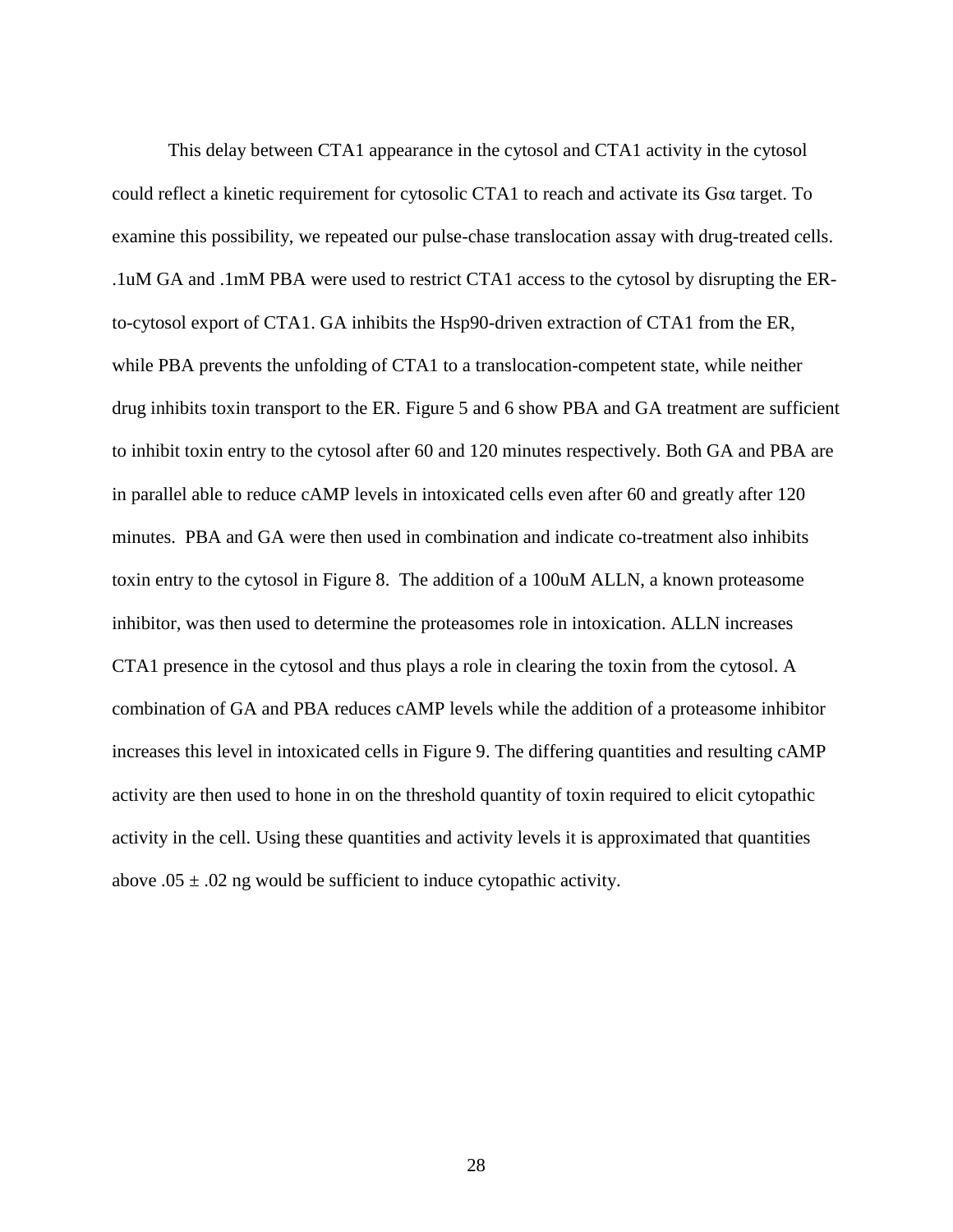This delay between CTA1 appearance in the cytosol and CTA1 activity in the cytosol could reflect a kinetic requirement for cytosolic CTA1 to reach and activate its Gsα target. To examine this possibility, we repeated our pulse-chase translocation assay with drug-treated cells. .1uM GA and .1mM PBA were used to restrict CTA1 access to the cytosol by disrupting the ER-to-cytosol export of CTA1. GA inhibits the Hsp90-driven extraction of CTA1 from the ER, while PBA prevents the unfolding of CTA1 to a translocation-competent state, while neither drug inhibits toxin transport to the ER. Figure 5 and 6 show PBA and GA treatment are sufficient to inhibit toxin entry to the cytosol after 60 and 120 minutes respectively. Both GA and PBA are in parallel able to reduce cAMP levels in intoxicated cells even after 60 and greatly after 120 minutes. PBA and GA were then used in combination and indicate co-treatment also inhibits toxin entry to the cytosol in Figure 8. The addition of a 100uM ALLN, a known proteasome inhibitor, was then used to determine the proteasomes role in intoxication. ALLN increases CTA1 presence in the cytosol and thus plays a role in clearing the toxin from the cytosol. A combination of GA and PBA reduces cAMP levels while the addition of a proteasome inhibitor increases this level in intoxicated cells in Figure 9. The differing quantities and resulting cAMP activity are then used to hone in on the threshold quantity of toxin required to elicit cytopathic activity in the cell. Using these quantities and activity levels it is approximated that quantities above $.05 \pm .02$ ng would be sufficient to induce cytopathic activity.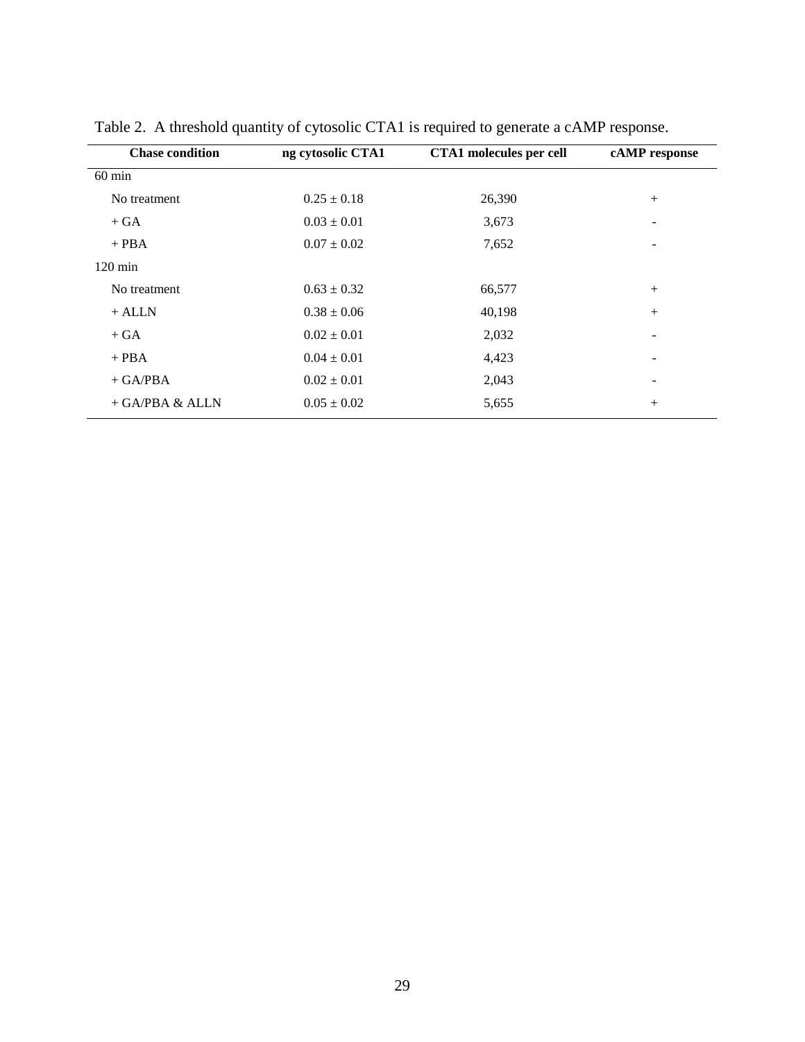Table 2. A threshold quantity of cytosolic CTA1 is required to generate a cAMP response.

| Chase condition | ng cytosolic CTA1 | CTA1 molecules per cell | cAMP response |
|---|---|---|---|
| 60 min | | | |
| No treatment | 0.25 ± 0.18 | 26,390 | + |
| + GA | 0.03 ± 0.01 | 3,673 | - |
| + PBA | 0.07 ± 0.02 | 7,652 | - |
| 120 min | | | |
| No treatment | 0.63 ± 0.32 | 66,577 | + |
| + ALLN | 0.38 ± 0.06 | 40,198 | + |
| + GA | 0.02 ± 0.01 | 2,032 | - |
| + PBA | 0.04 ± 0.01 | 4,423 | - |
| + GA/PBA | 0.02 ± 0.01 | 2,043 | - |
| + GA/PBA & ALLN | 0.05 ± 0.02 | 5,655 | + |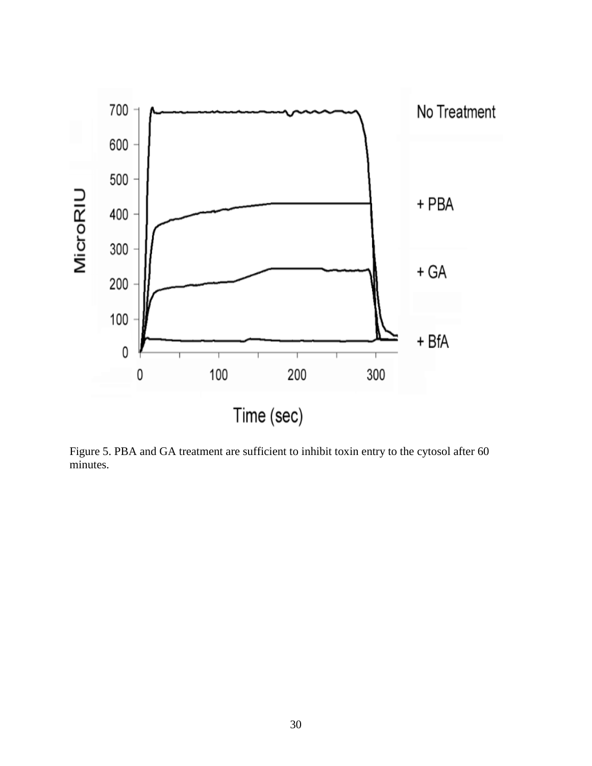Figure 5. PBA and GA treatment are sufficient to inhibit toxin entry to the cytosol after 60 minutes.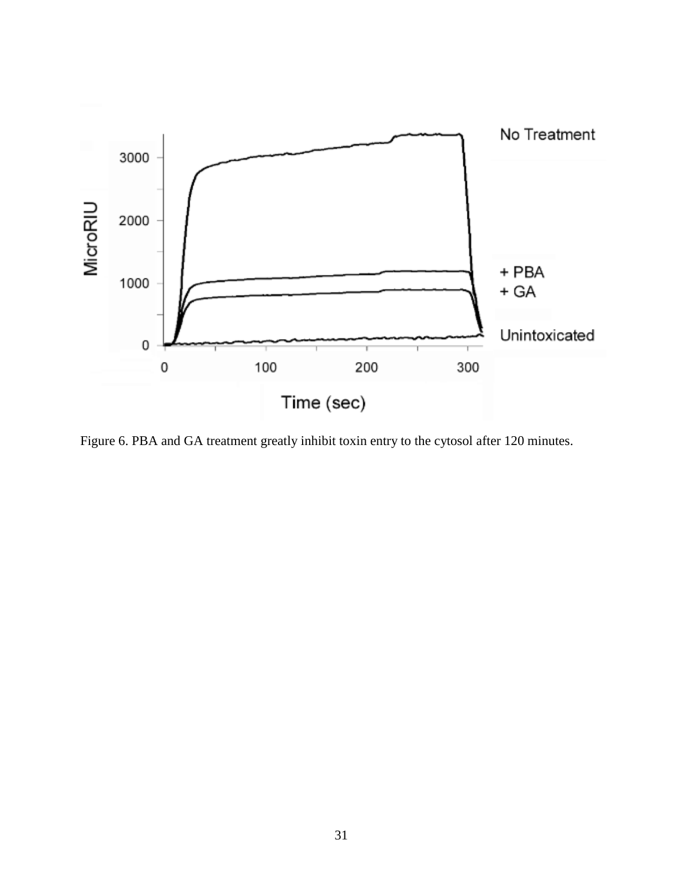Figure 6. PBA and GA treatment greatly inhibit toxin entry to the cytosol after 120 minutes.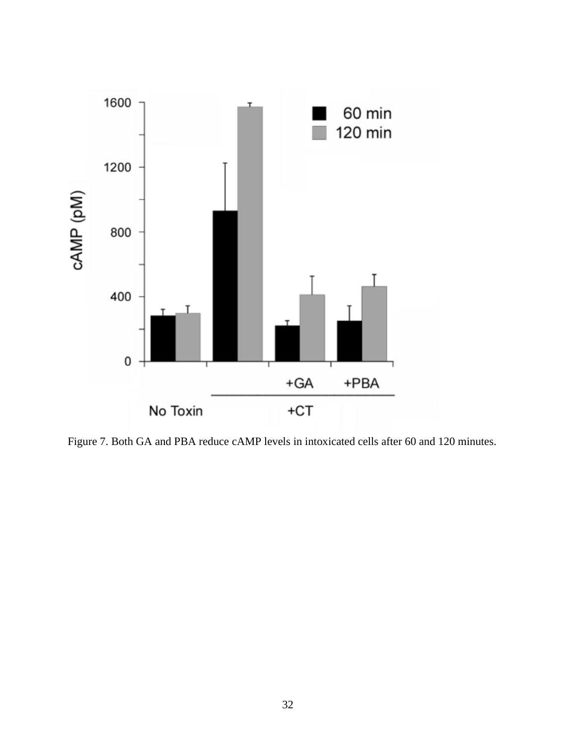Figure 7. Both GA and PBA reduce cAMP levels in intoxicated cells after 60 and 120 minutes.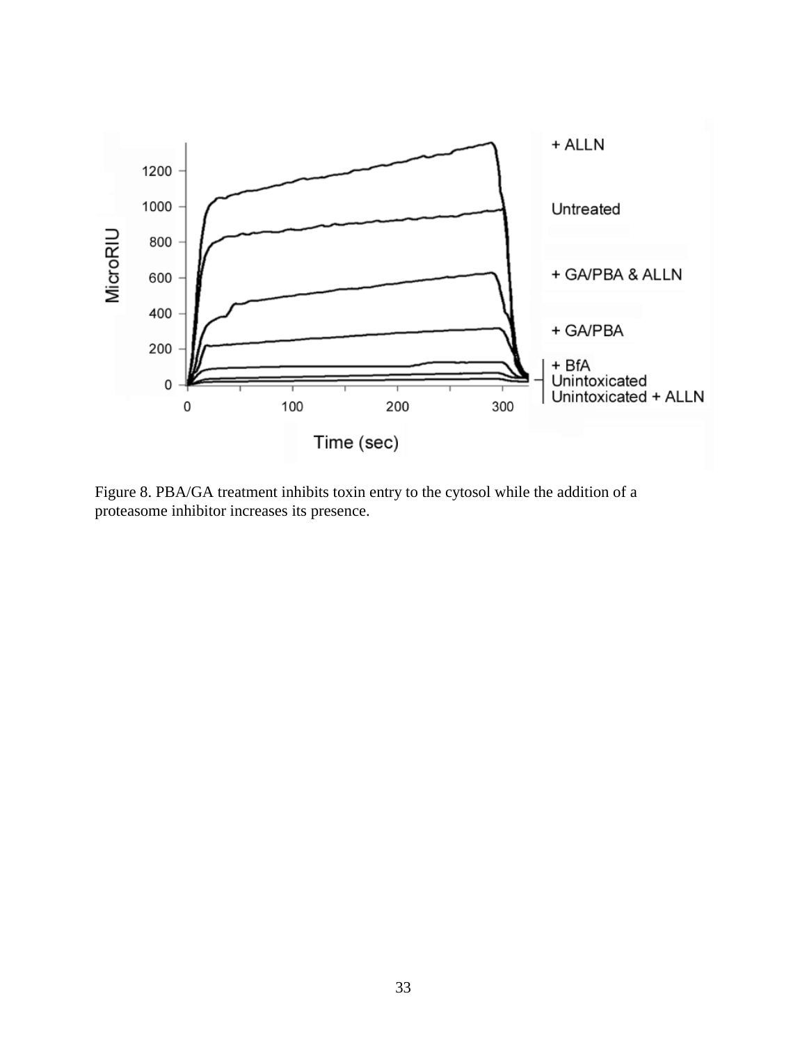Figure 8. PBA/GA treatment inhibits toxin entry to the cytosol while the addition of a proteasome inhibitor increases its presence.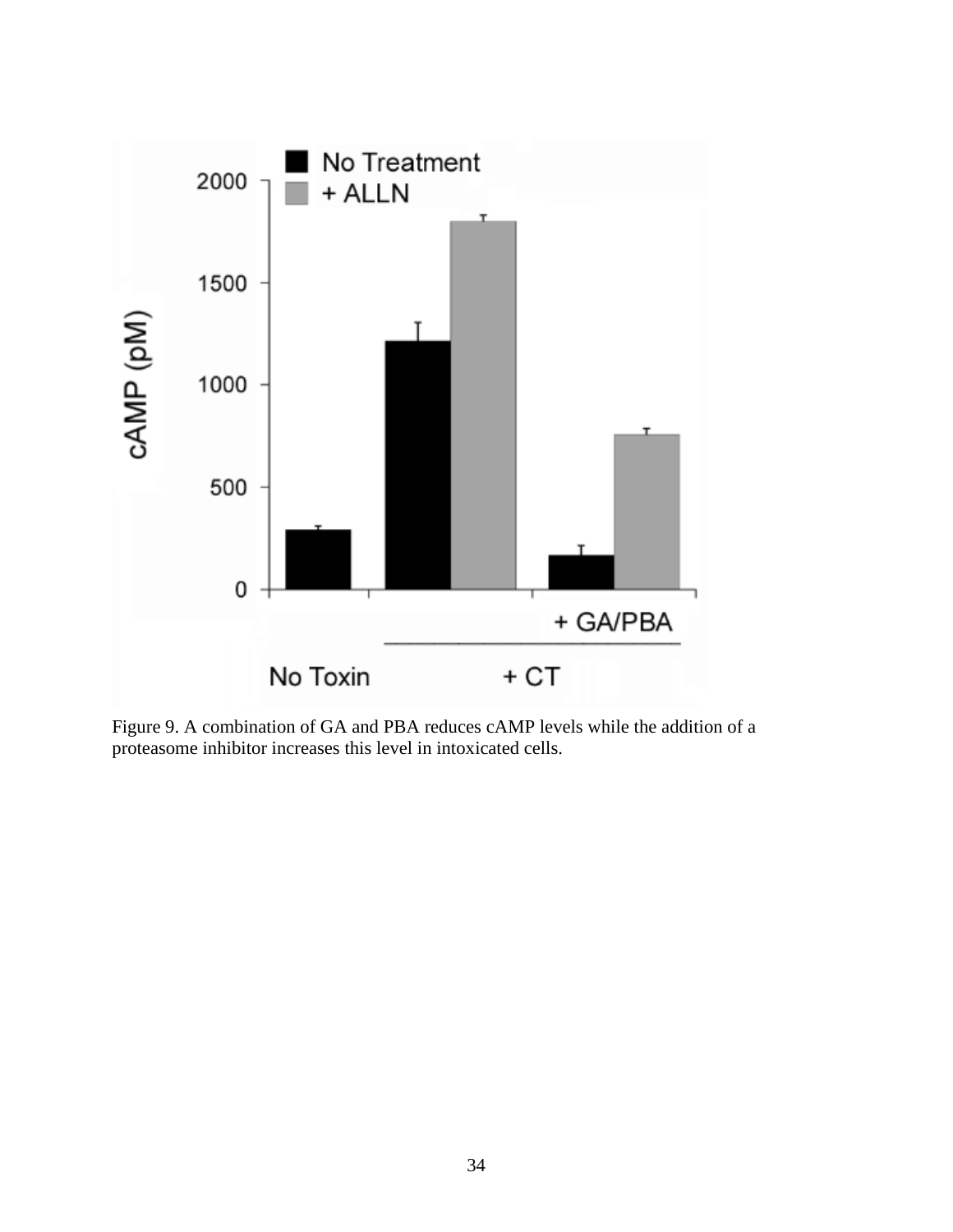Figure 9. A combination of GA and PBA reduces cAMP levels while the addition of a proteasome inhibitor increases this level in intoxicated cells.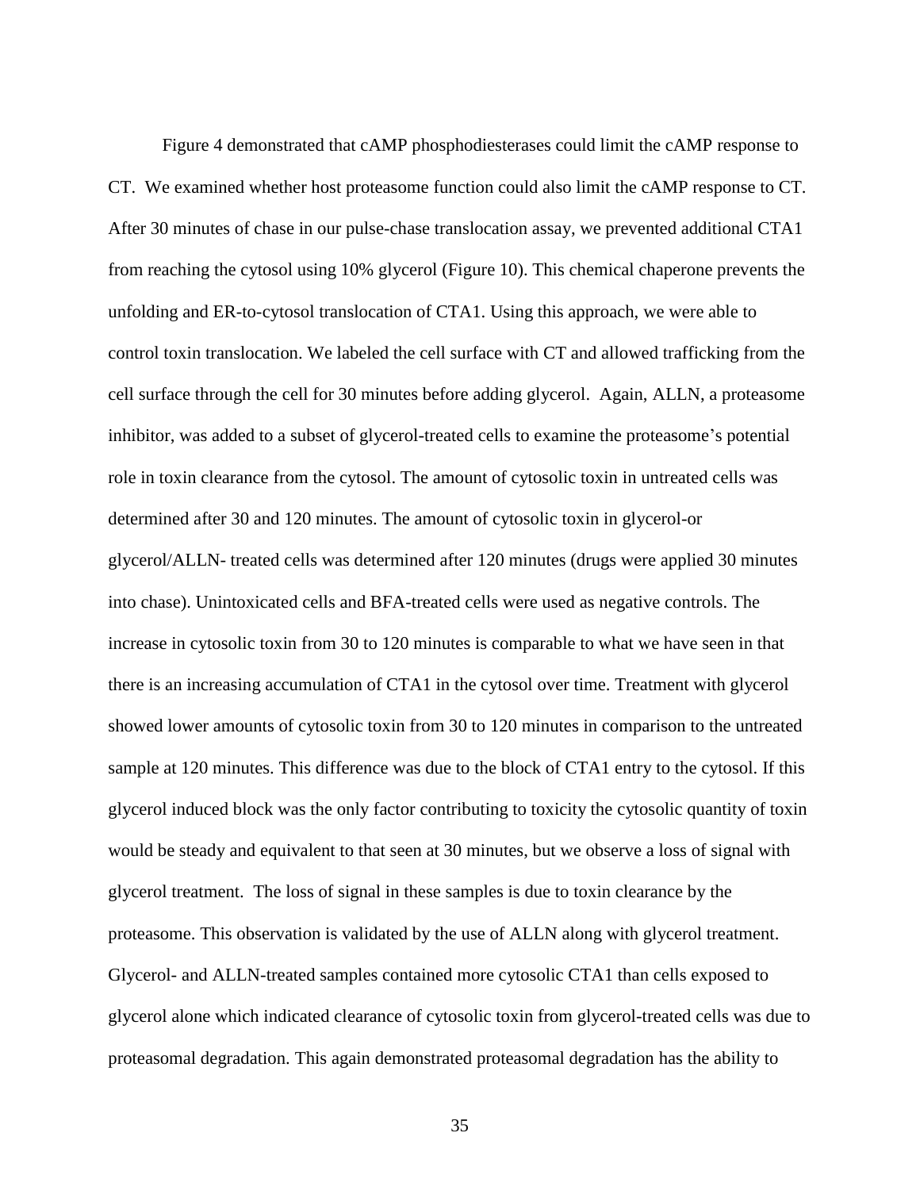Figure 4 demonstrated that cAMP phosphodiesterases could limit the cAMP response to CT. We examined whether host proteasome function could also limit the cAMP response to CT. After 30 minutes of chase in our pulse-chase translocation assay, we prevented additional CTA1 from reaching the cytosol using 10% glycerol (Figure 10). This chemical chaperone prevents the unfolding and ER-to-cytosol translocation of CTA1. Using this approach, we were able to control toxin translocation. We labeled the cell surface with CT and allowed trafficking from the cell surface through the cell for 30 minutes before adding glycerol. Again, ALLN, a proteasome inhibitor, was added to a subset of glycerol-treated cells to examine the proteasome's potential role in toxin clearance from the cytosol. The amount of cytosolic toxin in untreated cells was determined after 30 and 120 minutes. The amount of cytosolic toxin in glycerol-or glycerol/ALLN- treated cells was determined after 120 minutes (drugs were applied 30 minutes into chase). Unintoxicated cells and BFA-treated cells were used as negative controls. The increase in cytosolic toxin from 30 to 120 minutes is comparable to what we have seen in that there is an increasing accumulation of CTA1 in the cytosol over time. Treatment with glycerol showed lower amounts of cytosolic toxin from 30 to 120 minutes in comparison to the untreated sample at 120 minutes. This difference was due to the block of CTA1 entry to the cytosol. If this glycerol induced block was the only factor contributing to toxicity the cytosolic quantity of toxin would be steady and equivalent to that seen at 30 minutes, but we observe a loss of signal with glycerol treatment. The loss of signal in these samples is due to toxin clearance by the proteasome. This observation is validated by the use of ALLN along with glycerol treatment. Glycerol- and ALLN-treated samples contained more cytosolic CTA1 than cells exposed to glycerol alone which indicated clearance of cytosolic toxin from glycerol-treated cells was due to proteasomal degradation. This again demonstrated proteasomal degradation has the ability to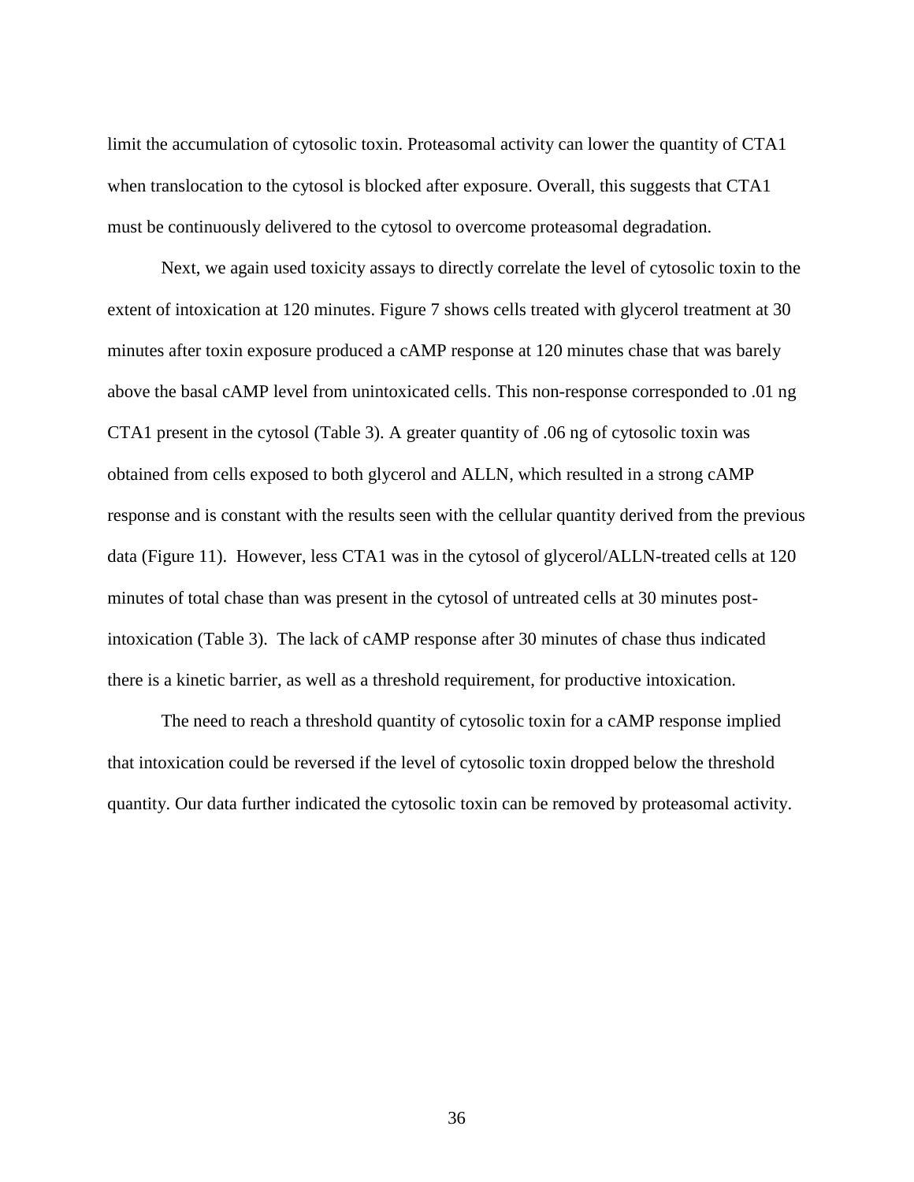limit the accumulation of cytosolic toxin. Proteasomal activity can lower the quantity of CTA1 when translocation to the cytosol is blocked after exposure. Overall, this suggests that CTA1 must be continuously delivered to the cytosol to overcome proteasomal degradation.

Next, we again used toxicity assays to directly correlate the level of cytosolic toxin to the extent of intoxication at 120 minutes. Figure 7 shows cells treated with glycerol treatment at 30 minutes after toxin exposure produced a cAMP response at 120 minutes chase that was barely above the basal cAMP level from unintoxicated cells. This non-response corresponded to .01 ng CTA1 present in the cytosol (Table 3). A greater quantity of .06 ng of cytosolic toxin was obtained from cells exposed to both glycerol and ALLN, which resulted in a strong cAMP response and is constant with the results seen with the cellular quantity derived from the previous data (Figure 11). However, less CTA1 was in the cytosol of glycerol/ALLN-treated cells at 120 minutes of total chase than was present in the cytosol of untreated cells at 30 minutes post-intoxication (Table 3). The lack of cAMP response after 30 minutes of chase thus indicated there is a kinetic barrier, as well as a threshold requirement, for productive intoxication.

The need to reach a threshold quantity of cytosolic toxin for a cAMP response implied that intoxication could be reversed if the level of cytosolic toxin dropped below the threshold quantity. Our data further indicated the cytosolic toxin can be removed by proteasomal activity.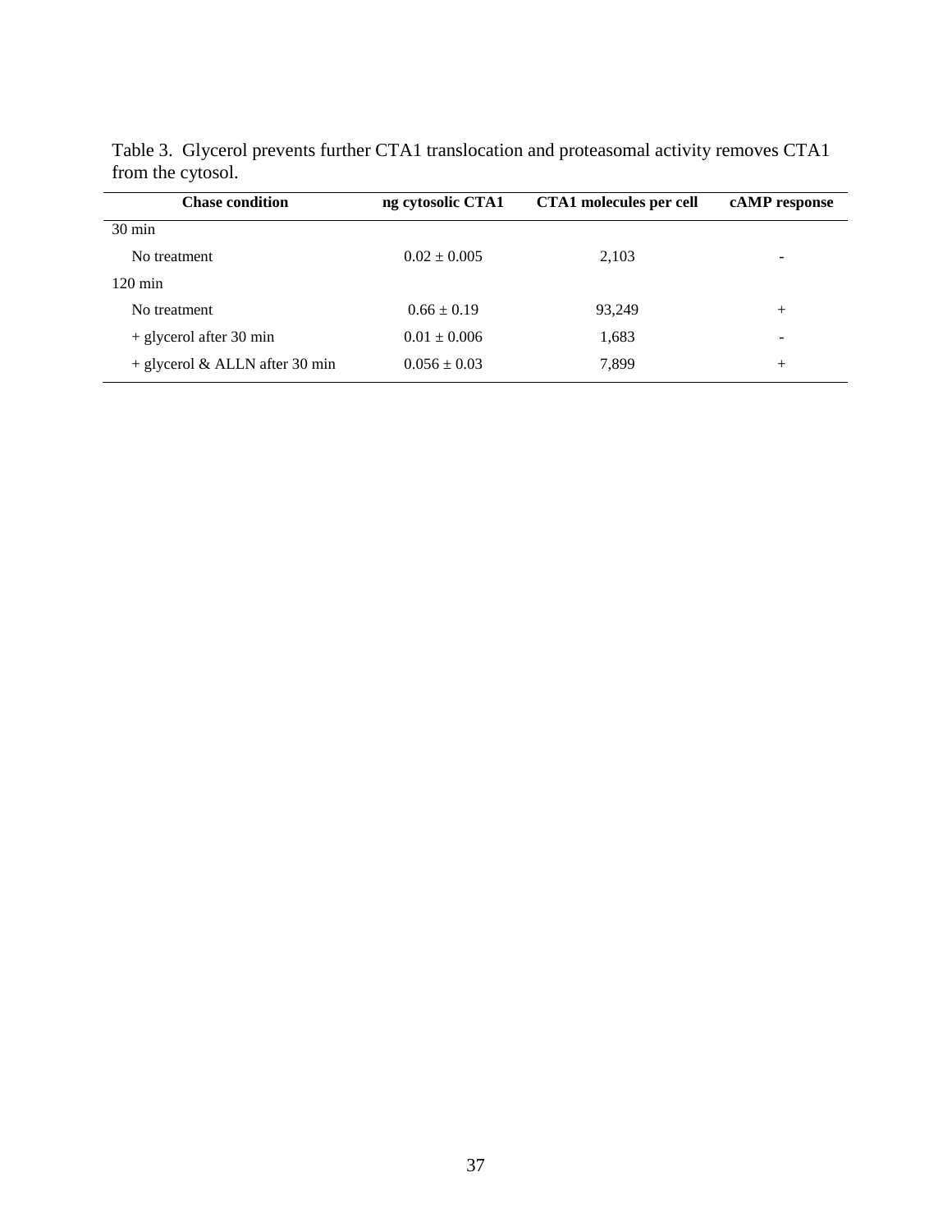Table 3. Glycerol prevents further CTA1 translocation and proteasomal activity removes CTA1 from the cytosol.

| Chase condition | ng cytosolic CTA1 | CTA1 molecules per cell | cAMP response |
|---|---|---|---|
| 30 min | | | |
| No treatment | $0.02 \pm 0.005$ | 2,103 | - |
| 120 min | | | |
| No treatment | $0.66 \pm 0.19$ | 93,249 | + |
| + glycerol after 30 min | $0.01 \pm 0.006$ | 1,683 | - |
| + glycerol & ALLN after 30 min | $0.056 \pm 0.03$ | 7,899 | + |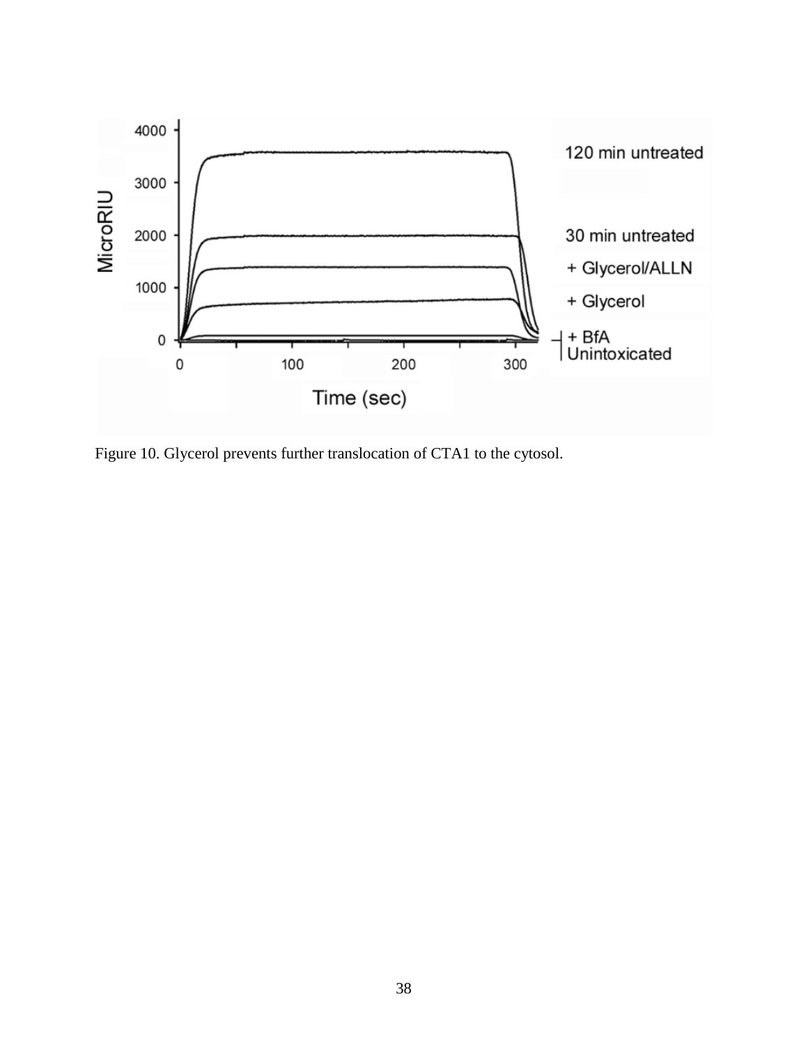Figure 10. Glycerol prevents further translocation of CTA1 to the cytosol.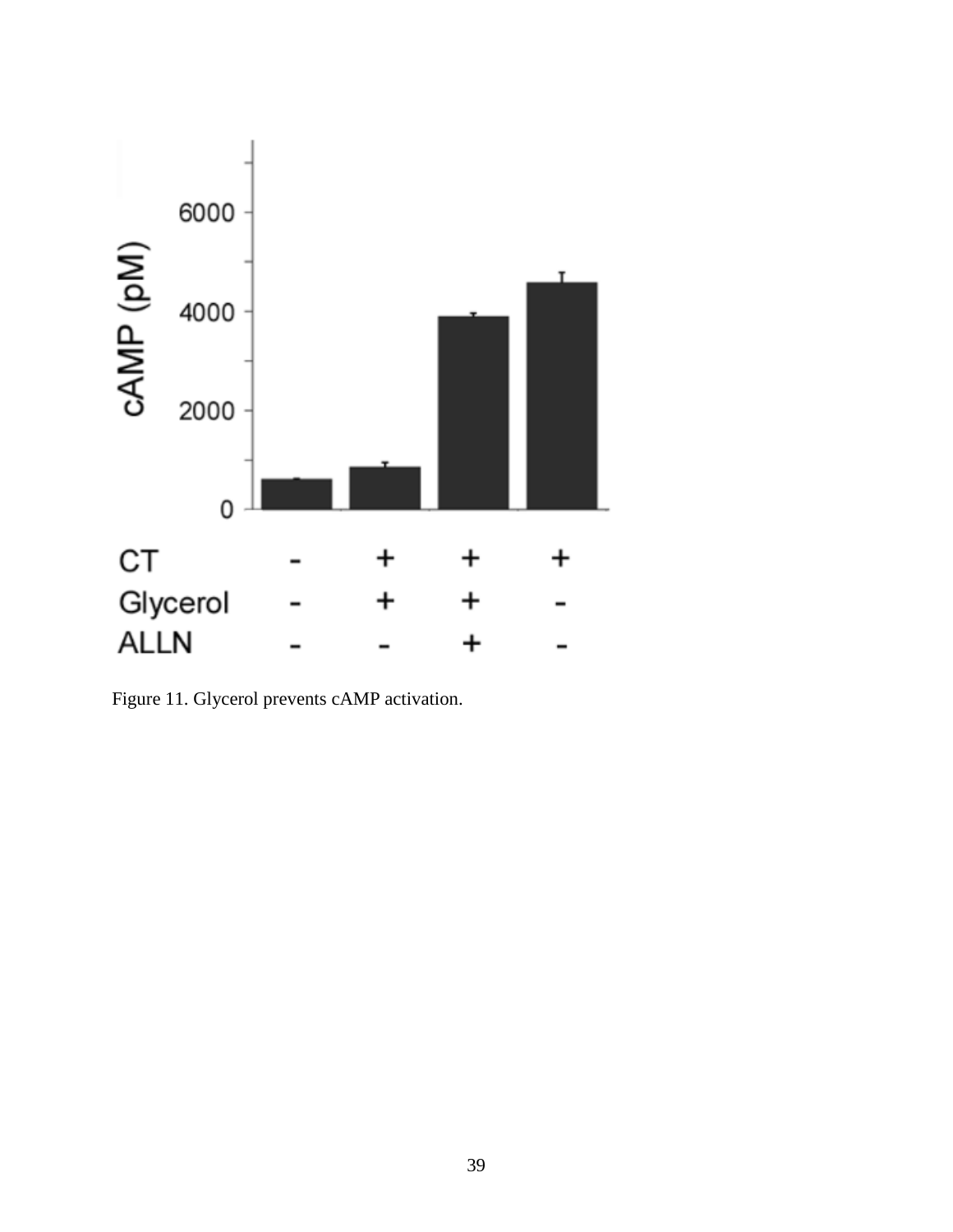Figure 11. Glycerol prevents cAMP activation.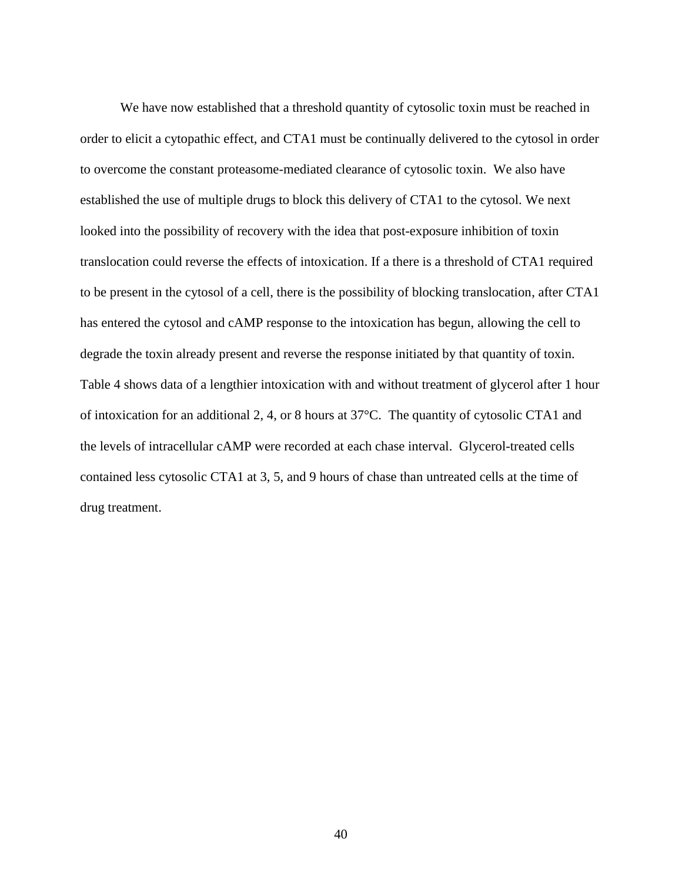We have now established that a threshold quantity of cytosolic toxin must be reached in order to elicit a cytopathic effect, and CTA1 must be continually delivered to the cytosol in order to overcome the constant proteasome-mediated clearance of cytosolic toxin. We also have established the use of multiple drugs to block this delivery of CTA1 to the cytosol. We next looked into the possibility of recovery with the idea that post-exposure inhibition of toxin translocation could reverse the effects of intoxication. If a there is a threshold of CTA1 required to be present in the cytosol of a cell, there is the possibility of blocking translocation, after CTA1 has entered the cytosol and cAMP response to the intoxication has begun, allowing the cell to degrade the toxin already present and reverse the response initiated by that quantity of toxin. Table 4 shows data of a lengthier intoxication with and without treatment of glycerol after 1 hour of intoxication for an additional 2, 4, or 8 hours at 37°C. The quantity of cytosolic CTA1 and the levels of intracellular cAMP were recorded at each chase interval. Glycerol-treated cells contained less cytosolic CTA1 at 3, 5, and 9 hours of chase than untreated cells at the time of drug treatment.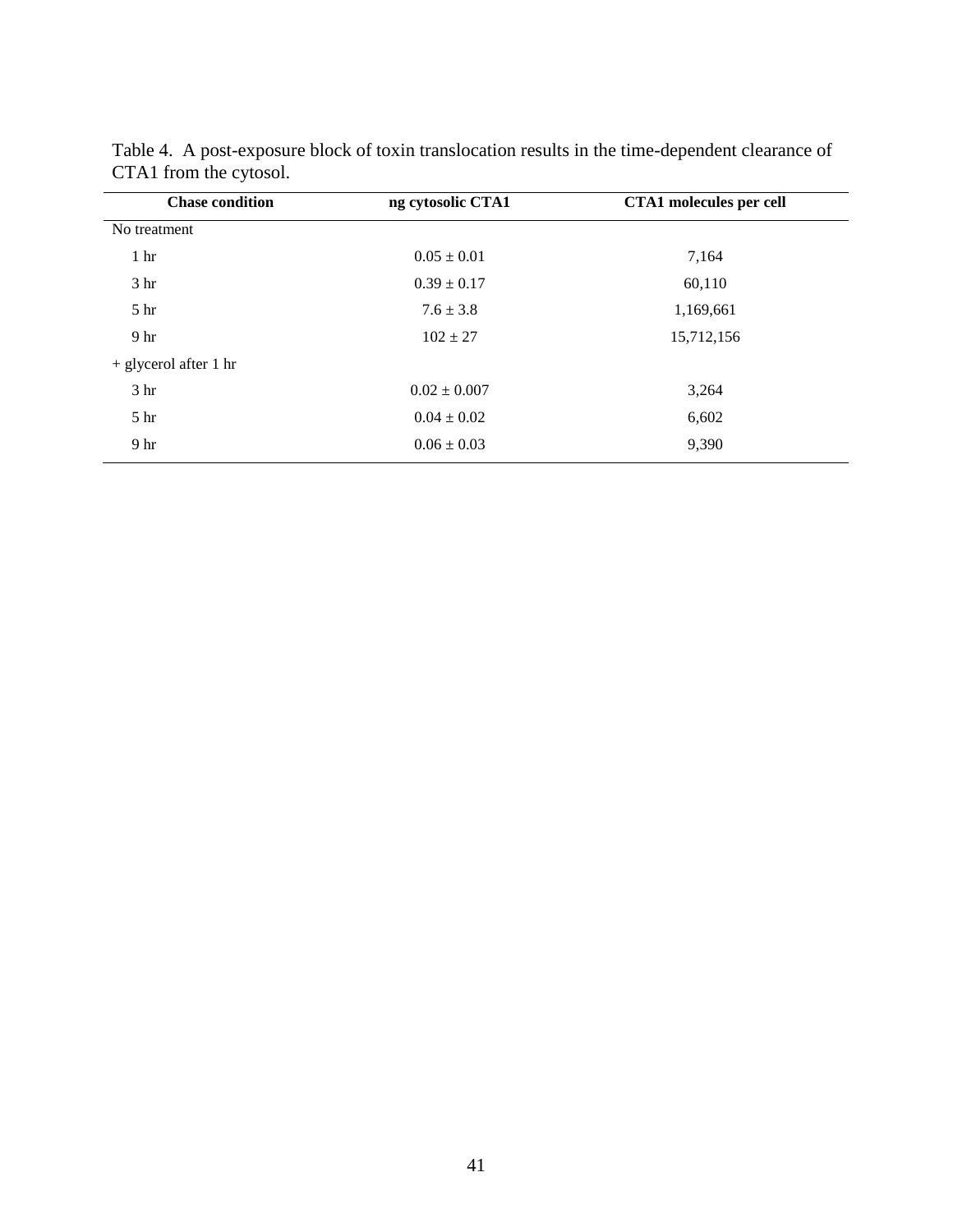Table 4. A post-exposure block of toxin translocation results in the time-dependent clearance of CTA1 from the cytosol.

| Chase condition | ng cytosolic CTA1 | CTA1 molecules per cell |
|---|---|---|
| No treatment | | |
| 1 hr | 0.05 ± 0.01 | 7,164 |
| 3 hr | 0.39 ± 0.17 | 60,110 |
| 5 hr | 7.6 ± 3.8 | 1,169,661 |
| 9 hr | 102 ± 27 | 15,712,156 |
| + glycerol after 1 hr | | |
| 3 hr | 0.02 ± 0.007 | 3,264 |
| 5 hr | 0.04 ± 0.02 | 6,602 |
| 9 hr | 0.06 ± 0.03 | 9,390 |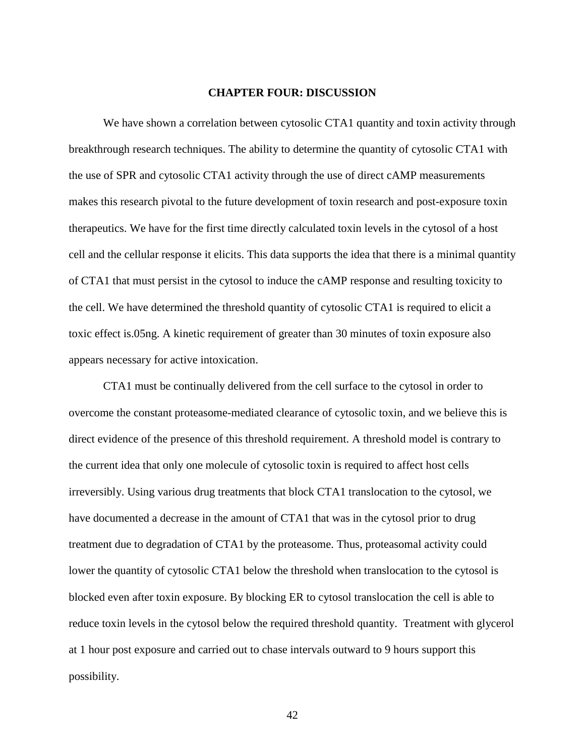# CHAPTER FOUR: DISCUSSION

We have shown a correlation between cytosolic CTA1 quantity and toxin activity through breakthrough research techniques. The ability to determine the quantity of cytosolic CTA1 with the use of SPR and cytosolic CTA1 activity through the use of direct cAMP measurements makes this research pivotal to the future development of toxin research and post-exposure toxin therapeutics. We have for the first time directly calculated toxin levels in the cytosol of a host cell and the cellular response it elicits. This data supports the idea that there is a minimal quantity of CTA1 that must persist in the cytosol to induce the cAMP response and resulting toxicity to the cell. We have determined the threshold quantity of cytosolic CTA1 is required to elicit a toxic effect is.05ng. A kinetic requirement of greater than 30 minutes of toxin exposure also appears necessary for active intoxication.

CTA1 must be continually delivered from the cell surface to the cytosol in order to overcome the constant proteasome-mediated clearance of cytosolic toxin, and we believe this is direct evidence of the presence of this threshold requirement. A threshold model is contrary to the current idea that only one molecule of cytosolic toxin is required to affect host cells irreversibly. Using various drug treatments that block CTA1 translocation to the cytosol, we have documented a decrease in the amount of CTA1 that was in the cytosol prior to drug treatment due to degradation of CTA1 by the proteasome. Thus, proteasomal activity could lower the quantity of cytosolic CTA1 below the threshold when translocation to the cytosol is blocked even after toxin exposure. By blocking ER to cytosol translocation the cell is able to reduce toxin levels in the cytosol below the required threshold quantity. Treatment with glycerol at 1 hour post exposure and carried out to chase intervals outward to 9 hours support this possibility.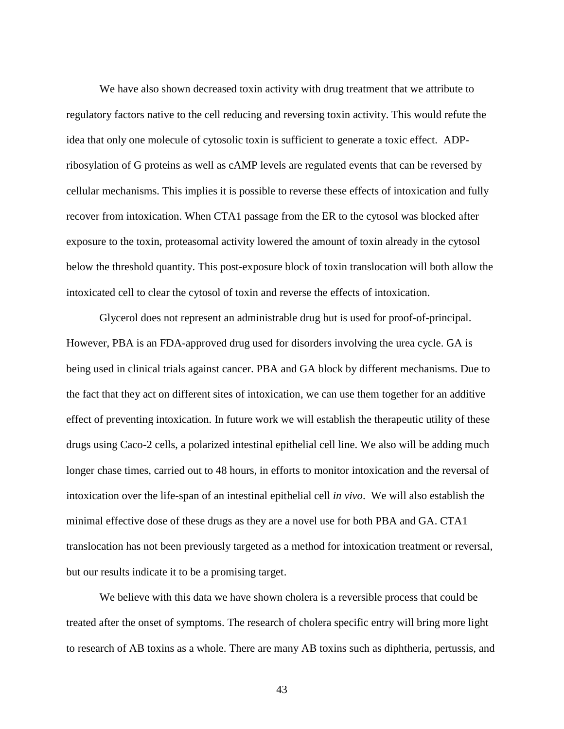We have also shown decreased toxin activity with drug treatment that we attribute to regulatory factors native to the cell reducing and reversing toxin activity. This would refute the idea that only one molecule of cytosolic toxin is sufficient to generate a toxic effect. ADP-ribosylation of G proteins as well as cAMP levels are regulated events that can be reversed by cellular mechanisms. This implies it is possible to reverse these effects of intoxication and fully recover from intoxication. When CTA1 passage from the ER to the cytosol was blocked after exposure to the toxin, proteasomal activity lowered the amount of toxin already in the cytosol below the threshold quantity. This post-exposure block of toxin translocation will both allow the intoxicated cell to clear the cytosol of toxin and reverse the effects of intoxication.

Glycerol does not represent an administrable drug but is used for proof-of-principal. However, PBA is an FDA-approved drug used for disorders involving the urea cycle. GA is being used in clinical trials against cancer. PBA and GA block by different mechanisms. Due to the fact that they act on different sites of intoxication, we can use them together for an additive effect of preventing intoxication. In future work we will establish the therapeutic utility of these drugs using Caco-2 cells, a polarized intestinal epithelial cell line. We also will be adding much longer chase times, carried out to 48 hours, in efforts to monitor intoxication and the reversal of intoxication over the life-span of an intestinal epithelial cell *in vivo*. We will also establish the minimal effective dose of these drugs as they are a novel use for both PBA and GA. CTA1 translocation has not been previously targeted as a method for intoxication treatment or reversal, but our results indicate it to be a promising target.

We believe with this data we have shown cholera is a reversible process that could be treated after the onset of symptoms. The research of cholera specific entry will bring more light to research of AB toxins as a whole. There are many AB toxins such as diphtheria, pertussis, and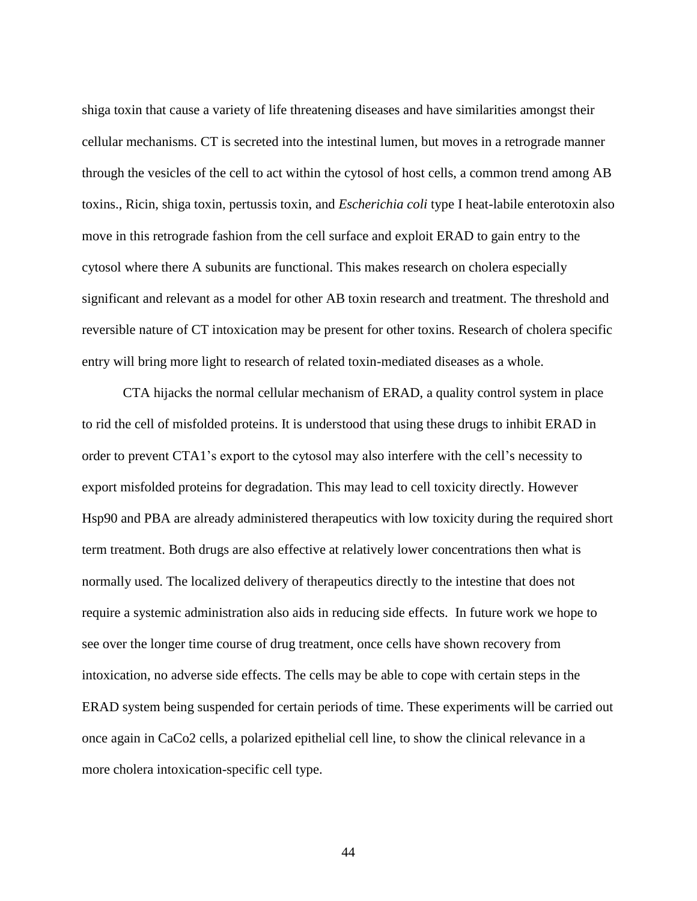shiga toxin that cause a variety of life threatening diseases and have similarities amongst their cellular mechanisms. CT is secreted into the intestinal lumen, but moves in a retrograde manner through the vesicles of the cell to act within the cytosol of host cells, a common trend among AB toxins., Ricin, shiga toxin, pertussis toxin, and *Escherichia coli* type I heat-labile enterotoxin also move in this retrograde fashion from the cell surface and exploit ERAD to gain entry to the cytosol where there A subunits are functional. This makes research on cholera especially significant and relevant as a model for other AB toxin research and treatment. The threshold and reversible nature of CT intoxication may be present for other toxins. Research of cholera specific entry will bring more light to research of related toxin-mediated diseases as a whole.

CTA hijacks the normal cellular mechanism of ERAD, a quality control system in place to rid the cell of misfolded proteins. It is understood that using these drugs to inhibit ERAD in order to prevent CTA1's export to the cytosol may also interfere with the cell's necessity to export misfolded proteins for degradation. This may lead to cell toxicity directly. However Hsp90 and PBA are already administered therapeutics with low toxicity during the required short term treatment. Both drugs are also effective at relatively lower concentrations then what is normally used. The localized delivery of therapeutics directly to the intestine that does not require a systemic administration also aids in reducing side effects. In future work we hope to see over the longer time course of drug treatment, once cells have shown recovery from intoxication, no adverse side effects. The cells may be able to cope with certain steps in the ERAD system being suspended for certain periods of time. These experiments will be carried out once again in CaCo2 cells, a polarized epithelial cell line, to show the clinical relevance in a more cholera intoxication-specific cell type.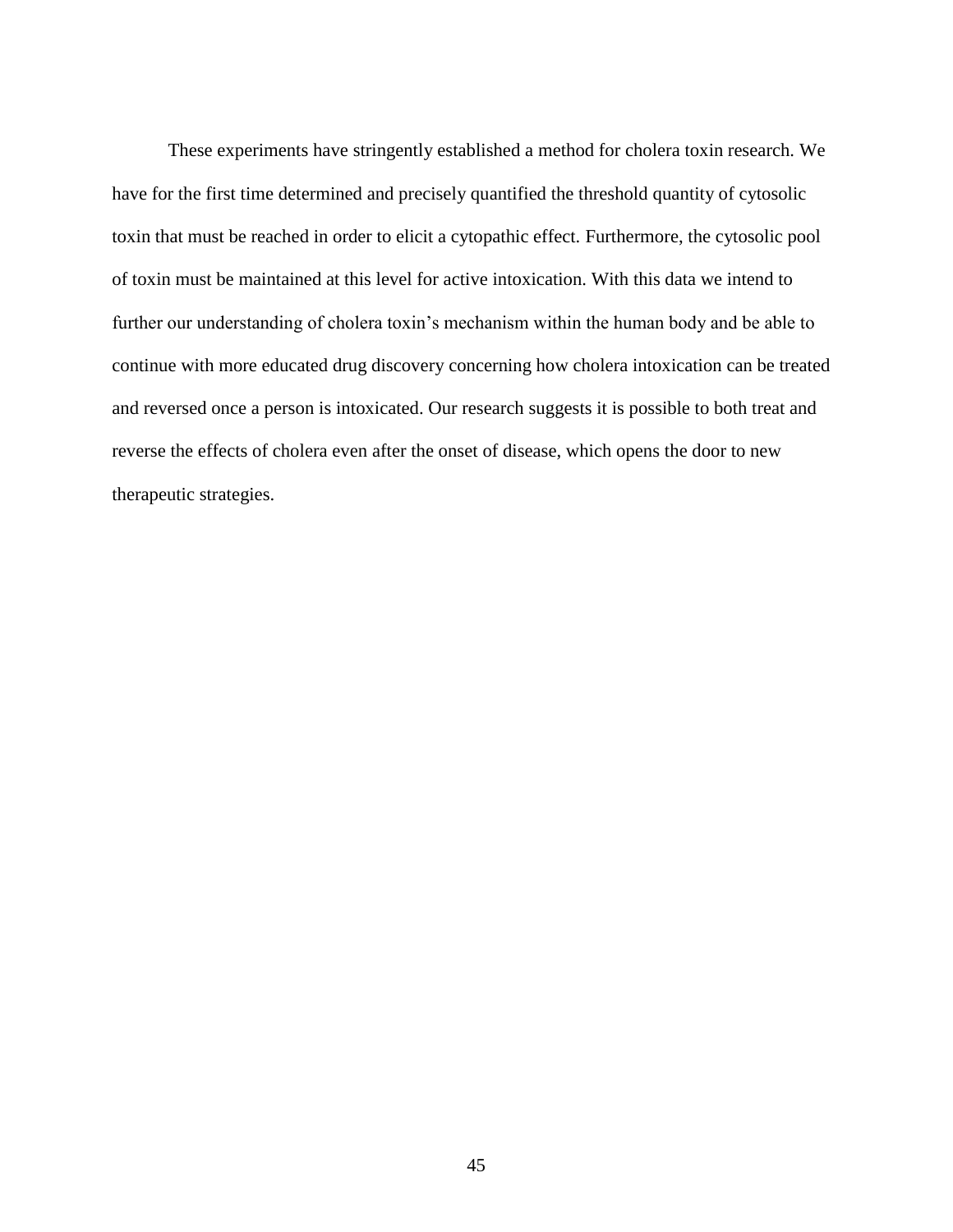These experiments have stringently established a method for cholera toxin research. We have for the first time determined and precisely quantified the threshold quantity of cytosolic toxin that must be reached in order to elicit a cytopathic effect. Furthermore, the cytosolic pool of toxin must be maintained at this level for active intoxication. With this data we intend to further our understanding of cholera toxin's mechanism within the human body and be able to continue with more educated drug discovery concerning how cholera intoxication can be treated and reversed once a person is intoxicated. Our research suggests it is possible to both treat and reverse the effects of cholera even after the onset of disease, which opens the door to new therapeutic strategies.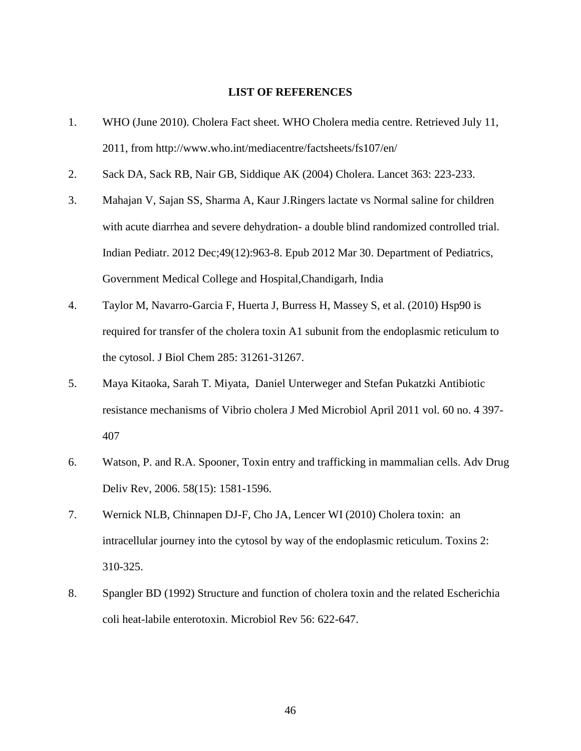## LIST OF REFERENCES

1. WHO (June 2010). Cholera Fact sheet. WHO Cholera media centre. Retrieved July 11, 2011, from http://www.who.int/mediacentre/factsheets/fs107/en/
2. Sack DA, Sack RB, Nair GB, Siddique AK (2004) Cholera. Lancet 363: 223-233.
3. Mahajan V, Sajan SS, Sharma A, Kaur J.Ringers lactate vs Normal saline for children with acute diarrhea and severe dehydration- a double blind randomized controlled trial. Indian Pediatr. 2012 Dec;49(12):963-8. Epub 2012 Mar 30. Department of Pediatrics, Government Medical College and Hospital,Chandigarh, India
4. Taylor M, Navarro-Garcia F, Huerta J, Burress H, Massey S, et al. (2010) Hsp90 is required for transfer of the cholera toxin A1 subunit from the endoplasmic reticulum to the cytosol. J Biol Chem 285: 31261-31267.
5. Maya Kitaoka, Sarah T. Miyata, Daniel Unterweger and Stefan Pukatzki Antibiotic resistance mechanisms of Vibrio cholera J Med Microbiol April 2011 vol. 60 no. 4 397-407
6. Watson, P. and R.A. Spooner, Toxin entry and trafficking in mammalian cells. Adv Drug Deliv Rev, 2006. 58(15): 1581-1596.
7. Wernick NLB, Chinnapen DJ-F, Cho JA, Lencer WI (2010) Cholera toxin: an intracellular journey into the cytosol by way of the endoplasmic reticulum. Toxins 2: 310-325.
8. Spangler BD (1992) Structure and function of cholera toxin and the related Escherichia coli heat-labile enterotoxin. Microbiol Rev 56: 622-647.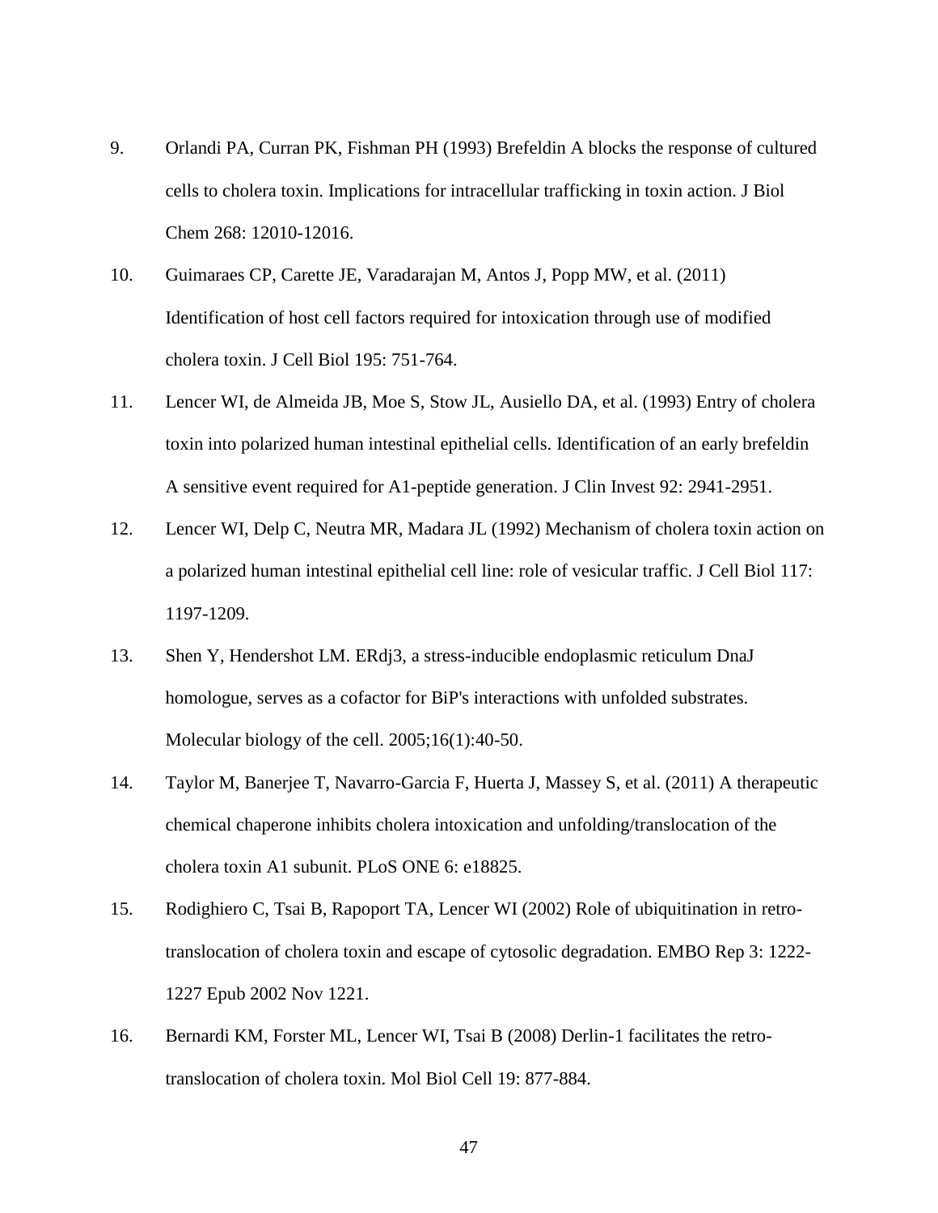9. Orlandi PA, Curran PK, Fishman PH (1993) Brefeldin A blocks the response of cultured cells to cholera toxin. Implications for intracellular trafficking in toxin action. J Biol Chem 268: 12010-12016.

10. Guimaraes CP, Carette JE, Varadarajan M, Antos J, Popp MW, et al. (2011) Identification of host cell factors required for intoxication through use of modified cholera toxin. J Cell Biol 195: 751-764.

11. Lencer WI, de Almeida JB, Moe S, Stow JL, Ausiello DA, et al. (1993) Entry of cholera toxin into polarized human intestinal epithelial cells. Identification of an early brefeldin A sensitive event required for A1-peptide generation. J Clin Invest 92: 2941-2951.

12. Lencer WI, Delp C, Neutra MR, Madara JL (1992) Mechanism of cholera toxin action on a polarized human intestinal epithelial cell line: role of vesicular traffic. J Cell Biol 117: 1197-1209.

13. Shen Y, Hendershot LM. ERdj3, a stress-inducible endoplasmic reticulum DnaJ homologue, serves as a cofactor for BiP's interactions with unfolded substrates. Molecular biology of the cell. 2005;16(1):40-50.

14. Taylor M, Banerjee T, Navarro-Garcia F, Huerta J, Massey S, et al. (2011) A therapeutic chemical chaperone inhibits cholera intoxication and unfolding/translocation of the cholera toxin A1 subunit. PLoS ONE 6: e18825.

15. Rodighiero C, Tsai B, Rapoport TA, Lencer WI (2002) Role of ubiquitination in retro-translocation of cholera toxin and escape of cytosolic degradation. EMBO Rep 3: 1222-1227 Epub 2002 Nov 1221.

16. Bernardi KM, Forster ML, Lencer WI, Tsai B (2008) Derlin-1 facilitates the retro-translocation of cholera toxin. Mol Biol Cell 19: 877-884.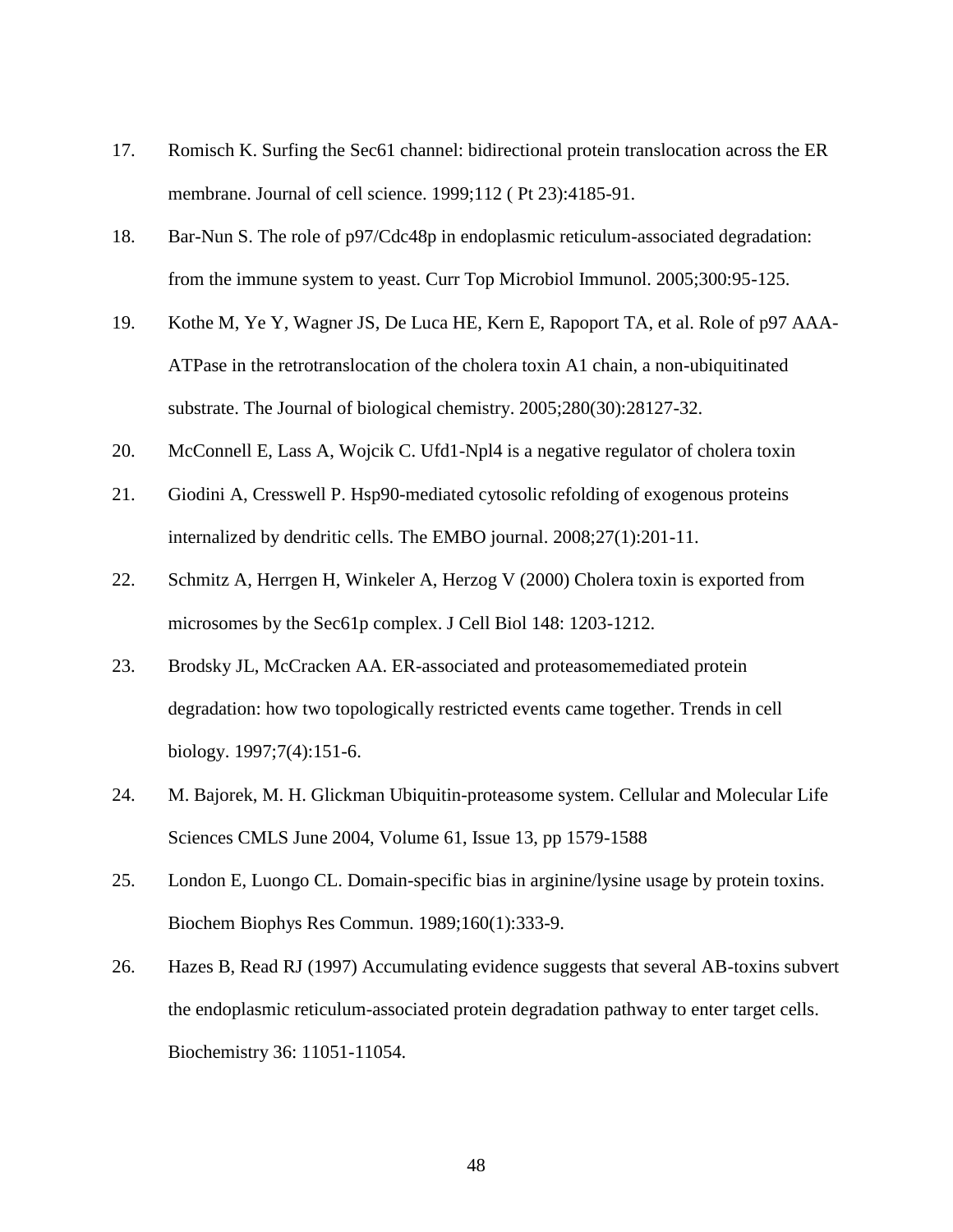17. Romisch K. Surfing the Sec61 channel: bidirectional protein translocation across the ER membrane. Journal of cell science. 1999;112 ( Pt 23):4185-91.
18. Bar-Nun S. The role of p97/Cdc48p in endoplasmic reticulum-associated degradation: from the immune system to yeast. Curr Top Microbiol Immunol. 2005;300:95-125.
19. Kothe M, Ye Y, Wagner JS, De Luca HE, Kern E, Rapoport TA, et al. Role of p97 AAA-ATPase in the retrotranslocation of the cholera toxin A1 chain, a non-ubiquitinated substrate. The Journal of biological chemistry. 2005;280(30):28127-32.
20. McConnell E, Lass A, Wojcik C. Ufd1-Npl4 is a negative regulator of cholera toxin
21. Giodini A, Cresswell P. Hsp90-mediated cytosolic refolding of exogenous proteins internalized by dendritic cells. The EMBO journal. 2008;27(1):201-11.
22. Schmitz A, Herrgen H, Winkeler A, Herzog V (2000) Cholera toxin is exported from microsomes by the Sec61p complex. J Cell Biol 148: 1203-1212.
23. Brodsky JL, McCracken AA. ER-associated and proteasomemediated protein degradation: how two topologically restricted events came together. Trends in cell biology. 1997;7(4):151-6.
24. M. Bajorek, M. H. Glickman Ubiquitin-proteasome system. Cellular and Molecular Life Sciences CMLS June 2004, Volume 61, Issue 13, pp 1579-1588
25. London E, Luongo CL. Domain-specific bias in arginine/lysine usage by protein toxins. Biochem Biophys Res Commun. 1989;160(1):333-9.
26. Hazes B, Read RJ (1997) Accumulating evidence suggests that several AB-toxins subvert the endoplasmic reticulum-associated protein degradation pathway to enter target cells. Biochemistry 36: 11051-11054.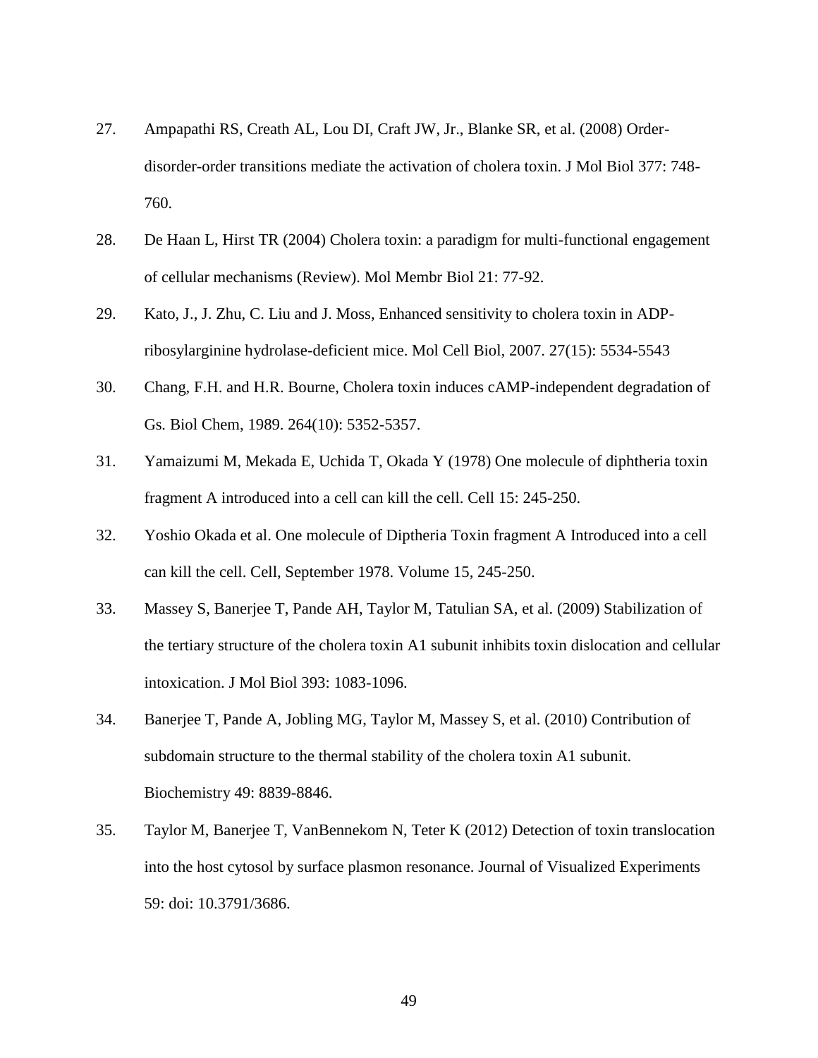27. Ampapathi RS, Creath AL, Lou DI, Craft JW, Jr., Blanke SR, et al. (2008) Order-disorder-order transitions mediate the activation of cholera toxin. J Mol Biol 377: 748-760.

28. De Haan L, Hirst TR (2004) Cholera toxin: a paradigm for multi-functional engagement of cellular mechanisms (Review). Mol Membr Biol 21: 77-92.

29. Kato, J., J. Zhu, C. Liu and J. Moss, Enhanced sensitivity to cholera toxin in ADP-ribosylarginine hydrolase-deficient mice. Mol Cell Biol, 2007. 27(15): 5534-5543

30. Chang, F.H. and H.R. Bourne, Cholera toxin induces cAMP-independent degradation of Gs. Biol Chem, 1989. 264(10): 5352-5357.

31. Yamaizumi M, Mekada E, Uchida T, Okada Y (1978) One molecule of diphtheria toxin fragment A introduced into a cell can kill the cell. Cell 15: 245-250.

32. Yoshio Okada et al. One molecule of Diptheria Toxin fragment A Introduced into a cell can kill the cell. Cell, September 1978. Volume 15, 245-250.

33. Massey S, Banerjee T, Pande AH, Taylor M, Tatulian SA, et al. (2009) Stabilization of the tertiary structure of the cholera toxin A1 subunit inhibits toxin dislocation and cellular intoxication. J Mol Biol 393: 1083-1096.

34. Banerjee T, Pande A, Jobling MG, Taylor M, Massey S, et al. (2010) Contribution of subdomain structure to the thermal stability of the cholera toxin A1 subunit. Biochemistry 49: 8839-8846.

35. Taylor M, Banerjee T, VanBennekom N, Teter K (2012) Detection of toxin translocation into the host cytosol by surface plasmon resonance. Journal of Visualized Experiments 59: doi: 10.3791/3686.